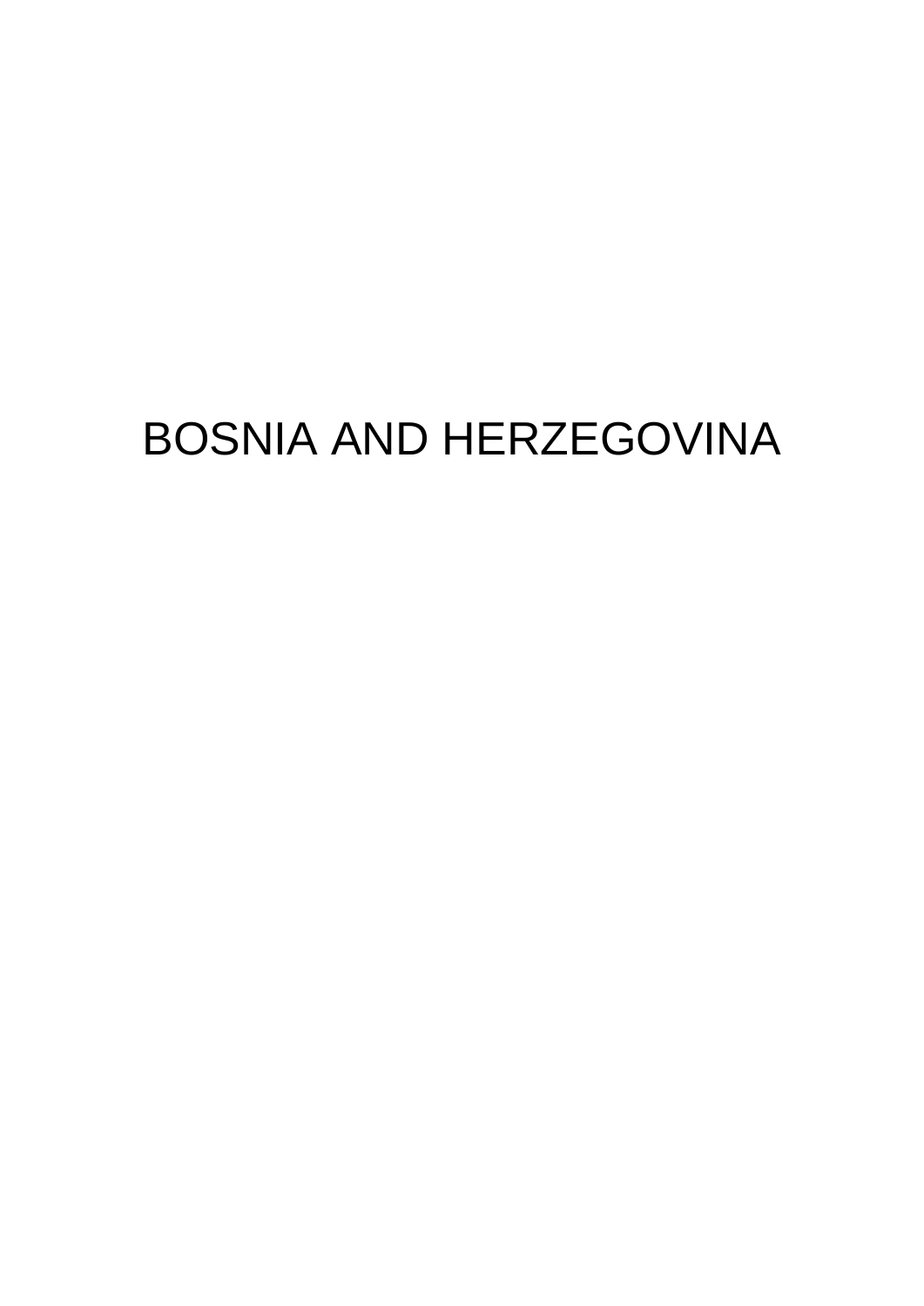# BOSNIA AND HERZEGOVINA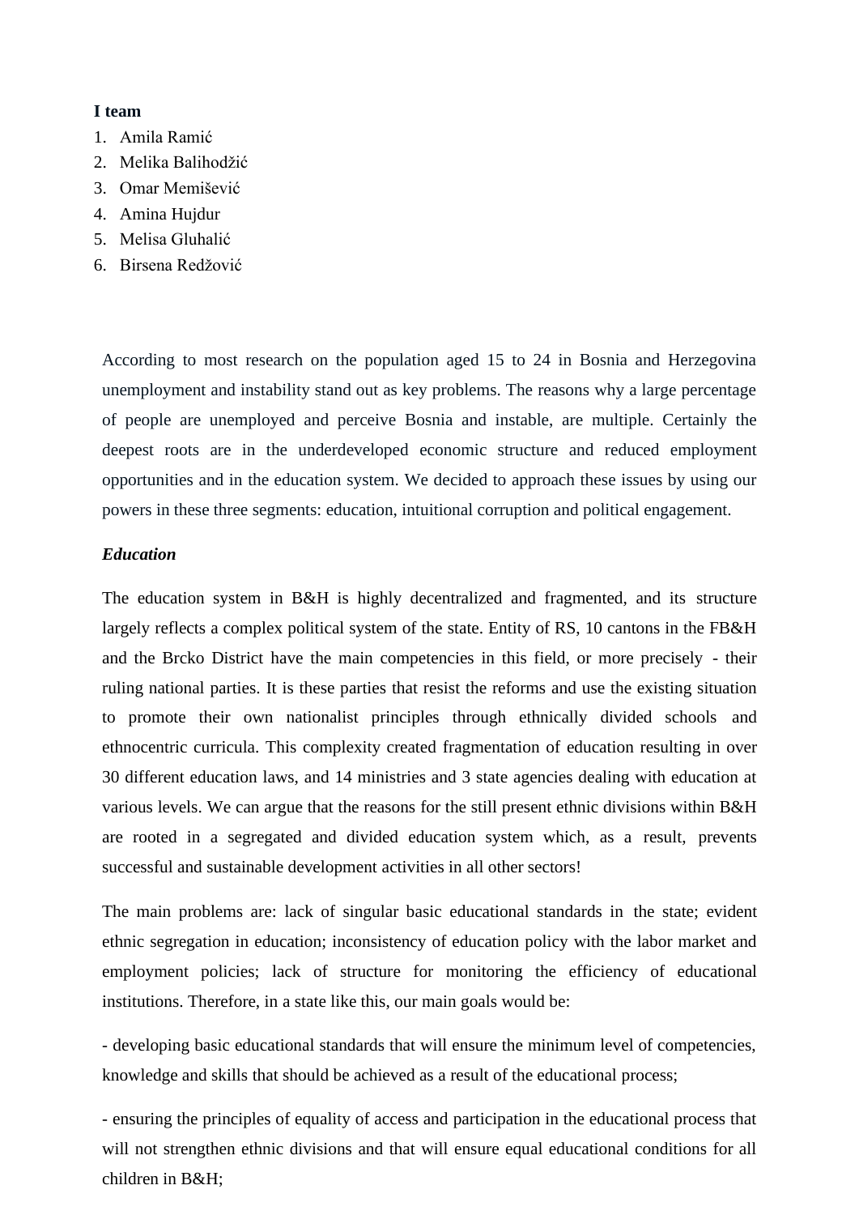**I team**

1. Amila Ramić
2. Melika Balihodžić
3. Omar Memišević
4. Amina Hujdur
5. Melisa Gluhalić
6. Birsena Redžović

According to most research on the population aged 15 to 24 in Bosnia and Herzegovina unemployment and instability stand out as key problems. The reasons why a large percentage of people are unemployed and perceive Bosnia and instable, are multiple. Certainly the deepest roots are in the underdeveloped economic structure and reduced employment opportunities and in the education system. We decided to approach these issues by using our powers in these three segments: education, intuitional corruption and political engagement.

***Education***

The education system in B&H is highly decentralized and fragmented, and its structure largely reflects a complex political system of the state. Entity of RS, 10 cantons in the FB&H and the Brcko District have the main competencies in this field, or more precisely - their ruling national parties. It is these parties that resist the reforms and use the existing situation to promote their own nationalist principles through ethnically divided schools and ethnocentric curricula. This complexity created fragmentation of education resulting in over 30 different education laws, and 14 ministries and 3 state agencies dealing with education at various levels. We can argue that the reasons for the still present ethnic divisions within B&H are rooted in a segregated and divided education system which, as a result, prevents successful and sustainable development activities in all other sectors!

The main problems are: lack of singular basic educational standards in the state; evident ethnic segregation in education; inconsistency of education policy with the labor market and employment policies; lack of structure for monitoring the efficiency of educational institutions. Therefore, in a state like this, our main goals would be:

- developing basic educational standards that will ensure the minimum level of competencies, knowledge and skills that should be achieved as a result of the educational process;

- ensuring the principles of equality of access and participation in the educational process that will not strengthen ethnic divisions and that will ensure equal educational conditions for all children in B&H;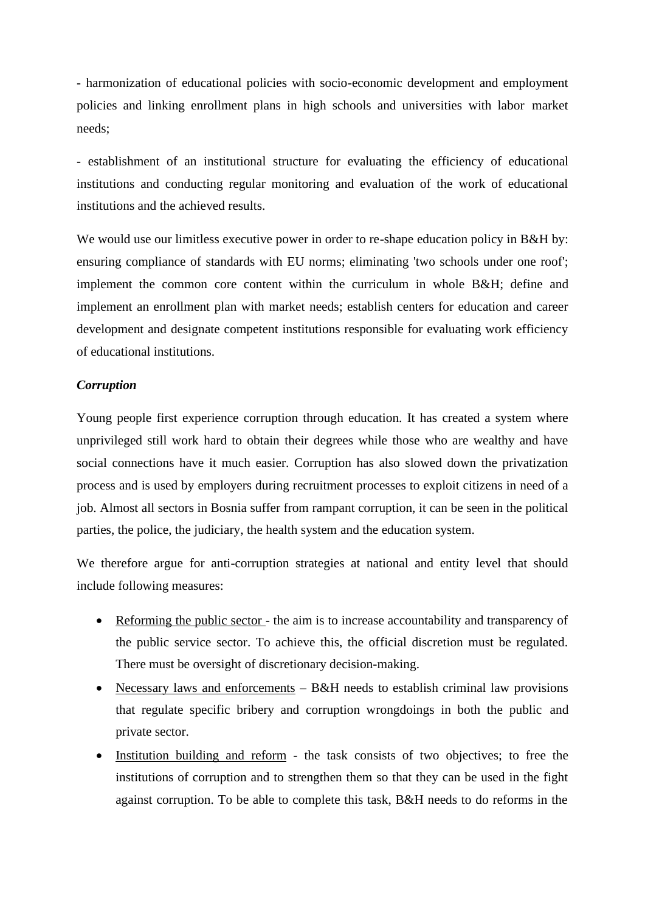- harmonization of educational policies with socio-economic development and employment policies and linking enrollment plans in high schools and universities with labor market needs;

- establishment of an institutional structure for evaluating the efficiency of educational institutions and conducting regular monitoring and evaluation of the work of educational institutions and the achieved results.

We would use our limitless executive power in order to re-shape education policy in B&H by: ensuring compliance of standards with EU norms; eliminating 'two schools under one roof'; implement the common core content within the curriculum in whole B&H; define and implement an enrollment plan with market needs; establish centers for education and career development and designate competent institutions responsible for evaluating work efficiency of educational institutions.

***Corruption***

Young people first experience corruption through education. It has created a system where unprivileged still work hard to obtain their degrees while those who are wealthy and have social connections have it much easier. Corruption has also slowed down the privatization process and is used by employers during recruitment processes to exploit citizens in need of a job. Almost all sectors in Bosnia suffer from rampant corruption, it can be seen in the political parties, the police, the judiciary, the health system and the education system.

We therefore argue for anti-corruption strategies at national and entity level that should include following measures:

- <u>Reforming the public sector</u> - the aim is to increase accountability and transparency of the public service sector. To achieve this, the official discretion must be regulated. There must be oversight of discretionary decision-making.
- <u>Necessary laws and enforcements</u> – B&H needs to establish criminal law provisions that regulate specific bribery and corruption wrongdoings in both the public and private sector.
- <u>Institution building and reform</u> - the task consists of two objectives; to free the institutions of corruption and to strengthen them so that they can be used in the fight against corruption. To be able to complete this task, B&H needs to do reforms in the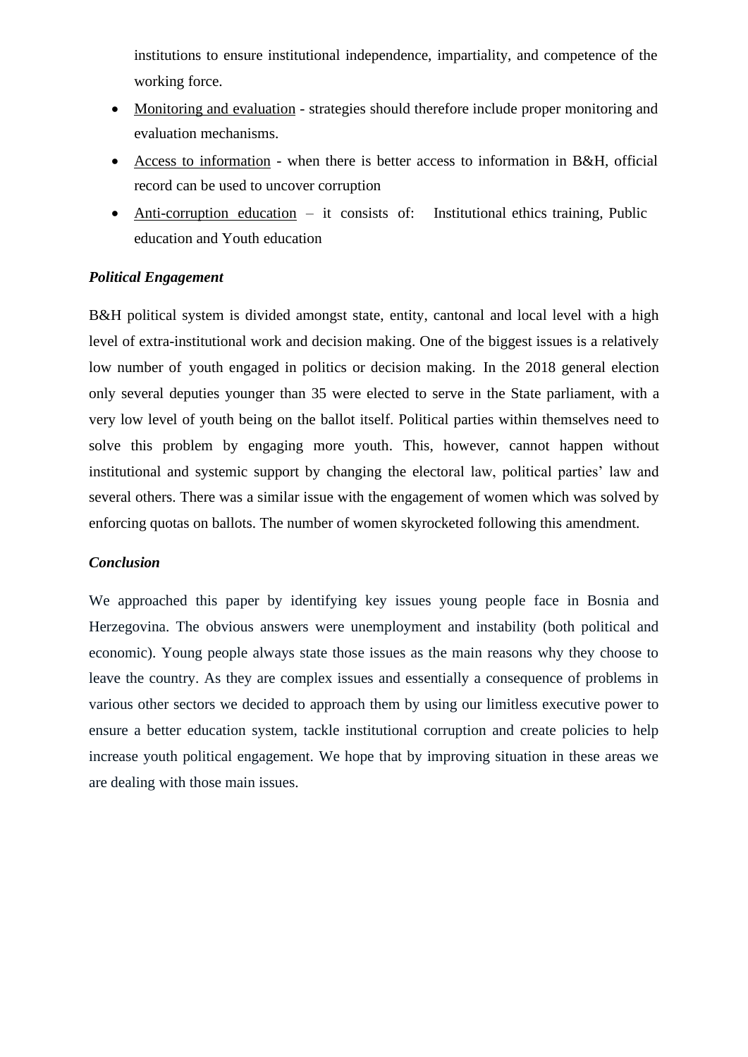institutions to ensure institutional independence, impartiality, and competence of the working force.

- Monitoring and evaluation - strategies should therefore include proper monitoring and evaluation mechanisms.
- Access to information - when there is better access to information in B&H, official record can be used to uncover corruption
- Anti-corruption education – it consists of: Institutional ethics training, Public education and Youth education

***Political Engagement***

B&H political system is divided amongst state, entity, cantonal and local level with a high level of extra-institutional work and decision making. One of the biggest issues is a relatively low number of youth engaged in politics or decision making. In the 2018 general election only several deputies younger than 35 were elected to serve in the State parliament, with a very low level of youth being on the ballot itself. Political parties within themselves need to solve this problem by engaging more youth. This, however, cannot happen without institutional and systemic support by changing the electoral law, political parties' law and several others. There was a similar issue with the engagement of women which was solved by enforcing quotas on ballots. The number of women skyrocketed following this amendment.

***Conclusion***

We approached this paper by identifying key issues young people face in Bosnia and Herzegovina. The obvious answers were unemployment and instability (both political and economic). Young people always state those issues as the main reasons why they choose to leave the country. As they are complex issues and essentially a consequence of problems in various other sectors we decided to approach them by using our limitless executive power to ensure a better education system, tackle institutional corruption and create policies to help increase youth political engagement. We hope that by improving situation in these areas we are dealing with those main issues.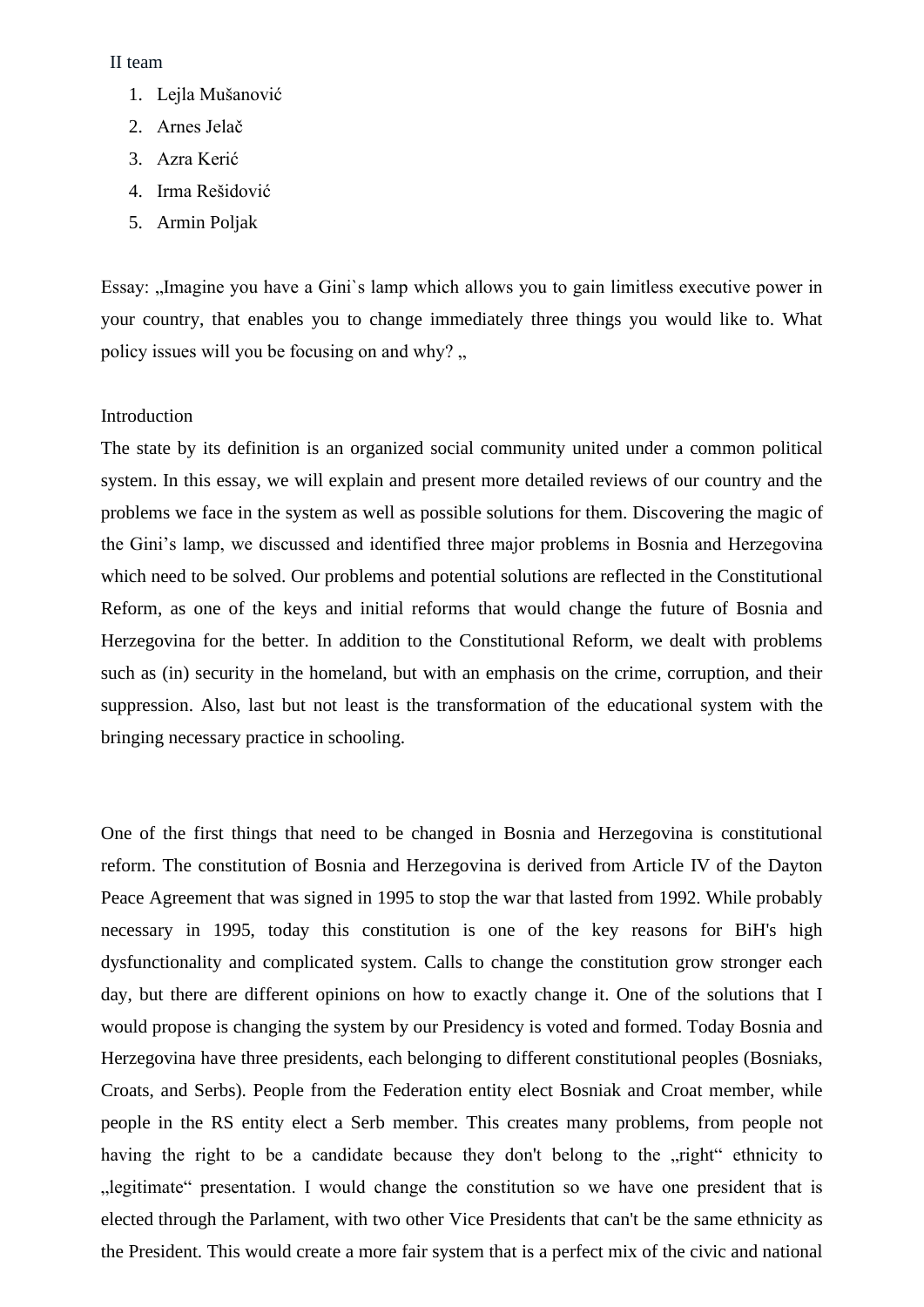II team

1. Lejla Mušanović
2. Arnes Jelač
3. Azra Kerić
4. Irma Rešidović
5. Armin Poljak

Essay: „Imagine you have a Gini`s lamp which allows you to gain limitless executive power in your country, that enables you to change immediately three things you would like to. What policy issues will you be focusing on and why? „

Introduction

The state by its definition is an organized social community united under a common political system. In this essay, we will explain and present more detailed reviews of our country and the problems we face in the system as well as possible solutions for them. Discovering the magic of the Gini's lamp, we discussed and identified three major problems in Bosnia and Herzegovina which need to be solved. Our problems and potential solutions are reflected in the Constitutional Reform, as one of the keys and initial reforms that would change the future of Bosnia and Herzegovina for the better. In addition to the Constitutional Reform, we dealt with problems such as (in) security in the homeland, but with an emphasis on the crime, corruption, and their suppression. Also, last but not least is the transformation of the educational system with the bringing necessary practice in schooling.

One of the first things that need to be changed in Bosnia and Herzegovina is constitutional reform. The constitution of Bosnia and Herzegovina is derived from Article IV of the Dayton Peace Agreement that was signed in 1995 to stop the war that lasted from 1992. While probably necessary in 1995, today this constitution is one of the key reasons for BiH's high dysfunctionality and complicated system. Calls to change the constitution grow stronger each day, but there are different opinions on how to exactly change it. One of the solutions that I would propose is changing the system by our Presidency is voted and formed. Today Bosnia and Herzegovina have three presidents, each belonging to different constitutional peoples (Bosniaks, Croats, and Serbs). People from the Federation entity elect Bosniak and Croat member, while people in the RS entity elect a Serb member. This creates many problems, from people not having the right to be a candidate because they don't belong to the „right" ethnicity to „legitimate" presentation. I would change the constitution so we have one president that is elected through the Parlament, with two other Vice Presidents that can't be the same ethnicity as the President. This would create a more fair system that is a perfect mix of the civic and national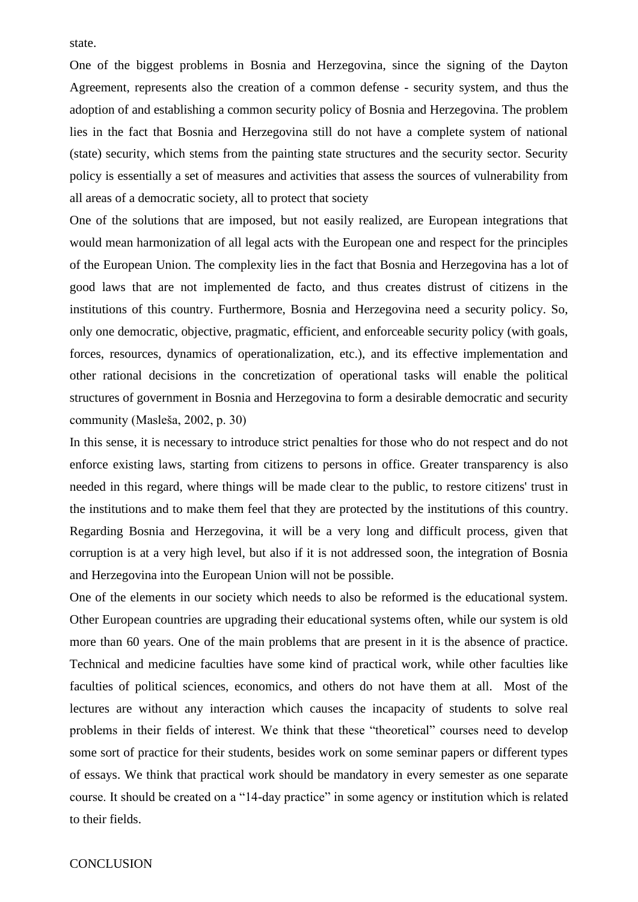state.

One of the biggest problems in Bosnia and Herzegovina, since the signing of the Dayton Agreement, represents also the creation of a common defense - security system, and thus the adoption of and establishing a common security policy of Bosnia and Herzegovina. The problem lies in the fact that Bosnia and Herzegovina still do not have a complete system of national (state) security, which stems from the painting state structures and the security sector. Security policy is essentially a set of measures and activities that assess the sources of vulnerability from all areas of a democratic society, all to protect that society

One of the solutions that are imposed, but not easily realized, are European integrations that would mean harmonization of all legal acts with the European one and respect for the principles of the European Union. The complexity lies in the fact that Bosnia and Herzegovina has a lot of good laws that are not implemented de facto, and thus creates distrust of citizens in the institutions of this country. Furthermore, Bosnia and Herzegovina need a security policy. So, only one democratic, objective, pragmatic, efficient, and enforceable security policy (with goals, forces, resources, dynamics of operationalization, etc.), and its effective implementation and other rational decisions in the concretization of operational tasks will enable the political structures of government in Bosnia and Herzegovina to form a desirable democratic and security community (Masleša, 2002, p. 30)

In this sense, it is necessary to introduce strict penalties for those who do not respect and do not enforce existing laws, starting from citizens to persons in office. Greater transparency is also needed in this regard, where things will be made clear to the public, to restore citizens' trust in the institutions and to make them feel that they are protected by the institutions of this country. Regarding Bosnia and Herzegovina, it will be a very long and difficult process, given that corruption is at a very high level, but also if it is not addressed soon, the integration of Bosnia and Herzegovina into the European Union will not be possible.

One of the elements in our society which needs to also be reformed is the educational system. Other European countries are upgrading their educational systems often, while our system is old more than 60 years. One of the main problems that are present in it is the absence of practice. Technical and medicine faculties have some kind of practical work, while other faculties like faculties of political sciences, economics, and others do not have them at all. Most of the lectures are without any interaction which causes the incapacity of students to solve real problems in their fields of interest. We think that these "theoretical" courses need to develop some sort of practice for their students, besides work on some seminar papers or different types of essays. We think that practical work should be mandatory in every semester as one separate course. It should be created on a "14-day practice" in some agency or institution which is related to their fields.

## CONCLUSION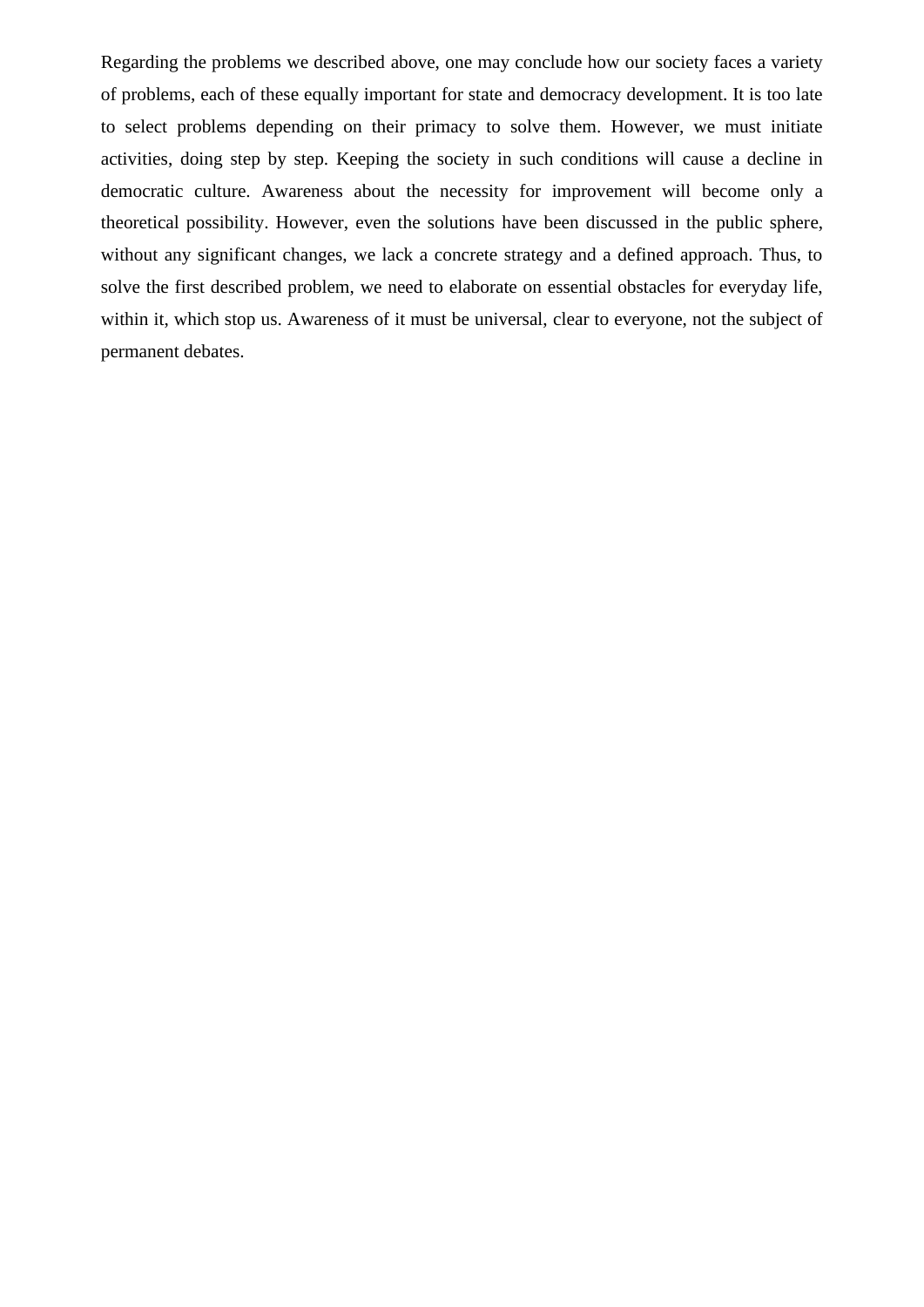Regarding the problems we described above, one may conclude how our society faces a variety of problems, each of these equally important for state and democracy development. It is too late to select problems depending on their primacy to solve them. However, we must initiate activities, doing step by step. Keeping the society in such conditions will cause a decline in democratic culture. Awareness about the necessity for improvement will become only a theoretical possibility. However, even the solutions have been discussed in the public sphere, without any significant changes, we lack a concrete strategy and a defined approach. Thus, to solve the first described problem, we need to elaborate on essential obstacles for everyday life, within it, which stop us. Awareness of it must be universal, clear to everyone, not the subject of permanent debates.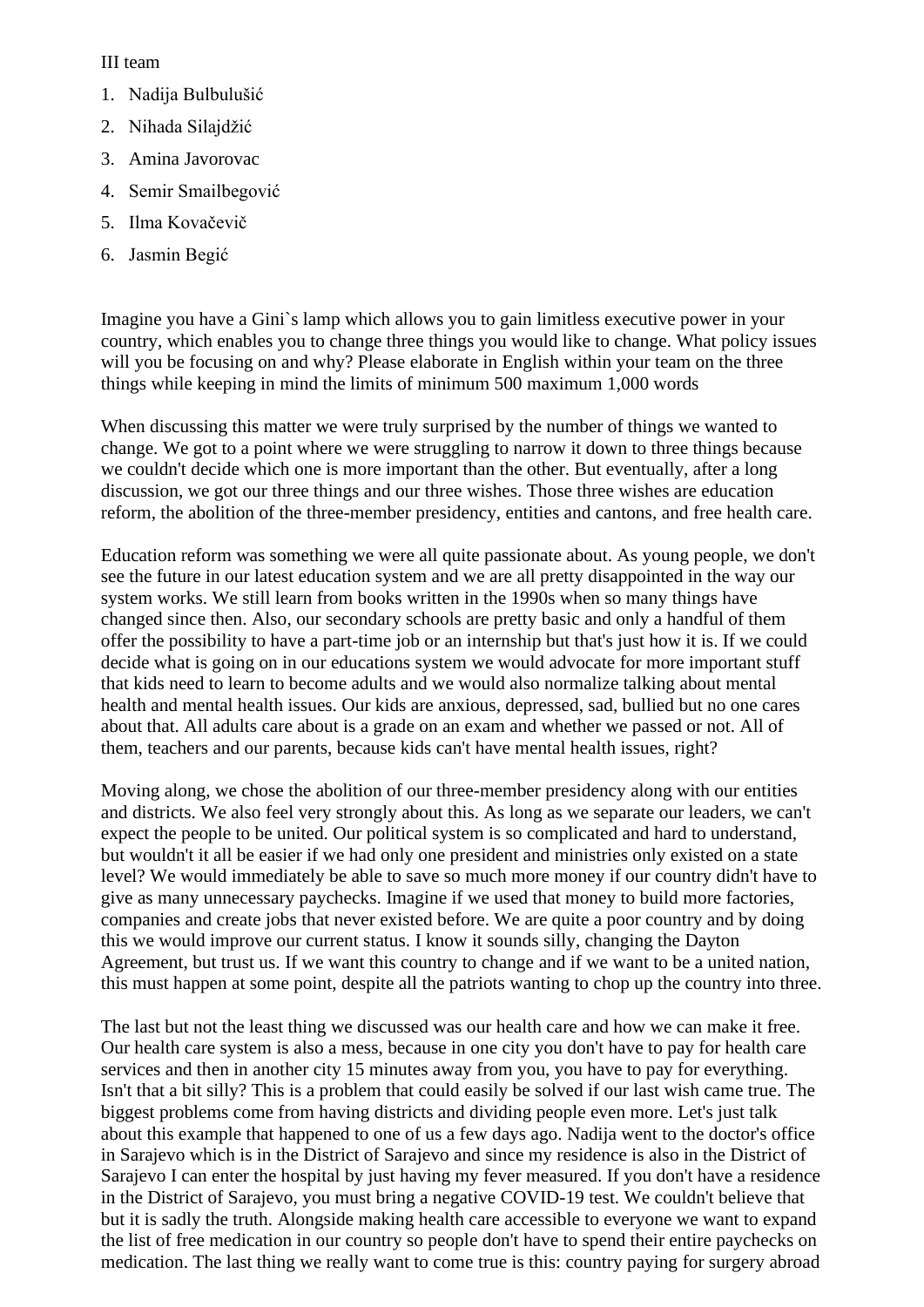III team

1. Nadija Bulbulušić
2. Nihada Silajdžić
3. Amina Javorovac
4. Semir Smailbegović
5. Ilma Kovačevič
6. Jasmin Begić

Imagine you have a Gini`s lamp which allows you to gain limitless executive power in your country, which enables you to change three things you would like to change. What policy issues will you be focusing on and why? Please elaborate in English within your team on the three things while keeping in mind the limits of minimum 500 maximum 1,000 words

When discussing this matter we were truly surprised by the number of things we wanted to change. We got to a point where we were struggling to narrow it down to three things because we couldn't decide which one is more important than the other. But eventually, after a long discussion, we got our three things and our three wishes. Those three wishes are education reform, the abolition of the three-member presidency, entities and cantons, and free health care.

Education reform was something we were all quite passionate about. As young people, we don't see the future in our latest education system and we are all pretty disappointed in the way our system works. We still learn from books written in the 1990s when so many things have changed since then. Also, our secondary schools are pretty basic and only a handful of them offer the possibility to have a part-time job or an internship but that's just how it is. If we could decide what is going on in our educations system we would advocate for more important stuff that kids need to learn to become adults and we would also normalize talking about mental health and mental health issues. Our kids are anxious, depressed, sad, bullied but no one cares about that. All adults care about is a grade on an exam and whether we passed or not. All of them, teachers and our parents, because kids can't have mental health issues, right?

Moving along, we chose the abolition of our three-member presidency along with our entities and districts. We also feel very strongly about this. As long as we separate our leaders, we can't expect the people to be united. Our political system is so complicated and hard to understand, but wouldn't it all be easier if we had only one president and ministries only existed on a state level? We would immediately be able to save so much more money if our country didn't have to give as many unnecessary paychecks. Imagine if we used that money to build more factories, companies and create jobs that never existed before. We are quite a poor country and by doing this we would improve our current status. I know it sounds silly, changing the Dayton Agreement, but trust us. If we want this country to change and if we want to be a united nation, this must happen at some point, despite all the patriots wanting to chop up the country into three.

The last but not the least thing we discussed was our health care and how we can make it free. Our health care system is also a mess, because in one city you don't have to pay for health care services and then in another city 15 minutes away from you, you have to pay for everything. Isn't that a bit silly? This is a problem that could easily be solved if our last wish came true. The biggest problems come from having districts and dividing people even more. Let's just talk about this example that happened to one of us a few days ago. Nadija went to the doctor's office in Sarajevo which is in the District of Sarajevo and since my residence is also in the District of Sarajevo I can enter the hospital by just having my fever measured. If you don't have a residence in the District of Sarajevo, you must bring a negative COVID-19 test. We couldn't believe that but it is sadly the truth. Alongside making health care accessible to everyone we want to expand the list of free medication in our country so people don't have to spend their entire paychecks on medication. The last thing we really want to come true is this: country paying for surgery abroad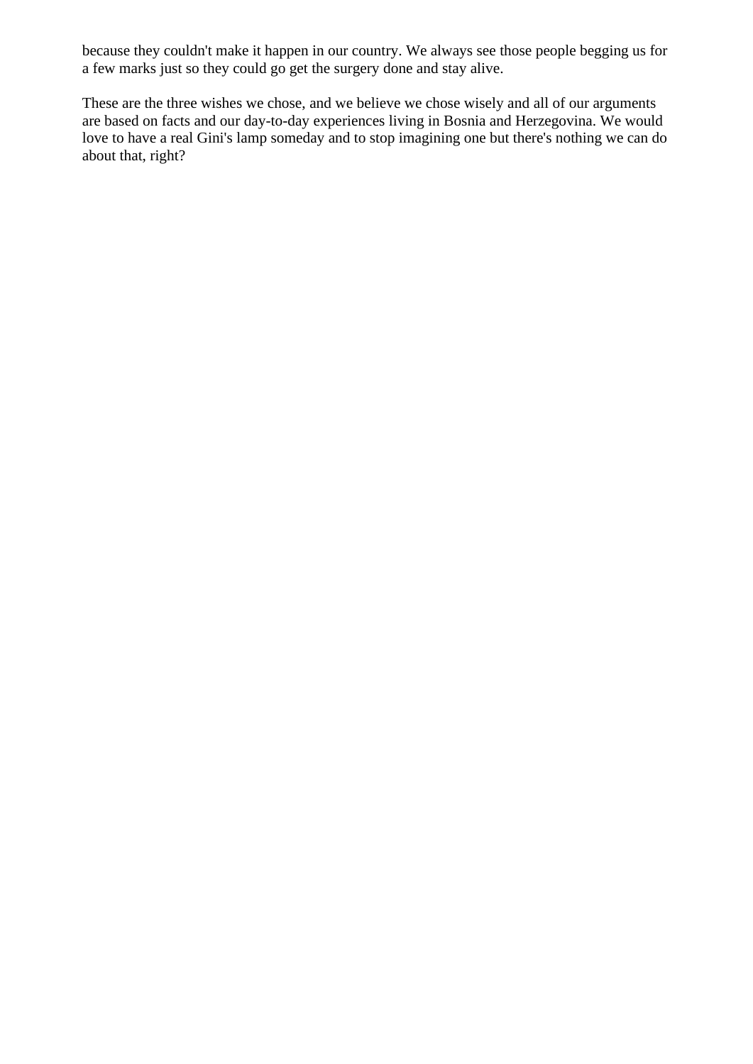because they couldn't make it happen in our country. We always see those people begging us for a few marks just so they could go get the surgery done and stay alive.

These are the three wishes we chose, and we believe we chose wisely and all of our arguments are based on facts and our day-to-day experiences living in Bosnia and Herzegovina. We would love to have a real Gini's lamp someday and to stop imagining one but there's nothing we can do about that, right?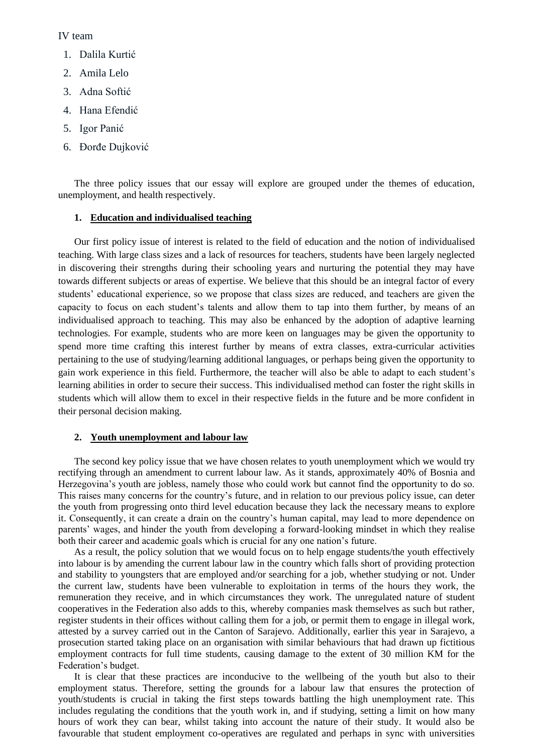IV team

1. Dalila Kurtić
2. Amila Lelo
3. Adna Softić
4. Hana Efendić
5. Igor Panić
6. Đorđe Dujković

The three policy issues that our essay will explore are grouped under the themes of education, unemployment, and health respectively.

## 1. Education and individualised teaching

Our first policy issue of interest is related to the field of education and the notion of individualised teaching. With large class sizes and a lack of resources for teachers, students have been largely neglected in discovering their strengths during their schooling years and nurturing the potential they may have towards different subjects or areas of expertise. We believe that this should be an integral factor of every students' educational experience, so we propose that class sizes are reduced, and teachers are given the capacity to focus on each student's talents and allow them to tap into them further, by means of an individualised approach to teaching. This may also be enhanced by the adoption of adaptive learning technologies. For example, students who are more keen on languages may be given the opportunity to spend more time crafting this interest further by means of extra classes, extra-curricular activities pertaining to the use of studying/learning additional languages, or perhaps being given the opportunity to gain work experience in this field. Furthermore, the teacher will also be able to adapt to each student's learning abilities in order to secure their success. This individualised method can foster the right skills in students which will allow them to excel in their respective fields in the future and be more confident in their personal decision making.

## 2. Youth unemployment and labour law

The second key policy issue that we have chosen relates to youth unemployment which we would try rectifying through an amendment to current labour law. As it stands, approximately 40% of Bosnia and Herzegovina's youth are jobless, namely those who could work but cannot find the opportunity to do so. This raises many concerns for the country's future, and in relation to our previous policy issue, can deter the youth from progressing onto third level education because they lack the necessary means to explore it. Consequently, it can create a drain on the country's human capital, may lead to more dependence on parents' wages, and hinder the youth from developing a forward-looking mindset in which they realise both their career and academic goals which is crucial for any one nation's future.

As a result, the policy solution that we would focus on to help engage students/the youth effectively into labour is by amending the current labour law in the country which falls short of providing protection and stability to youngsters that are employed and/or searching for a job, whether studying or not. Under the current law, students have been vulnerable to exploitation in terms of the hours they work, the remuneration they receive, and in which circumstances they work. The unregulated nature of student cooperatives in the Federation also adds to this, whereby companies mask themselves as such but rather, register students in their offices without calling them for a job, or permit them to engage in illegal work, attested by a survey carried out in the Canton of Sarajevo. Additionally, earlier this year in Sarajevo, a prosecution started taking place on an organisation with similar behaviours that had drawn up fictitious employment contracts for full time students, causing damage to the extent of 30 million KM for the Federation's budget.

It is clear that these practices are inconducive to the wellbeing of the youth but also to their employment status. Therefore, setting the grounds for a labour law that ensures the protection of youth/students is crucial in taking the first steps towards battling the high unemployment rate. This includes regulating the conditions that the youth work in, and if studying, setting a limit on how many hours of work they can bear, whilst taking into account the nature of their study. It would also be favourable that student employment co-operatives are regulated and perhaps in sync with universities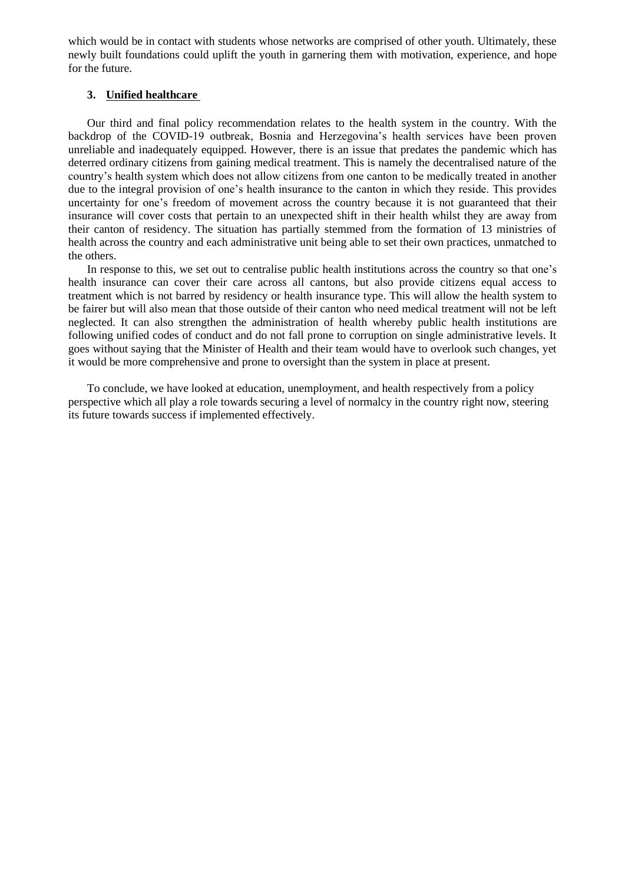which would be in contact with students whose networks are comprised of other youth. Ultimately, these newly built foundations could uplift the youth in garnering them with motivation, experience, and hope for the future.

### 3. Unified healthcare

Our third and final policy recommendation relates to the health system in the country. With the backdrop of the COVID-19 outbreak, Bosnia and Herzegovina's health services have been proven unreliable and inadequately equipped. However, there is an issue that predates the pandemic which has deterred ordinary citizens from gaining medical treatment. This is namely the decentralised nature of the country's health system which does not allow citizens from one canton to be medically treated in another due to the integral provision of one's health insurance to the canton in which they reside. This provides uncertainty for one's freedom of movement across the country because it is not guaranteed that their insurance will cover costs that pertain to an unexpected shift in their health whilst they are away from their canton of residency. The situation has partially stemmed from the formation of 13 ministries of health across the country and each administrative unit being able to set their own practices, unmatched to the others.

In response to this, we set out to centralise public health institutions across the country so that one's health insurance can cover their care across all cantons, but also provide citizens equal access to treatment which is not barred by residency or health insurance type. This will allow the health system to be fairer but will also mean that those outside of their canton who need medical treatment will not be left neglected. It can also strengthen the administration of health whereby public health institutions are following unified codes of conduct and do not fall prone to corruption on single administrative levels. It goes without saying that the Minister of Health and their team would have to overlook such changes, yet it would be more comprehensive and prone to oversight than the system in place at present.

To conclude, we have looked at education, unemployment, and health respectively from a policy perspective which all play a role towards securing a level of normalcy in the country right now, steering its future towards success if implemented effectively.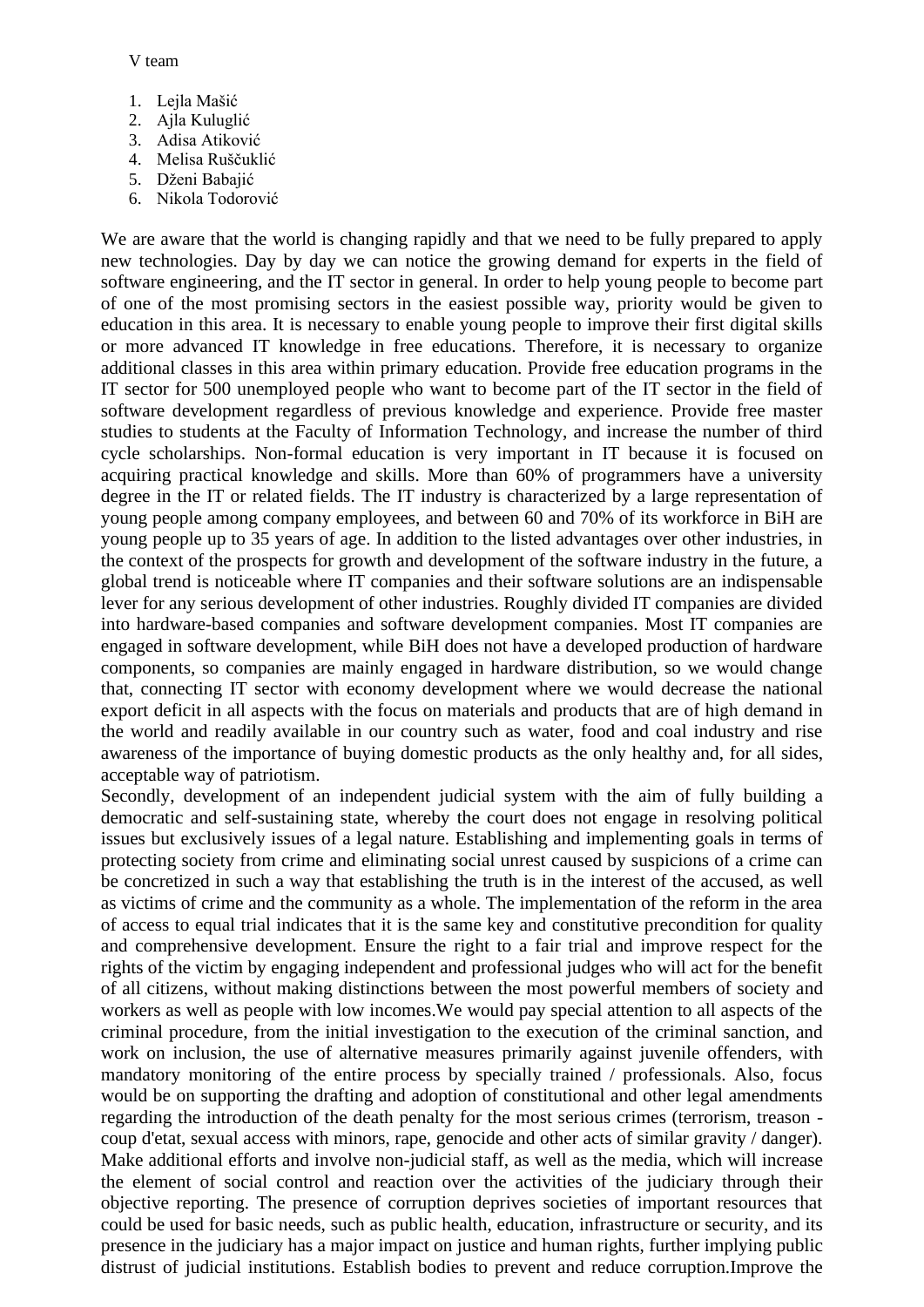V team

1. Lejla Mašić
2. Ajla Kuluglić
3. Adisa Atiković
4. Melisa Ruščuklić
5. Dženi Babajić
6. Nikola Todorović

We are aware that the world is changing rapidly and that we need to be fully prepared to apply new technologies. Day by day we can notice the growing demand for experts in the field of software engineering, and the IT sector in general. In order to help young people to become part of one of the most promising sectors in the easiest possible way, priority would be given to education in this area. It is necessary to enable young people to improve their first digital skills or more advanced IT knowledge in free educations. Therefore, it is necessary to organize additional classes in this area within primary education. Provide free education programs in the IT sector for 500 unemployed people who want to become part of the IT sector in the field of software development regardless of previous knowledge and experience. Provide free master studies to students at the Faculty of Information Technology, and increase the number of third cycle scholarships. Non-formal education is very important in IT because it is focused on acquiring practical knowledge and skills. More than 60% of programmers have a university degree in the IT or related fields. The IT industry is characterized by a large representation of young people among company employees, and between 60 and 70% of its workforce in BiH are young people up to 35 years of age. In addition to the listed advantages over other industries, in the context of the prospects for growth and development of the software industry in the future, a global trend is noticeable where IT companies and their software solutions are an indispensable lever for any serious development of other industries. Roughly divided IT companies are divided into hardware-based companies and software development companies. Most IT companies are engaged in software development, while BiH does not have a developed production of hardware components, so companies are mainly engaged in hardware distribution, so we would change that, connecting IT sector with economy development where we would decrease the national export deficit in all aspects with the focus on materials and products that are of high demand in the world and readily available in our country such as water, food and coal industry and rise awareness of the importance of buying domestic products as the only healthy and, for all sides, acceptable way of patriotism.
Secondly, development of an independent judicial system with the aim of fully building a democratic and self-sustaining state, whereby the court does not engage in resolving political issues but exclusively issues of a legal nature. Establishing and implementing goals in terms of protecting society from crime and eliminating social unrest caused by suspicions of a crime can be concretized in such a way that establishing the truth is in the interest of the accused, as well as victims of crime and the community as a whole. The implementation of the reform in the area of access to equal trial indicates that it is the same key and constitutive precondition for quality and comprehensive development. Ensure the right to a fair trial and improve respect for the rights of the victim by engaging independent and professional judges who will act for the benefit of all citizens, without making distinctions between the most powerful members of society and workers as well as people with low incomes.We would pay special attention to all aspects of the criminal procedure, from the initial investigation to the execution of the criminal sanction, and work on inclusion, the use of alternative measures primarily against juvenile offenders, with mandatory monitoring of the entire process by specially trained / professionals. Also, focus would be on supporting the drafting and adoption of constitutional and other legal amendments regarding the introduction of the death penalty for the most serious crimes (terrorism, treason - coup d'etat, sexual access with minors, rape, genocide and other acts of similar gravity / danger). Make additional efforts and involve non-judicial staff, as well as the media, which will increase the element of social control and reaction over the activities of the judiciary through their objective reporting. The presence of corruption deprives societies of important resources that could be used for basic needs, such as public health, education, infrastructure or security, and its presence in the judiciary has a major impact on justice and human rights, further implying public distrust of judicial institutions. Establish bodies to prevent and reduce corruption.Improve the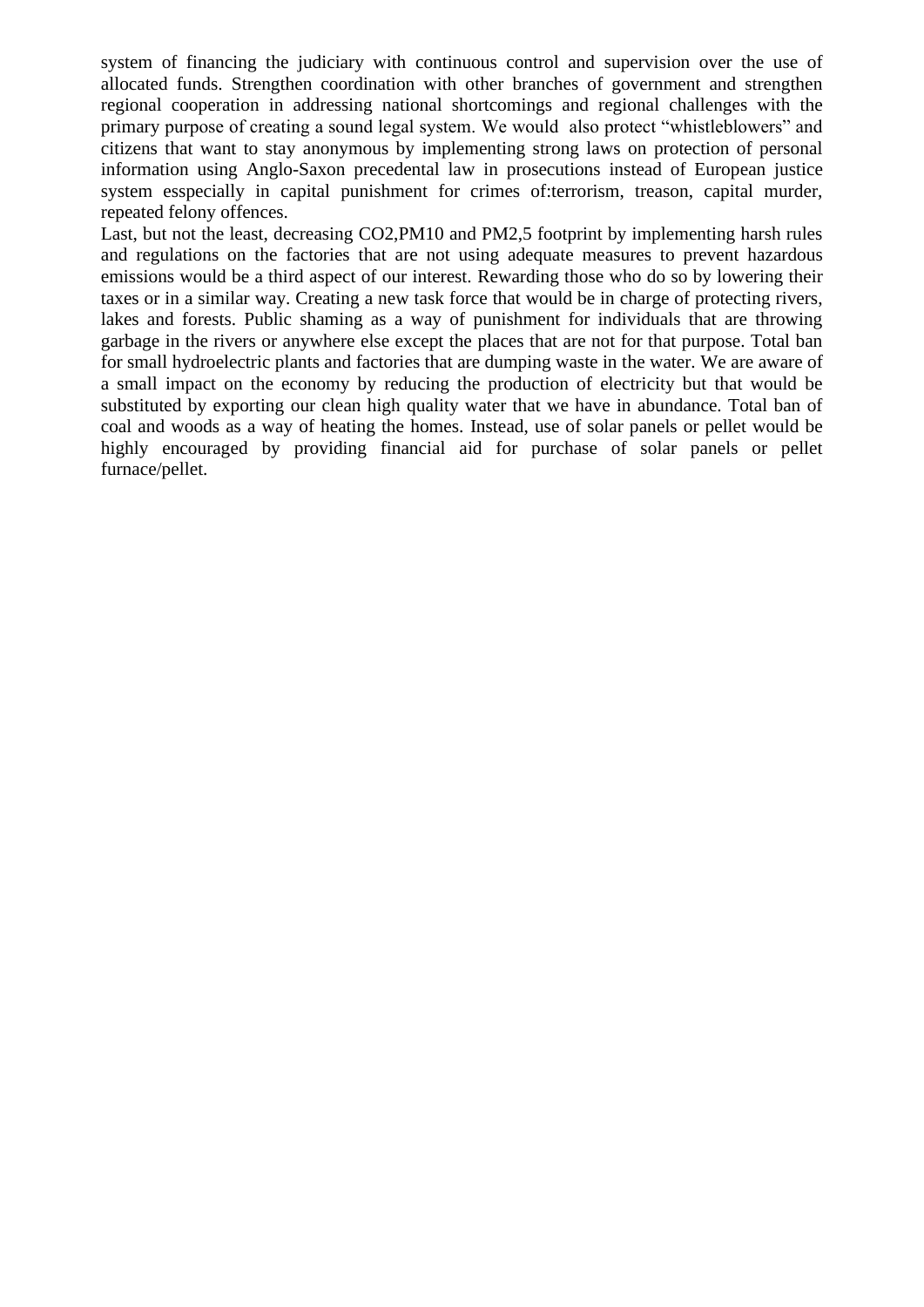system of financing the judiciary with continuous control and supervision over the use of allocated funds. Strengthen coordination with other branches of government and strengthen regional cooperation in addressing national shortcomings and regional challenges with the primary purpose of creating a sound legal system. We would also protect "whistleblowers" and citizens that want to stay anonymous by implementing strong laws on protection of personal information using Anglo-Saxon precedental law in prosecutions instead of European justice system esspecially in capital punishment for crimes of:terrorism, treason, capital murder, repeated felony offences.

Last, but not the least, decreasing $CO_2$,PM10 and PM2,5 footprint by implementing harsh rules and regulations on the factories that are not using adequate measures to prevent hazardous emissions would be a third aspect of our interest. Rewarding those who do so by lowering their taxes or in a similar way. Creating a new task force that would be in charge of protecting rivers, lakes and forests. Public shaming as a way of punishment for individuals that are throwing garbage in the rivers or anywhere else except the places that are not for that purpose. Total ban for small hydroelectric plants and factories that are dumping waste in the water. We are aware of a small impact on the economy by reducing the production of electricity but that would be substituted by exporting our clean high quality water that we have in abundance. Total ban of coal and woods as a way of heating the homes. Instead, use of solar panels or pellet would be highly encouraged by providing financial aid for purchase of solar panels or pellet furnace/pellet.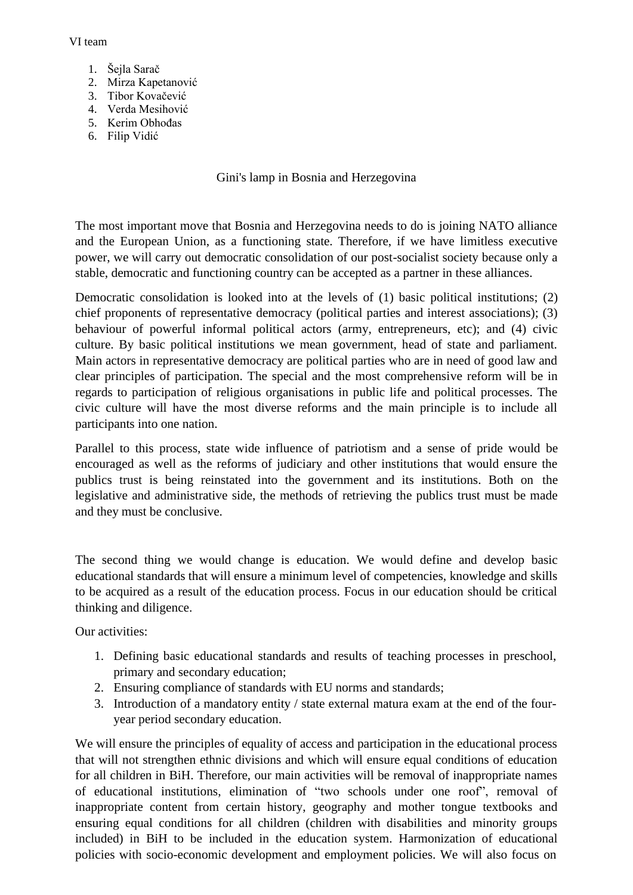VI team

1. Šejla Sarač
2. Mirza Kapetanović
3. Tibor Kovačević
4. Verda Mesihović
5. Kerim Obhođas
6. Filip Vidić

## Gini's lamp in Bosnia and Herzegovina

The most important move that Bosnia and Herzegovina needs to do is joining NATO alliance and the European Union, as a functioning state. Therefore, if we have limitless executive power, we will carry out democratic consolidation of our post-socialist society because only a stable, democratic and functioning country can be accepted as a partner in these alliances.

Democratic consolidation is looked into at the levels of (1) basic political institutions; (2) chief proponents of representative democracy (political parties and interest associations); (3) behaviour of powerful informal political actors (army, entrepreneurs, etc); and (4) civic culture. By basic political institutions we mean government, head of state and parliament. Main actors in representative democracy are political parties who are in need of good law and clear principles of participation. The special and the most comprehensive reform will be in regards to participation of religious organisations in public life and political processes. The civic culture will have the most diverse reforms and the main principle is to include all participants into one nation.

Parallel to this process, state wide influence of patriotism and a sense of pride would be encouraged as well as the reforms of judiciary and other institutions that would ensure the publics trust is being reinstated into the government and its institutions. Both on the legislative and administrative side, the methods of retrieving the publics trust must be made and they must be conclusive.

The second thing we would change is education. We would define and develop basic educational standards that will ensure a minimum level of competencies, knowledge and skills to be acquired as a result of the education process. Focus in our education should be critical thinking and diligence.

Our activities:

1. Defining basic educational standards and results of teaching processes in preschool, primary and secondary education;
2. Ensuring compliance of standards with EU norms and standards;
3. Introduction of a mandatory entity / state external matura exam at the end of the four-year period secondary education.

We will ensure the principles of equality of access and participation in the educational process that will not strengthen ethnic divisions and which will ensure equal conditions of education for all children in BiH. Therefore, our main activities will be removal of inappropriate names of educational institutions, elimination of "two schools under one roof", removal of inappropriate content from certain history, geography and mother tongue textbooks and ensuring equal conditions for all children (children with disabilities and minority groups included) in BiH to be included in the education system. Harmonization of educational policies with socio-economic development and employment policies. We will also focus on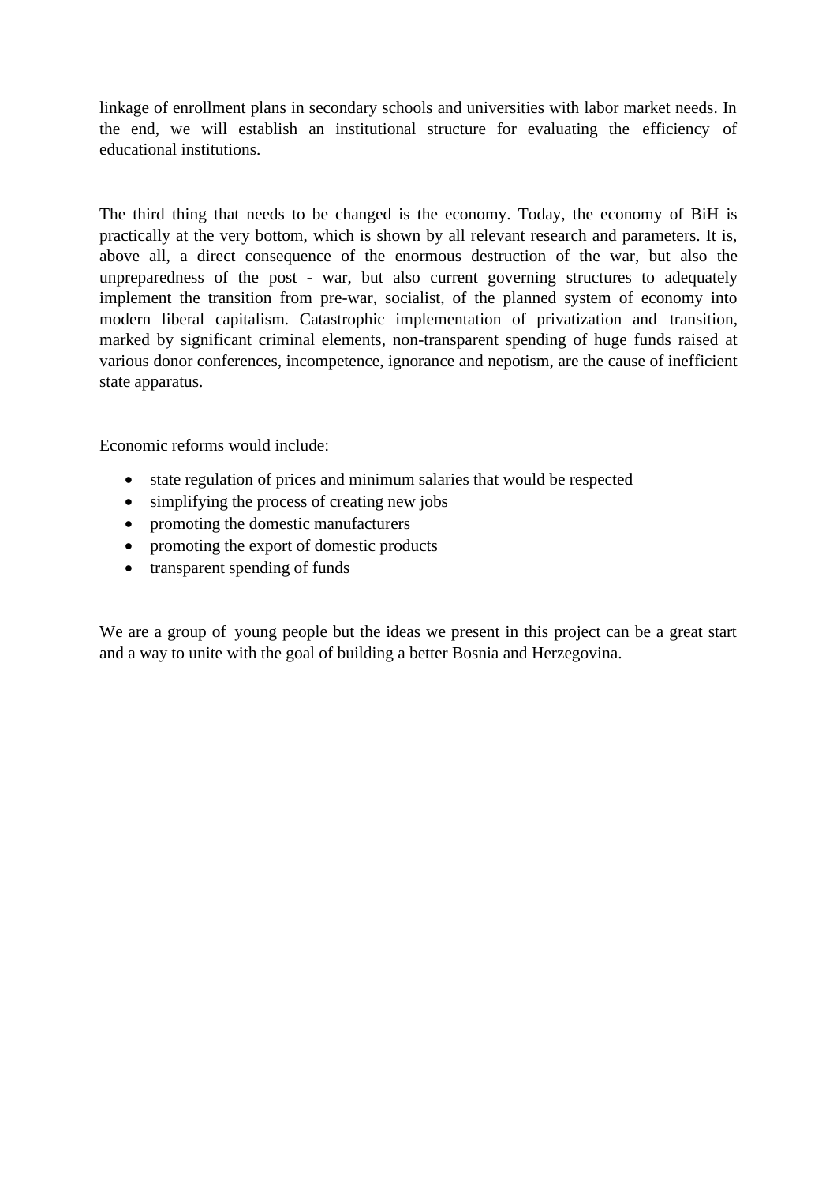linkage of enrollment plans in secondary schools and universities with labor market needs. In the end, we will establish an institutional structure for evaluating the efficiency of educational institutions.

The third thing that needs to be changed is the economy. Today, the economy of BiH is practically at the very bottom, which is shown by all relevant research and parameters. It is, above all, a direct consequence of the enormous destruction of the war, but also the unpreparedness of the post - war, but also current governing structures to adequately implement the transition from pre-war, socialist, of the planned system of economy into modern liberal capitalism. Catastrophic implementation of privatization and transition, marked by significant criminal elements, non-transparent spending of huge funds raised at various donor conferences, incompetence, ignorance and nepotism, are the cause of inefficient state apparatus.

Economic reforms would include:

- state regulation of prices and minimum salaries that would be respected
- simplifying the process of creating new jobs
- promoting the domestic manufacturers
- promoting the export of domestic products
- transparent spending of funds

We are a group of young people but the ideas we present in this project can be a great start and a way to unite with the goal of building a better Bosnia and Herzegovina.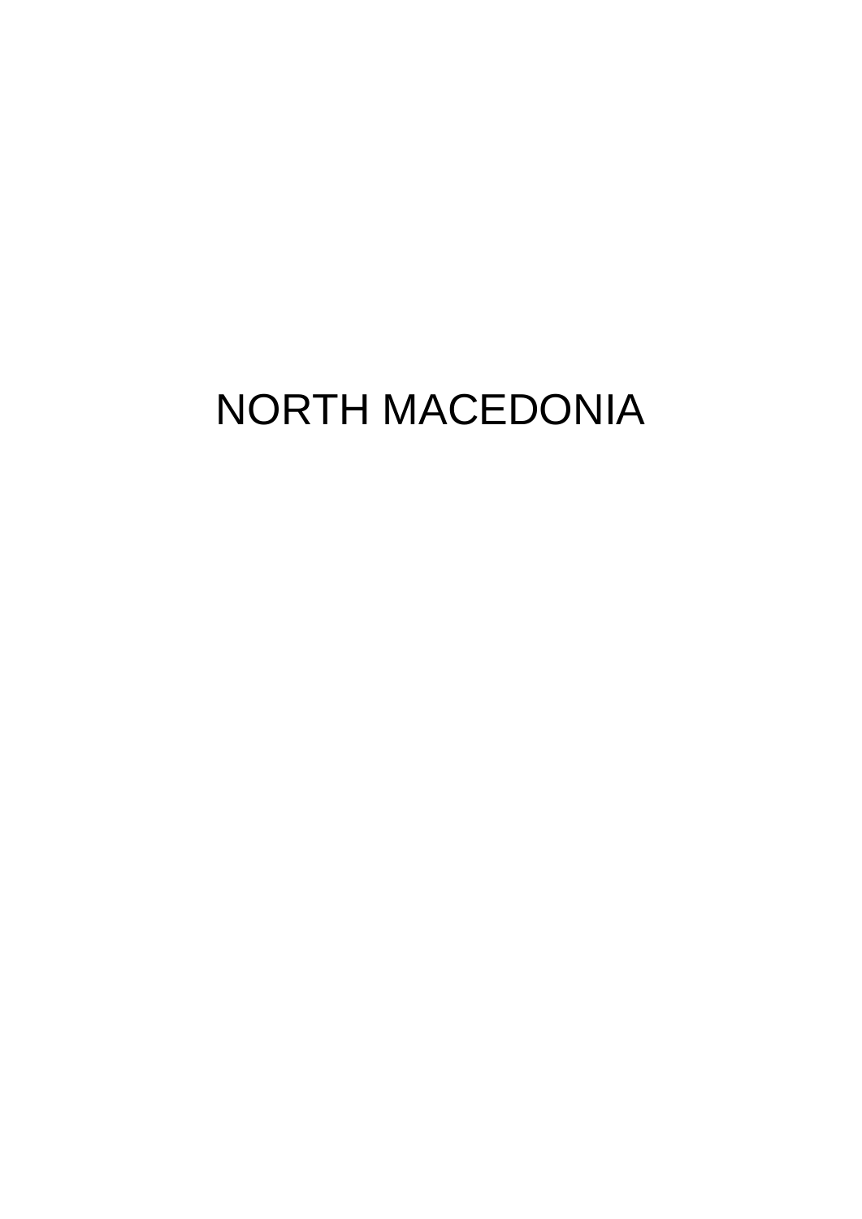# NORTH MACEDONIA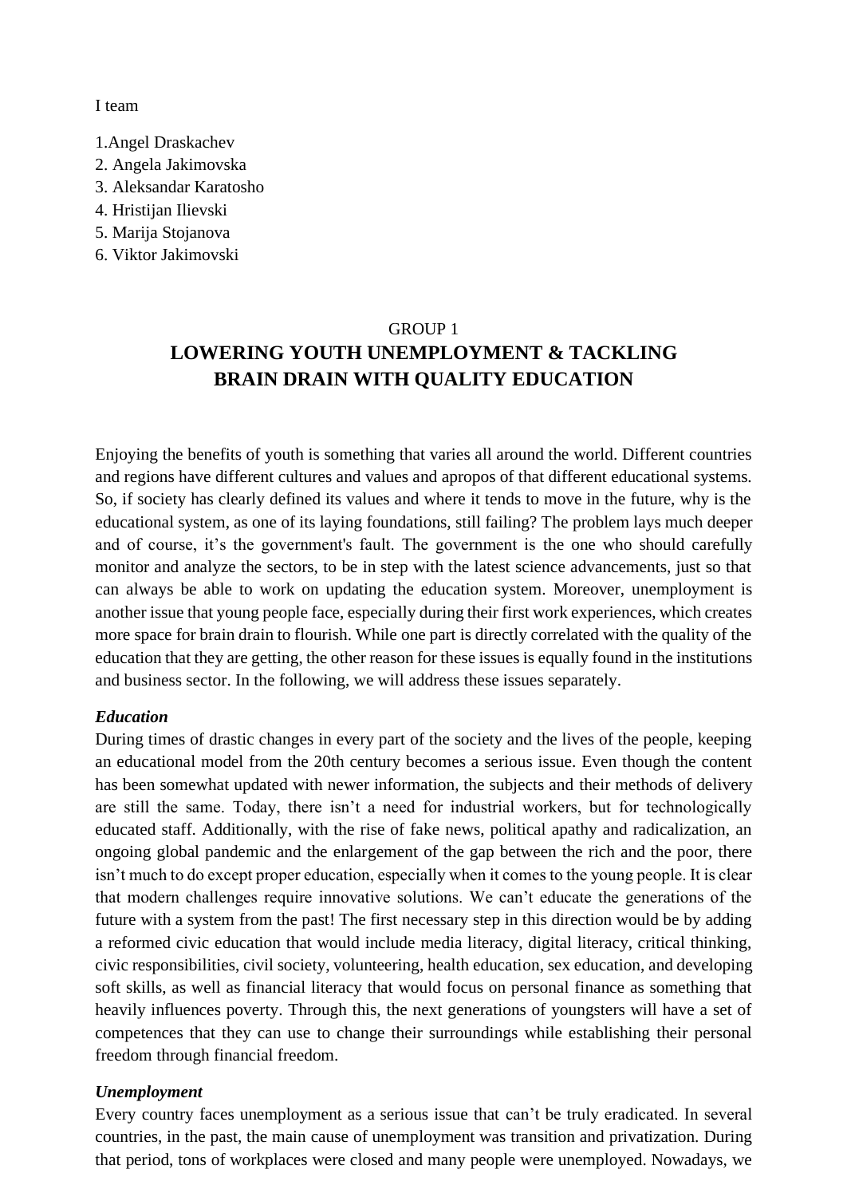I team

1.Angel Draskachev
2. Angela Jakimovska
3. Aleksandar Karatosho
4. Hristijan Ilievski
5. Marija Stojanova
6. Viktor Jakimovski

GROUP 1

# LOWERING YOUTH UNEMPLOYMENT & TACKLING BRAIN DRAIN WITH QUALITY EDUCATION

Enjoying the benefits of youth is something that varies all around the world. Different countries and regions have different cultures and values and apropos of that different educational systems. So, if society has clearly defined its values and where it tends to move in the future, why is the educational system, as one of its laying foundations, still failing? The problem lays much deeper and of course, it's the government's fault. The government is the one who should carefully monitor and analyze the sectors, to be in step with the latest science advancements, just so that can always be able to work on updating the education system. Moreover, unemployment is another issue that young people face, especially during their first work experiences, which creates more space for brain drain to flourish. While one part is directly correlated with the quality of the education that they are getting, the other reason for these issues is equally found in the institutions and business sector. In the following, we will address these issues separately.

***Education***

During times of drastic changes in every part of the society and the lives of the people, keeping an educational model from the 20th century becomes a serious issue. Even though the content has been somewhat updated with newer information, the subjects and their methods of delivery are still the same. Today, there isn't a need for industrial workers, but for technologically educated staff. Additionally, with the rise of fake news, political apathy and radicalization, an ongoing global pandemic and the enlargement of the gap between the rich and the poor, there isn't much to do except proper education, especially when it comes to the young people. It is clear that modern challenges require innovative solutions. We can't educate the generations of the future with a system from the past! The first necessary step in this direction would be by adding a reformed civic education that would include media literacy, digital literacy, critical thinking, civic responsibilities, civil society, volunteering, health education, sex education, and developing soft skills, as well as financial literacy that would focus on personal finance as something that heavily influences poverty. Through this, the next generations of youngsters will have a set of competences that they can use to change their surroundings while establishing their personal freedom through financial freedom.

***Unemployment***

Every country faces unemployment as a serious issue that can't be truly eradicated. In several countries, in the past, the main cause of unemployment was transition and privatization. During that period, tons of workplaces were closed and many people were unemployed. Nowadays, we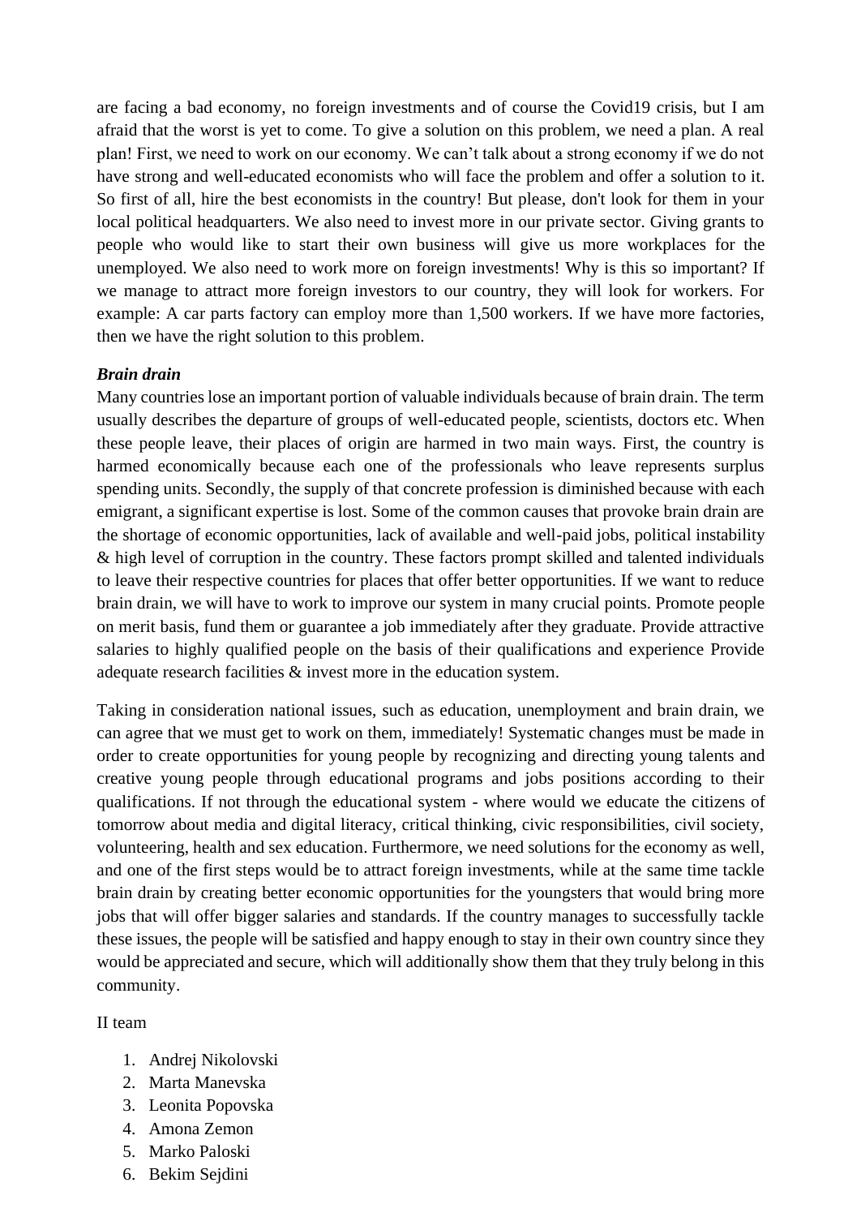are facing a bad economy, no foreign investments and of course the Covid19 crisis, but I am afraid that the worst is yet to come. To give a solution on this problem, we need a plan. A real plan! First, we need to work on our economy. We can't talk about a strong economy if we do not have strong and well-educated economists who will face the problem and offer a solution to it. So first of all, hire the best economists in the country! But please, don't look for them in your local political headquarters. We also need to invest more in our private sector. Giving grants to people who would like to start their own business will give us more workplaces for the unemployed. We also need to work more on foreign investments! Why is this so important? If we manage to attract more foreign investors to our country, they will look for workers. For example: A car parts factory can employ more than 1,500 workers. If we have more factories, then we have the right solution to this problem.

***Brain drain***

Many countries lose an important portion of valuable individuals because of brain drain. The term usually describes the departure of groups of well-educated people, scientists, doctors etc. When these people leave, their places of origin are harmed in two main ways. First, the country is harmed economically because each one of the professionals who leave represents surplus spending units. Secondly, the supply of that concrete profession is diminished because with each emigrant, a significant expertise is lost. Some of the common causes that provoke brain drain are the shortage of economic opportunities, lack of available and well-paid jobs, political instability & high level of corruption in the country. These factors prompt skilled and talented individuals to leave their respective countries for places that offer better opportunities. If we want to reduce brain drain, we will have to work to improve our system in many crucial points. Promote people on merit basis, fund them or guarantee a job immediately after they graduate. Provide attractive salaries to highly qualified people on the basis of their qualifications and experience Provide adequate research facilities & invest more in the education system.

Taking in consideration national issues, such as education, unemployment and brain drain, we can agree that we must get to work on them, immediately! Systematic changes must be made in order to create opportunities for young people by recognizing and directing young talents and creative young people through educational programs and jobs positions according to their qualifications. If not through the educational system - where would we educate the citizens of tomorrow about media and digital literacy, critical thinking, civic responsibilities, civil society, volunteering, health and sex education. Furthermore, we need solutions for the economy as well, and one of the first steps would be to attract foreign investments, while at the same time tackle brain drain by creating better economic opportunities for the youngsters that would bring more jobs that will offer bigger salaries and standards. If the country manages to successfully tackle these issues, the people will be satisfied and happy enough to stay in their own country since they would be appreciated and secure, which will additionally show them that they truly belong in this community.

II team

1. Andrej Nikolovski
2. Marta Manevska
3. Leonita Popovska
4. Amona Zemon
5. Marko Paloski
6. Bekim Sejdini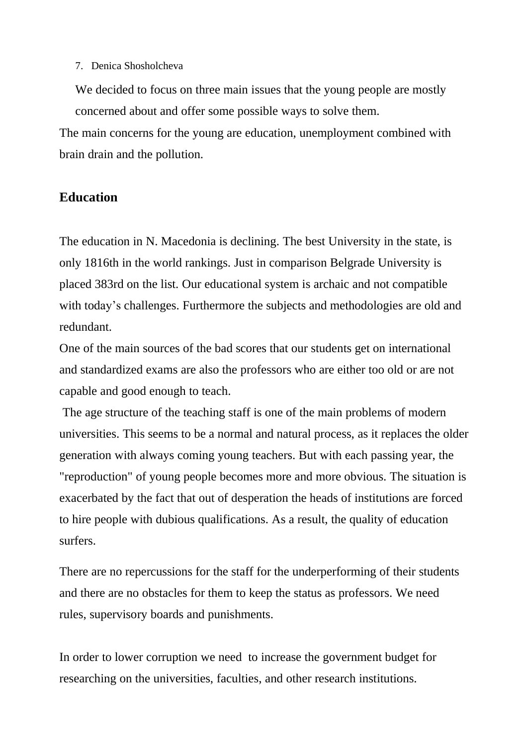7. Denica Shosholcheva

   We decided to focus on three main issues that the young people are mostly concerned about and offer some possible ways to solve them.

The main concerns for the young are education, unemployment combined with brain drain and the pollution.

## Education

The education in N. Macedonia is declining. The best University in the state, is only 1816th in the world rankings. Just in comparison Belgrade University is placed 383rd on the list. Our educational system is archaic and not compatible with today's challenges. Furthermore the subjects and methodologies are old and redundant.

One of the main sources of the bad scores that our students get on international and standardized exams are also the professors who are either too old or are not capable and good enough to teach.

The age structure of the teaching staff is one of the main problems of modern universities. This seems to be a normal and natural process, as it replaces the older generation with always coming young teachers. But with each passing year, the "reproduction" of young people becomes more and more obvious. The situation is exacerbated by the fact that out of desperation the heads of institutions are forced to hire people with dubious qualifications. As a result, the quality of education surfers.

There are no repercussions for the staff for the underperforming of their students and there are no obstacles for them to keep the status as professors. We need rules, supervisory boards and punishments.

In order to lower corruption we need to increase the government budget for researching on the universities, faculties, and other research institutions.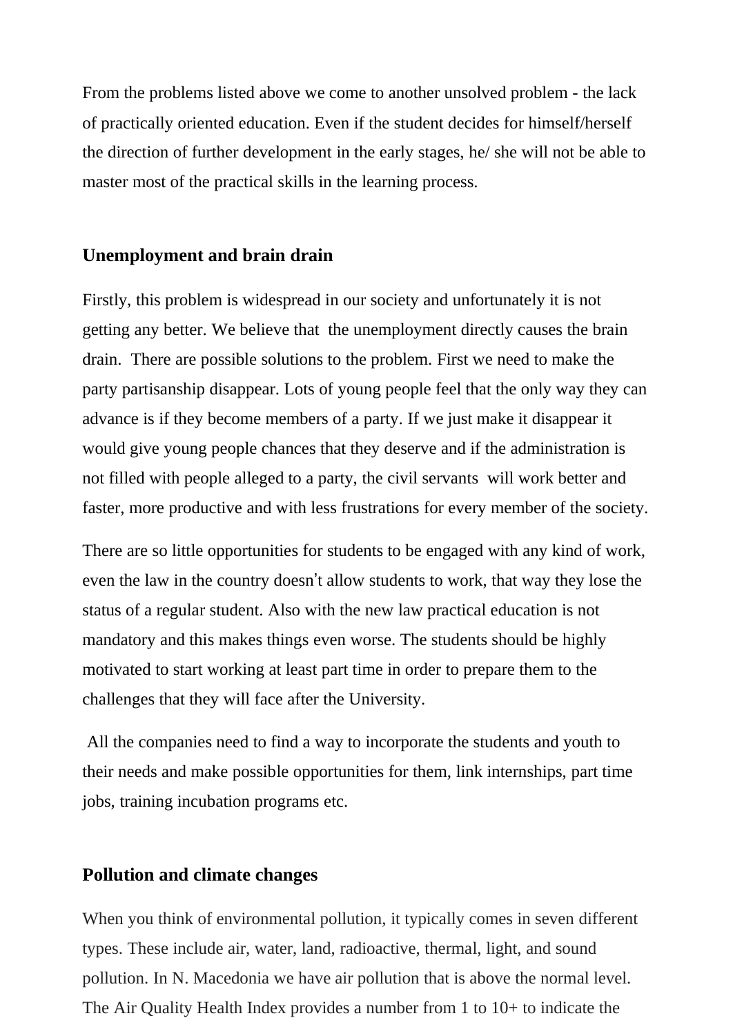From the problems listed above we come to another unsolved problem - the lack of practically oriented education. Even if the student decides for himself/herself the direction of further development in the early stages, he/ she will not be able to master most of the practical skills in the learning process.

### Unemployment and brain drain

Firstly, this problem is widespread in our society and unfortunately it is not getting any better. We believe that the unemployment directly causes the brain drain. There are possible solutions to the problem. First we need to make the party partisanship disappear. Lots of young people feel that the only way they can advance is if they become members of a party. If we just make it disappear it would give young people chances that they deserve and if the administration is not filled with people alleged to a party, the civil servants will work better and faster, more productive and with less frustrations for every member of the society.

There are so little opportunities for students to be engaged with any kind of work, even the law in the country doesn't allow students to work, that way they lose the status of a regular student. Also with the new law practical education is not mandatory and this makes things even worse. The students should be highly motivated to start working at least part time in order to prepare them to the challenges that they will face after the University.

All the companies need to find a way to incorporate the students and youth to their needs and make possible opportunities for them, link internships, part time jobs, training incubation programs etc.

### Pollution and climate changes

When you think of environmental pollution, it typically comes in seven different types. These include air, water, land, radioactive, thermal, light, and sound pollution. In N. Macedonia we have air pollution that is above the normal level. The Air Quality Health Index provides a number from 1 to 10+ to indicate the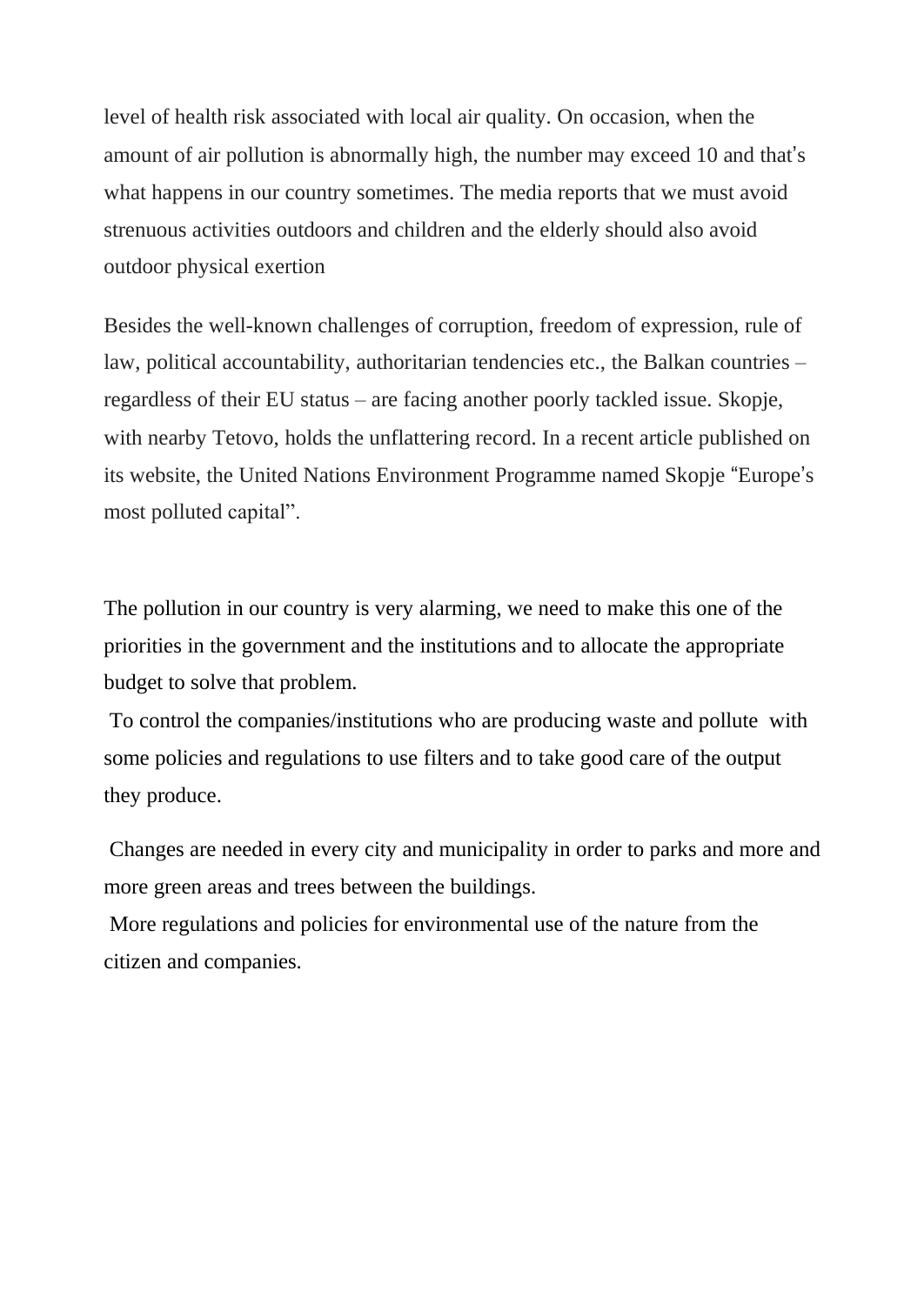level of health risk associated with local air quality. On occasion, when the amount of air pollution is abnormally high, the number may exceed 10 and that's what happens in our country sometimes. The media reports that we must avoid strenuous activities outdoors and children and the elderly should also avoid outdoor physical exertion

Besides the well-known challenges of corruption, freedom of expression, rule of law, political accountability, authoritarian tendencies etc., the Balkan countries – regardless of their EU status – are facing another poorly tackled issue. Skopje, with nearby Tetovo, holds the unflattering record. In a recent article published on its website, the United Nations Environment Programme named Skopje "Europe's most polluted capital".

The pollution in our country is very alarming, we need to make this one of the priorities in the government and the institutions and to allocate the appropriate budget to solve that problem.

To control the companies/institutions who are producing waste and pollute with some policies and regulations to use filters and to take good care of the output they produce.

Changes are needed in every city and municipality in order to parks and more and more green areas and trees between the buildings.

More regulations and policies for environmental use of the nature from the citizen and companies.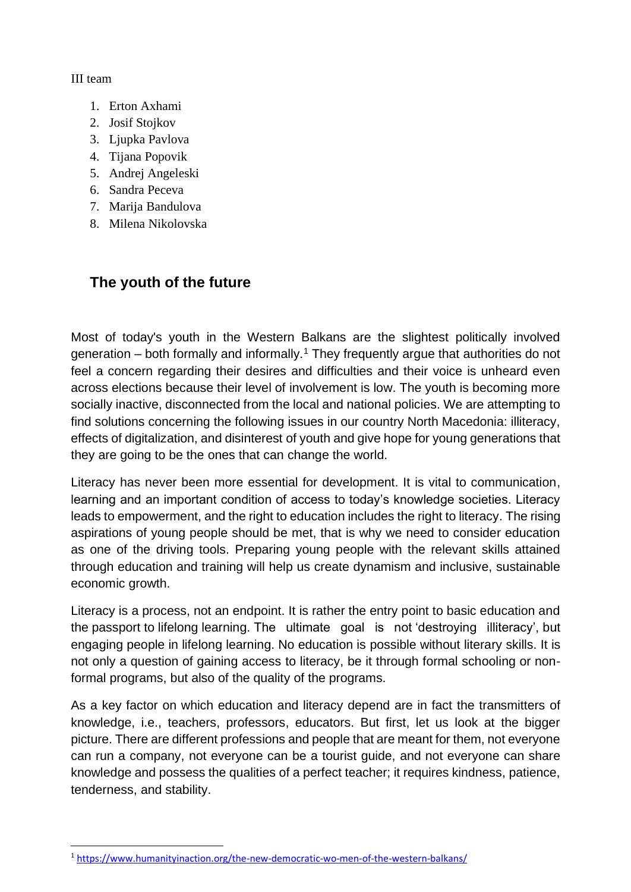III team

1. Erton Axhami
2. Josif Stojkov
3. Ljupka Pavlova
4. Tijana Popovik
5. Andrej Angeleski
6. Sandra Peceva
7. Marija Bandulova
8. Milena Nikolovska

## The youth of the future

Most of today's youth in the Western Balkans are the slightest politically involved generation – both formally and informally.[1] They frequently argue that authorities do not feel a concern regarding their desires and difficulties and their voice is unheard even across elections because their level of involvement is low. The youth is becoming more socially inactive, disconnected from the local and national policies. We are attempting to find solutions concerning the following issues in our country North Macedonia: illiteracy, effects of digitalization, and disinterest of youth and give hope for young generations that they are going to be the ones that can change the world.

Literacy has never been more essential for development. It is vital to communication, learning and an important condition of access to today's knowledge societies. Literacy leads to empowerment, and the right to education includes the right to literacy. The rising aspirations of young people should be met, that is why we need to consider education as one of the driving tools. Preparing young people with the relevant skills attained through education and training will help us create dynamism and inclusive, sustainable economic growth.

Literacy is a process, not an endpoint. It is rather the entry point to basic education and the passport to lifelong learning. The ultimate goal is not 'destroying illiteracy', but engaging people in lifelong learning. No education is possible without literary skills. It is not only a question of gaining access to literacy, be it through formal schooling or non-formal programs, but also of the quality of the programs.

As a key factor on which education and literacy depend are in fact the transmitters of knowledge, i.e., teachers, professors, educators. But first, let us look at the bigger picture. There are different professions and people that are meant for them, not everyone can run a company, not everyone can be a tourist guide, and not everyone can share knowledge and possess the qualities of a perfect teacher; it requires kindness, patience, tenderness, and stability.

[1] https://www.humanityinaction.org/the-new-democratic-wo-men-of-the-western-balkans/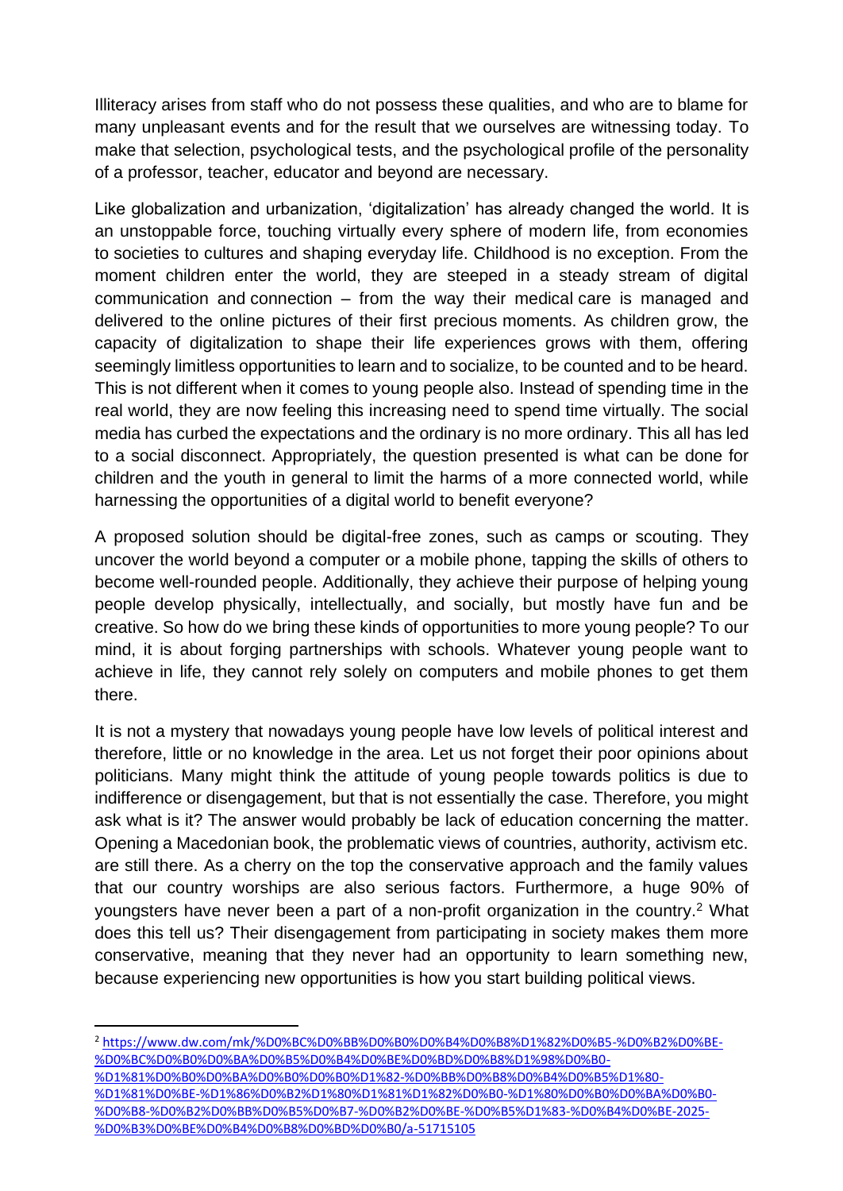Illiteracy arises from staff who do not possess these qualities, and who are to blame for many unpleasant events and for the result that we ourselves are witnessing today. To make that selection, psychological tests, and the psychological profile of the personality of a professor, teacher, educator and beyond are necessary.

Like globalization and urbanization, 'digitalization' has already changed the world. It is an unstoppable force, touching virtually every sphere of modern life, from economies to societies to cultures and shaping everyday life. Childhood is no exception. From the moment children enter the world, they are steeped in a steady stream of digital communication and connection – from the way their medical care is managed and delivered to the online pictures of their first precious moments. As children grow, the capacity of digitalization to shape their life experiences grows with them, offering seemingly limitless opportunities to learn and to socialize, to be counted and to be heard. This is not different when it comes to young people also. Instead of spending time in the real world, they are now feeling this increasing need to spend time virtually. The social media has curbed the expectations and the ordinary is no more ordinary. This all has led to a social disconnect. Appropriately, the question presented is what can be done for children and the youth in general to limit the harms of a more connected world, while harnessing the opportunities of a digital world to benefit everyone?

A proposed solution should be digital-free zones, such as camps or scouting. They uncover the world beyond a computer or a mobile phone, tapping the skills of others to become well-rounded people. Additionally, they achieve their purpose of helping young people develop physically, intellectually, and socially, but mostly have fun and be creative. So how do we bring these kinds of opportunities to more young people? To our mind, it is about forging partnerships with schools. Whatever young people want to achieve in life, they cannot rely solely on computers and mobile phones to get them there.

It is not a mystery that nowadays young people have low levels of political interest and therefore, little or no knowledge in the area. Let us not forget their poor opinions about politicians. Many might think the attitude of young people towards politics is due to indifference or disengagement, but that is not essentially the case. Therefore, you might ask what is it? The answer would probably be lack of education concerning the matter. Opening a Macedonian book, the problematic views of countries, authority, activism etc. are still there. As a cherry on the top the conservative approach and the family values that our country worships are also serious factors. Furthermore, a huge 90% of youngsters have never been a part of a non-profit organization in the country.[2] What does this tell us? Their disengagement from participating in society makes them more conservative, meaning that they never had an opportunity to learn something new, because experiencing new opportunities is how you start building political views.

---

[2] https://www.dw.com/mk/%D0%BC%D0%BB%D0%B0%D0%B4%D0%B8%D1%82%D0%B5-%D0%B2%D0%BE-%D0%BC%D0%B0%D0%BA%D0%B5%D0%B4%D0%BE%D0%BD%D0%B8%D1%98%D0%B0-%D1%81%D0%B0%D0%BA%D0%B0%D0%B0%D1%82-%D0%BB%D0%B8%D0%B4%D0%B5%D1%80-%D1%81%D0%BE-%D1%86%D0%B2%D1%80%D1%81%D1%82%D0%B0-%D1%80%D0%B0%D0%BA%D0%B0-%D0%B8-%D0%B2%D0%BB%D0%B5%D0%B7-%D0%B2%D0%BE-%D0%B5%D1%83-%D0%B4%D0%BE-2025-%D0%B3%D0%BE%D0%B4%D0%B8%D0%BD%D0%B0/a-51715105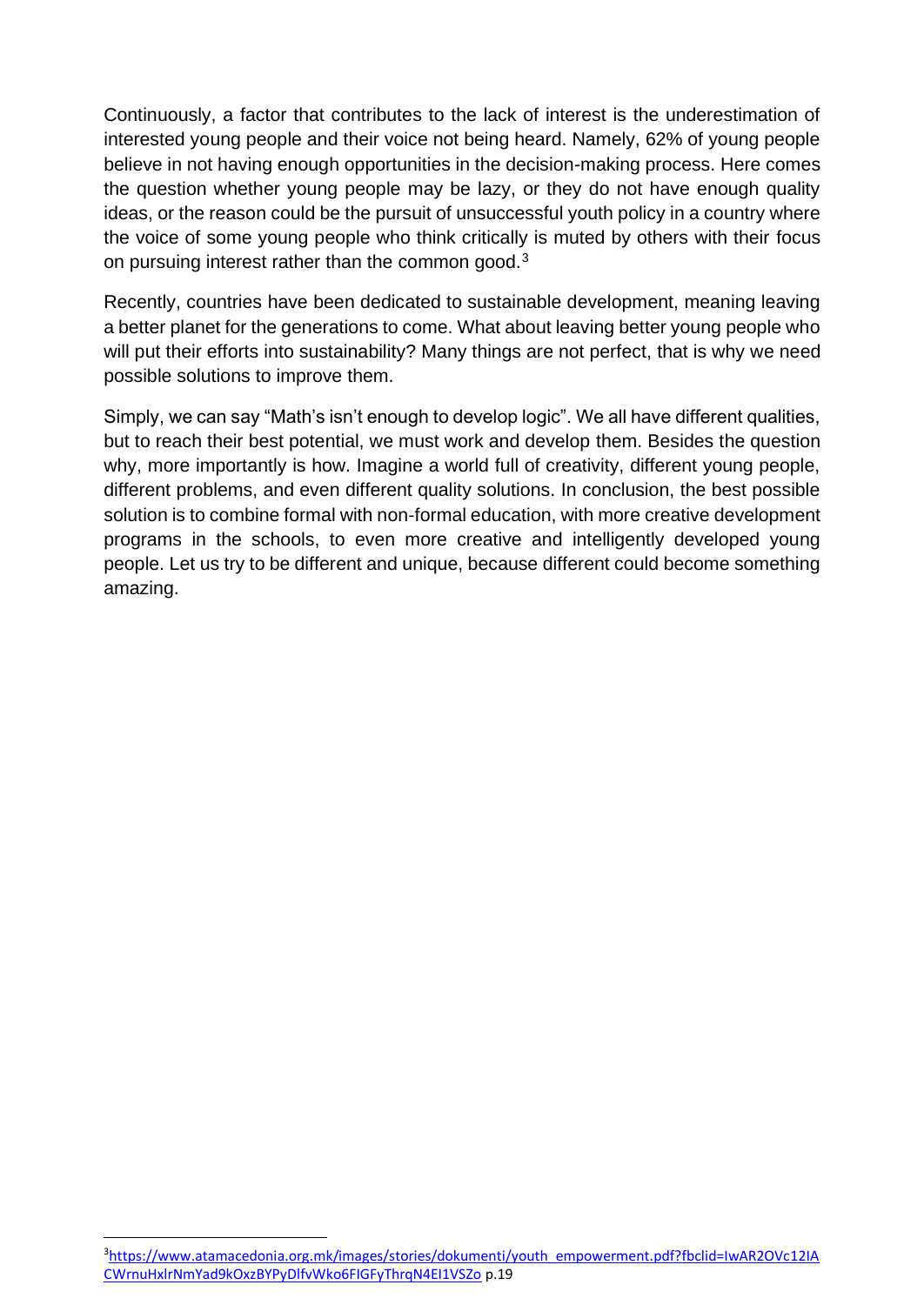Continuously, a factor that contributes to the lack of interest is the underestimation of interested young people and their voice not being heard. Namely, 62% of young people believe in not having enough opportunities in the decision-making process. Here comes the question whether young people may be lazy, or they do not have enough quality ideas, or the reason could be the pursuit of unsuccessful youth policy in a country where the voice of some young people who think critically is muted by others with their focus on pursuing interest rather than the common good.[3]

Recently, countries have been dedicated to sustainable development, meaning leaving a better planet for the generations to come. What about leaving better young people who will put their efforts into sustainability? Many things are not perfect, that is why we need possible solutions to improve them.

Simply, we can say "Math's isn't enough to develop logic". We all have different qualities, but to reach their best potential, we must work and develop them. Besides the question why, more importantly is how. Imagine a world full of creativity, different young people, different problems, and even different quality solutions. In conclusion, the best possible solution is to combine formal with non-formal education, with more creative development programs in the schools, to even more creative and intelligently developed young people. Let us try to be different and unique, because different could become something amazing.

---

[3] https://www.atamacedonia.org.mk/images/stories/dokumenti/youth_empowerment.pdf?fbclid=IwAR2OVc12IACWrnuHxlrNmYad9kOxzBYPyDlfvWko6FIGFyThrqN4EI1VSZo p.19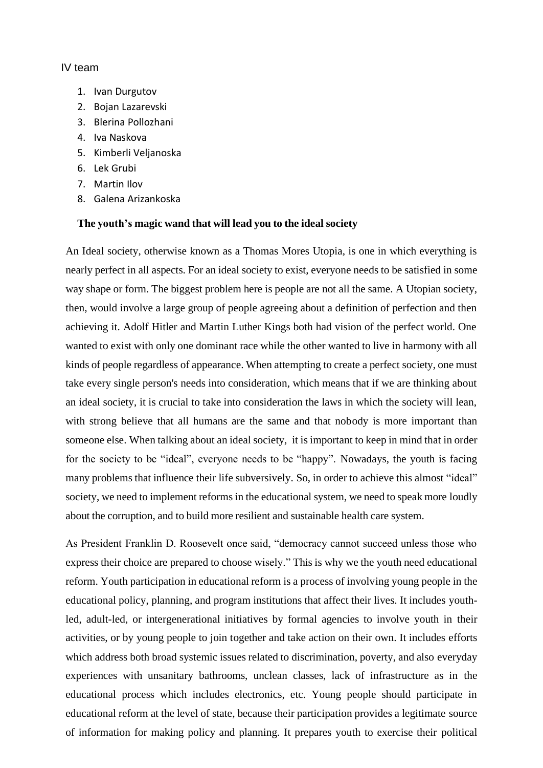IV team

1. Ivan Durgutov
2. Bojan Lazarevski
3. Blerina Pollozhani
4. Iva Naskova
5. Kimberli Veljanoska
6. Lek Grubi
7. Martin Ilov
8. Galena Arizankoska

**The youth's magic wand that will lead you to the ideal society**

An Ideal society, otherwise known as a Thomas Mores Utopia, is one in which everything is nearly perfect in all aspects. For an ideal society to exist, everyone needs to be satisfied in some way shape or form. The biggest problem here is people are not all the same. A Utopian society, then, would involve a large group of people agreeing about a definition of perfection and then achieving it. Adolf Hitler and Martin Luther Kings both had vision of the perfect world. One wanted to exist with only one dominant race while the other wanted to live in harmony with all kinds of people regardless of appearance. When attempting to create a perfect society, one must take every single person's needs into consideration, which means that if we are thinking about an ideal society, it is crucial to take into consideration the laws in which the society will lean, with strong believe that all humans are the same and that nobody is more important than someone else. When talking about an ideal society, it is important to keep in mind that in order for the society to be "ideal", everyone needs to be "happy". Nowadays, the youth is facing many problems that influence their life subversively. So, in order to achieve this almost "ideal" society, we need to implement reforms in the educational system, we need to speak more loudly about the corruption, and to build more resilient and sustainable health care system.

As President Franklin D. Roosevelt once said, "democracy cannot succeed unless those who express their choice are prepared to choose wisely." This is why we the youth need educational reform. Youth participation in educational reform is a process of involving young people in the educational policy, planning, and program institutions that affect their lives. It includes youth-led, adult-led, or intergenerational initiatives by formal agencies to involve youth in their activities, or by young people to join together and take action on their own. It includes efforts which address both broad systemic issues related to discrimination, poverty, and also everyday experiences with unsanitary bathrooms, unclean classes, lack of infrastructure as in the educational process which includes electronics, etc. Young people should participate in educational reform at the level of state, because their participation provides a legitimate source of information for making policy and planning. It prepares youth to exercise their political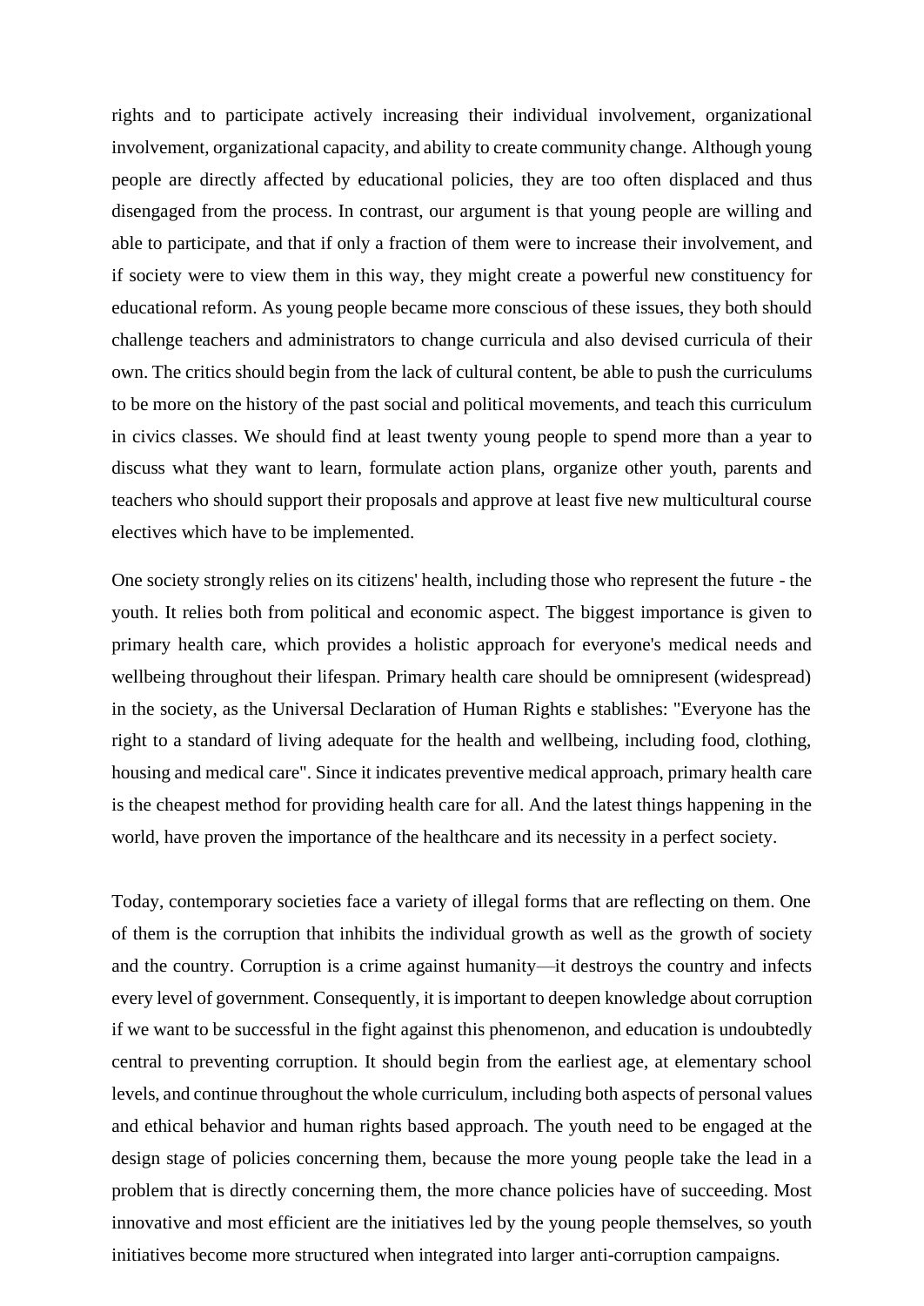rights and to participate actively increasing their individual involvement, organizational involvement, organizational capacity, and ability to create community change. Although young people are directly affected by educational policies, they are too often displaced and thus disengaged from the process. In contrast, our argument is that young people are willing and able to participate, and that if only a fraction of them were to increase their involvement, and if society were to view them in this way, they might create a powerful new constituency for educational reform. As young people became more conscious of these issues, they both should challenge teachers and administrators to change curricula and also devised curricula of their own. The critics should begin from the lack of cultural content, be able to push the curriculums to be more on the history of the past social and political movements, and teach this curriculum in civics classes. We should find at least twenty young people to spend more than a year to discuss what they want to learn, formulate action plans, organize other youth, parents and teachers who should support their proposals and approve at least five new multicultural course electives which have to be implemented.

One society strongly relies on its citizens' health, including those who represent the future - the youth. It relies both from political and economic aspect. The biggest importance is given to primary health care, which provides a holistic approach for everyone's medical needs and wellbeing throughout their lifespan. Primary health care should be omnipresent (widespread) in the society, as the Universal Declaration of Human Rights e stablishes: "Everyone has the right to a standard of living adequate for the health and wellbeing, including food, clothing, housing and medical care". Since it indicates preventive medical approach, primary health care is the cheapest method for providing health care for all. And the latest things happening in the world, have proven the importance of the healthcare and its necessity in a perfect society.

Today, contemporary societies face a variety of illegal forms that are reflecting on them. One of them is the corruption that inhibits the individual growth as well as the growth of society and the country. Corruption is a crime against humanity—it destroys the country and infects every level of government. Consequently, it is important to deepen knowledge about corruption if we want to be successful in the fight against this phenomenon, and education is undoubtedly central to preventing corruption. It should begin from the earliest age, at elementary school levels, and continue throughout the whole curriculum, including both aspects of personal values and ethical behavior and human rights based approach. The youth need to be engaged at the design stage of policies concerning them, because the more young people take the lead in a problem that is directly concerning them, the more chance policies have of succeeding. Most innovative and most efficient are the initiatives led by the young people themselves, so youth initiatives become more structured when integrated into larger anti-corruption campaigns.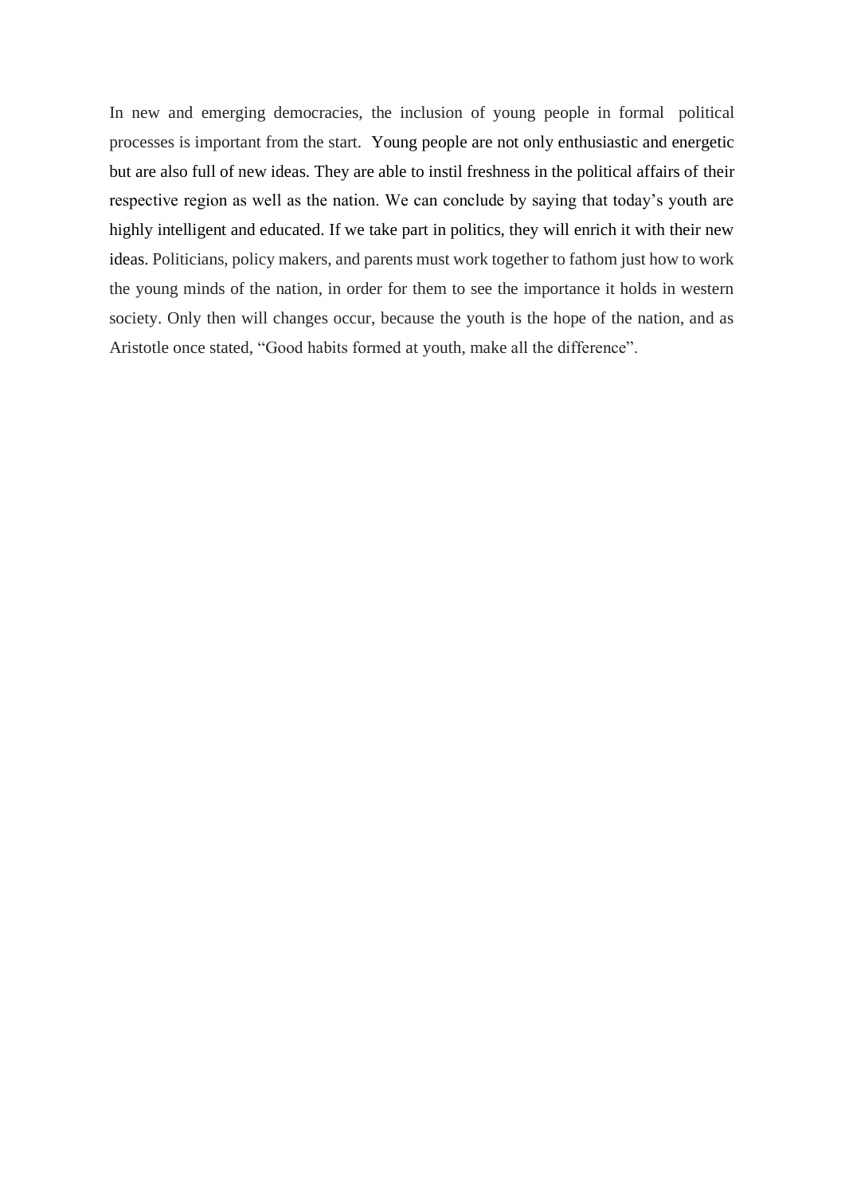In new and emerging democracies, the inclusion of young people in formal political processes is important from the start. Young people are not only enthusiastic and energetic but are also full of new ideas. They are able to instil freshness in the political affairs of their respective region as well as the nation. We can conclude by saying that today's youth are highly intelligent and educated. If we take part in politics, they will enrich it with their new ideas. Politicians, policy makers, and parents must work together to fathom just how to work the young minds of the nation, in order for them to see the importance it holds in western society. Only then will changes occur, because the youth is the hope of the nation, and as Aristotle once stated, "Good habits formed at youth, make all the difference".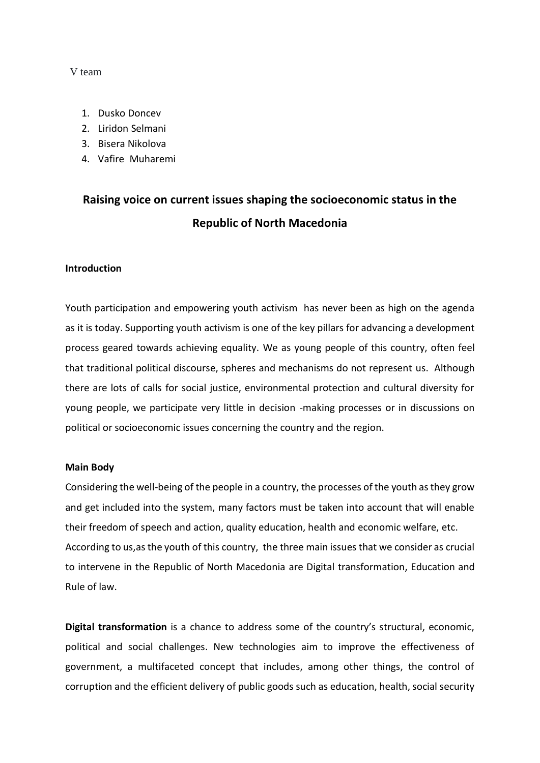V team

1. Dusko Doncev
2. Liridon Selmani
3. Bisera Nikolova
4. Vafire Muharemi

## Raising voice on current issues shaping the socioeconomic status in the Republic of North Macedonia

**Introduction**

Youth participation and empowering youth activism has never been as high on the agenda as it is today. Supporting youth activism is one of the key pillars for advancing a development process geared towards achieving equality. We as young people of this country, often feel that traditional political discourse, spheres and mechanisms do not represent us. Although there are lots of calls for social justice, environmental protection and cultural diversity for young people, we participate very little in decision -making processes or in discussions on political or socioeconomic issues concerning the country and the region.

**Main Body**

Considering the well-being of the people in a country, the processes of the youth as they grow and get included into the system, many factors must be taken into account that will enable their freedom of speech and action, quality education, health and economic welfare, etc. According to us,as the youth of this country, the three main issues that we consider as crucial to intervene in the Republic of North Macedonia are Digital transformation, Education and Rule of law.

**Digital transformation** is a chance to address some of the country's structural, economic, political and social challenges. New technologies aim to improve the effectiveness of government, a multifaceted concept that includes, among other things, the control of corruption and the efficient delivery of public goods such as education, health, social security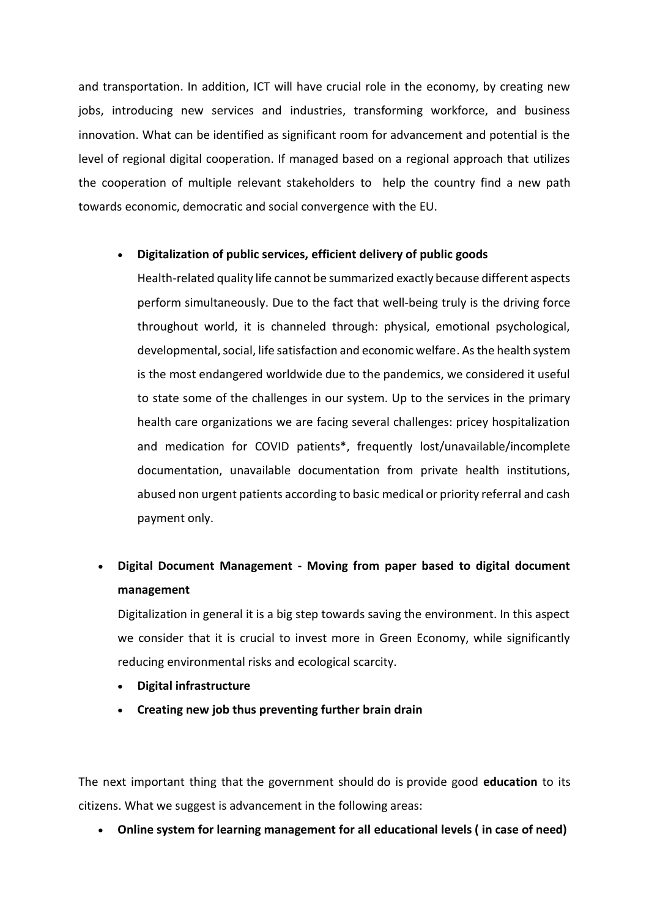and transportation. In addition, ICT will have crucial role in the economy, by creating new jobs, introducing new services and industries, transforming workforce, and business innovation. What can be identified as significant room for advancement and potential is the level of regional digital cooperation. If managed based on a regional approach that utilizes the cooperation of multiple relevant stakeholders to help the country find a new path towards economic, democratic and social convergence with the EU.

  - **Digitalization of public services, efficient delivery of public goods**

    Health-related quality life cannot be summarized exactly because different aspects perform simultaneously. Due to the fact that well-being truly is the driving force throughout world, it is channeled through: physical, emotional psychological, developmental, social, life satisfaction and economic welfare. As the health system is the most endangered worldwide due to the pandemics, we considered it useful to state some of the challenges in our system. Up to the services in the primary health care organizations we are facing several challenges: pricey hospitalization and medication for COVID patients*, frequently lost/unavailable/incomplete documentation, unavailable documentation from private health institutions, abused non urgent patients according to basic medical or priority referral and cash payment only.

- **Digital Document Management - Moving from paper based to digital document management**

  Digitalization in general it is a big step towards saving the environment. In this aspect we consider that it is crucial to invest more in Green Economy, while significantly reducing environmental risks and ecological scarcity.

  - **Digital infrastructure**
  - **Creating new job thus preventing further brain drain**

The next important thing that the government should do is provide good **education** to its citizens. What we suggest is advancement in the following areas:

- **Online system for learning management for all educational levels ( in case of need)**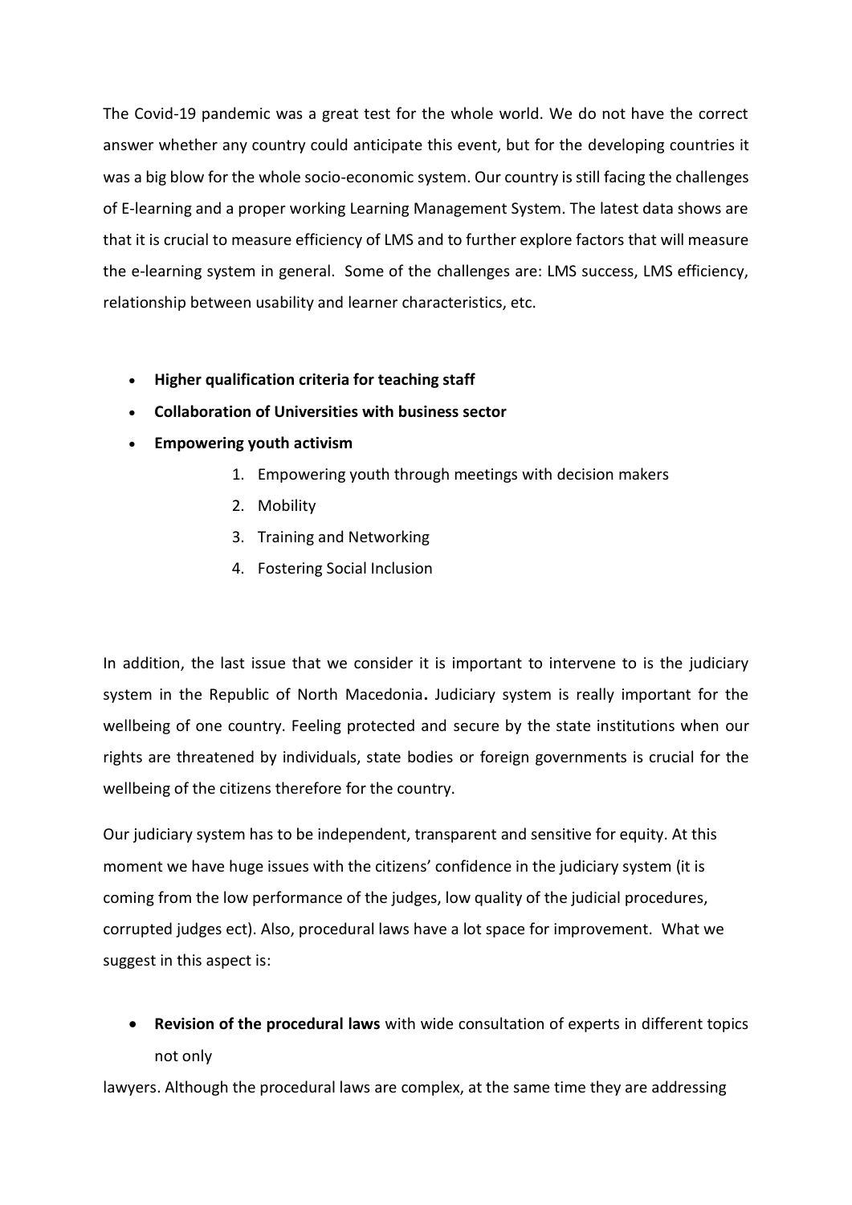The Covid-19 pandemic was a great test for the whole world. We do not have the correct answer whether any country could anticipate this event, but for the developing countries it was a big blow for the whole socio-economic system. Our country is still facing the challenges of E-learning and a proper working Learning Management System. The latest data shows are that it is crucial to measure efficiency of LMS and to further explore factors that will measure the e-learning system in general. Some of the challenges are: LMS success, LMS efficiency, relationship between usability and learner characteristics, etc.

- **Higher qualification criteria for teaching staff**
- **Collaboration of Universities with business sector**
- **Empowering youth activism**
    1. Empowering youth through meetings with decision makers
    2. Mobility
    3. Training and Networking
    4. Fostering Social Inclusion

In addition, the last issue that we consider it is important to intervene to is the judiciary system in the Republic of North Macedonia**.** Judiciary system is really important for the wellbeing of one country. Feeling protected and secure by the state institutions when our rights are threatened by individuals, state bodies or foreign governments is crucial for the wellbeing of the citizens therefore for the country.

Our judiciary system has to be independent, transparent and sensitive for equity. At this moment we have huge issues with the citizens' confidence in the judiciary system (it is coming from the low performance of the judges, low quality of the judicial procedures, corrupted judges ect). Also, procedural laws have a lot space for improvement. What we suggest in this aspect is:

- **Revision of the procedural laws** with wide consultation of experts in different topics not only

lawyers. Although the procedural laws are complex, at the same time they are addressing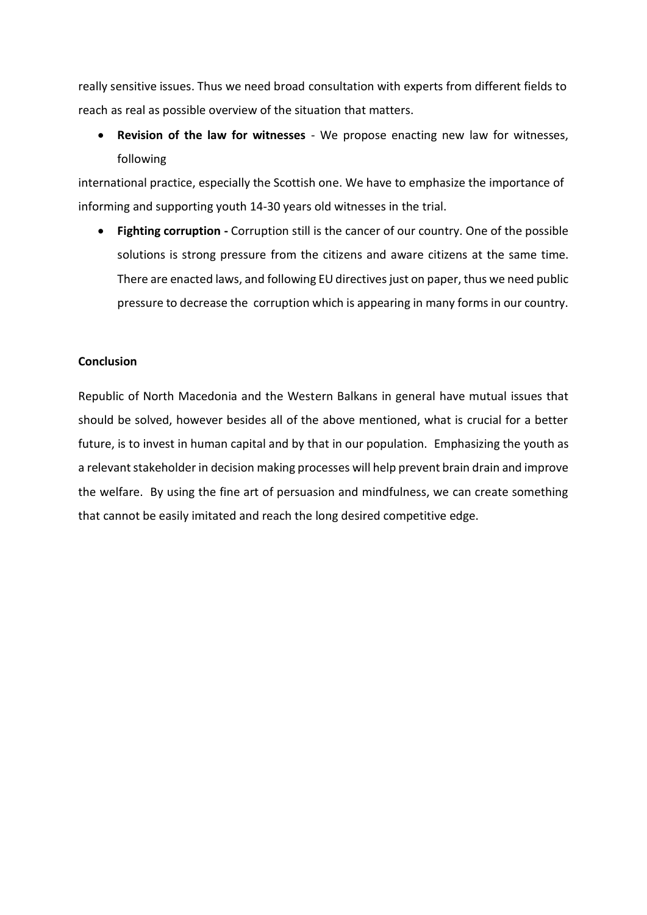really sensitive issues. Thus we need broad consultation with experts from different fields to reach as real as possible overview of the situation that matters.

- **Revision of the law for witnesses** - We propose enacting new law for witnesses, following

international practice, especially the Scottish one. We have to emphasize the importance of informing and supporting youth 14-30 years old witnesses in the trial.

- **Fighting corruption -** Corruption still is the cancer of our country. One of the possible solutions is strong pressure from the citizens and aware citizens at the same time. There are enacted laws, and following EU directives just on paper, thus we need public pressure to decrease the corruption which is appearing in many forms in our country.

**Conclusion**

Republic of North Macedonia and the Western Balkans in general have mutual issues that should be solved, however besides all of the above mentioned, what is crucial for a better future, is to invest in human capital and by that in our population. Emphasizing the youth as a relevant stakeholder in decision making processes will help prevent brain drain and improve the welfare. By using the fine art of persuasion and mindfulness, we can create something that cannot be easily imitated and reach the long desired competitive edge.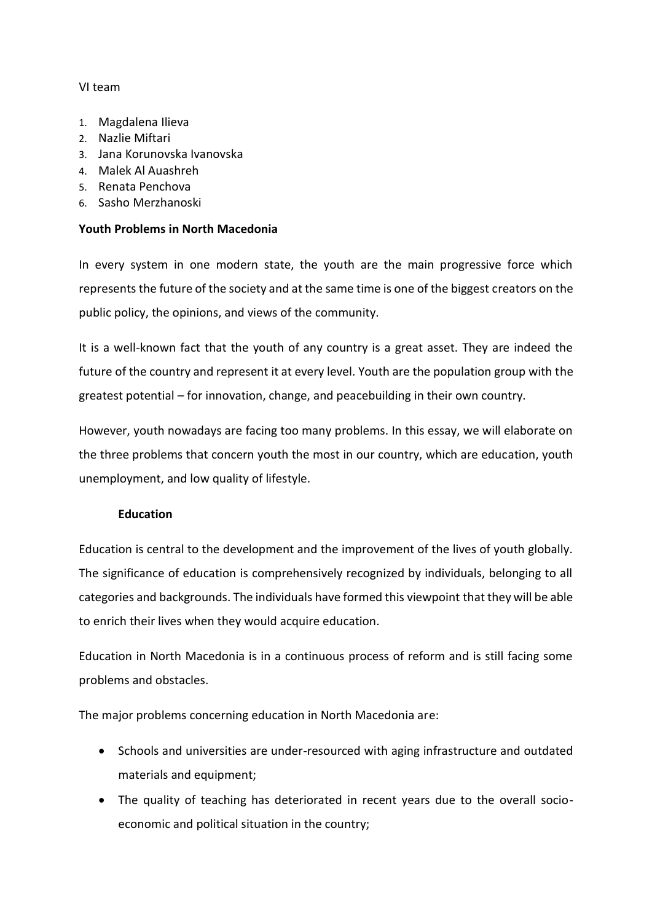VI team

1. Magdalena Ilieva
2. Nazlie Miftari
3. Jana Korunovska Ivanovska
4. Malek Al Auashreh
5. Renata Penchova
6. Sasho Merzhanoski

## Youth Problems in North Macedonia

In every system in one modern state, the youth are the main progressive force which represents the future of the society and at the same time is one of the biggest creators on the public policy, the opinions, and views of the community.

It is a well-known fact that the youth of any country is a great asset. They are indeed the future of the country and represent it at every level. Youth are the population group with the greatest potential – for innovation, change, and peacebuilding in their own country.

However, youth nowadays are facing too many problems. In this essay, we will elaborate on the three problems that concern youth the most in our country, which are education, youth unemployment, and low quality of lifestyle.

### Education

Education is central to the development and the improvement of the lives of youth globally. The significance of education is comprehensively recognized by individuals, belonging to all categories and backgrounds. The individuals have formed this viewpoint that they will be able to enrich their lives when they would acquire education.

Education in North Macedonia is in a continuous process of reform and is still facing some problems and obstacles.

The major problems concerning education in North Macedonia are:

- Schools and universities are under-resourced with aging infrastructure and outdated materials and equipment;
- The quality of teaching has deteriorated in recent years due to the overall socio-economic and political situation in the country;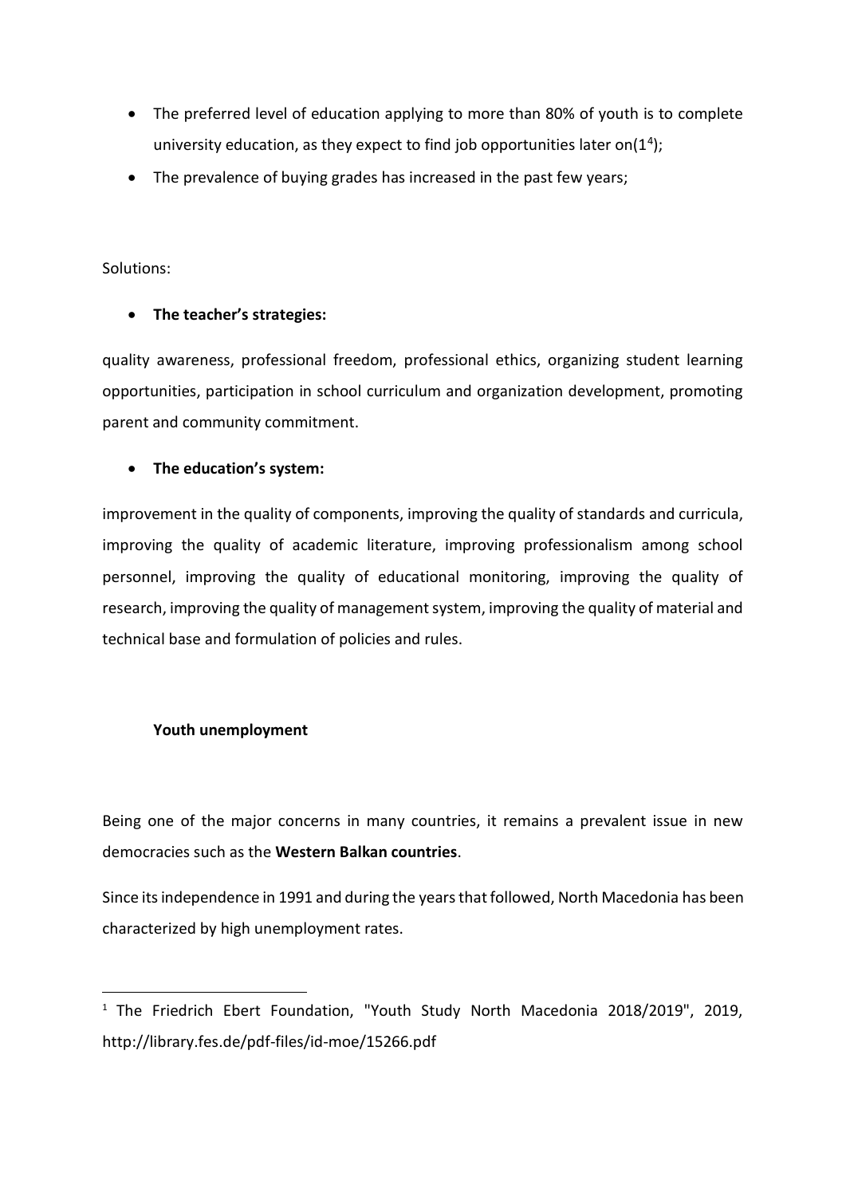- The preferred level of education applying to more than 80% of youth is to complete university education, as they expect to find job opportunities later on(1[4]);
- The prevalence of buying grades has increased in the past few years;

Solutions:

- **The teacher's strategies:**

quality awareness, professional freedom, professional ethics, organizing student learning opportunities, participation in school curriculum and organization development, promoting parent and community commitment.

- **The education's system:**

improvement in the quality of components, improving the quality of standards and curricula, improving the quality of academic literature, improving professionalism among school personnel, improving the quality of educational monitoring, improving the quality of research, improving the quality of management system, improving the quality of material and technical base and formulation of policies and rules.

### Youth unemployment

Being one of the major concerns in many countries, it remains a prevalent issue in new democracies such as the **Western Balkan countries**.

Since its independence in 1991 and during the years that followed, North Macedonia has been characterized by high unemployment rates.

[1] The Friedrich Ebert Foundation, "Youth Study North Macedonia 2018/2019", 2019, http://library.fes.de/pdf-files/id-moe/15266.pdf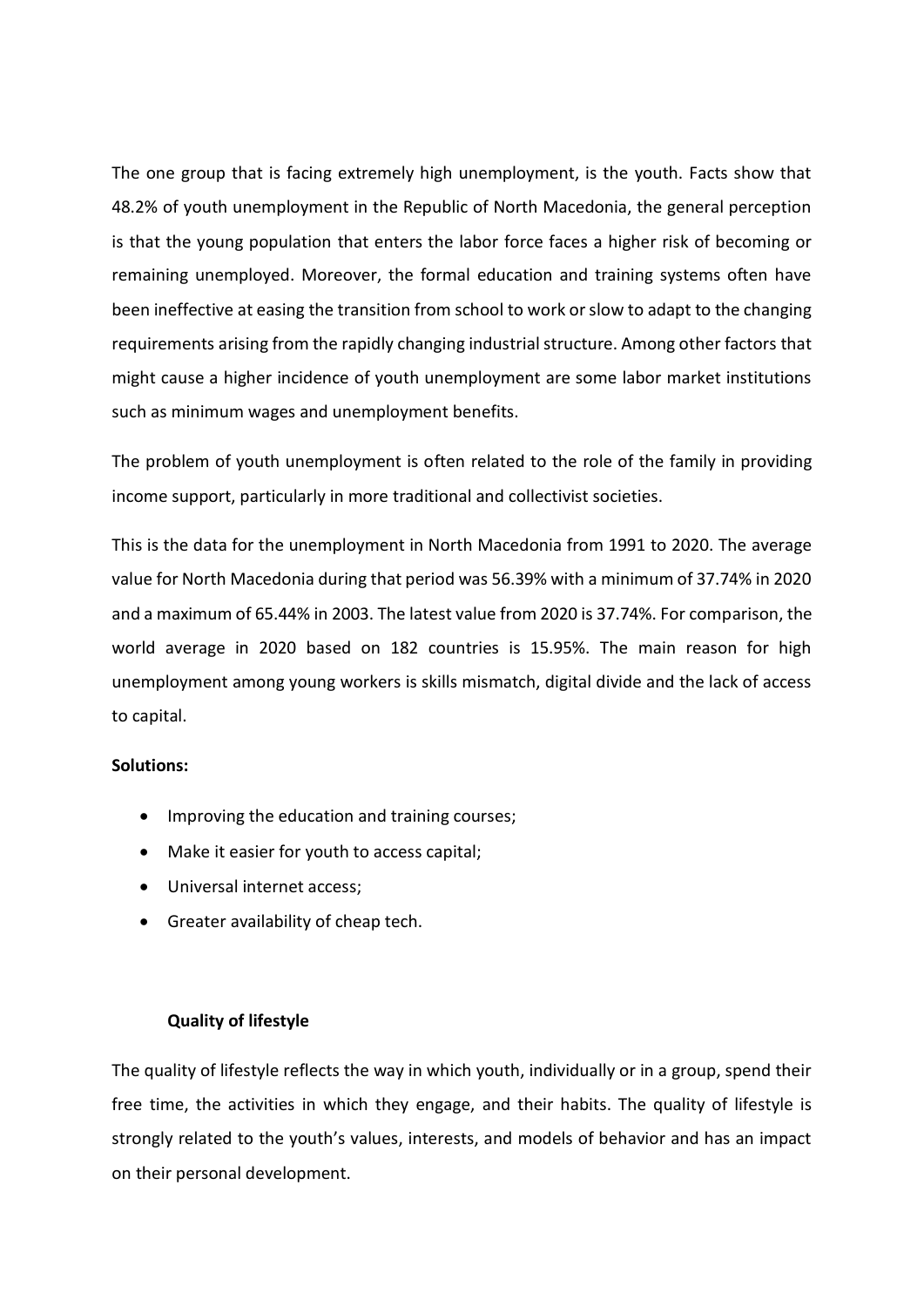The one group that is facing extremely high unemployment, is the youth. Facts show that 48.2% of youth unemployment in the Republic of North Macedonia, the general perception is that the young population that enters the labor force faces a higher risk of becoming or remaining unemployed. Moreover, the formal education and training systems often have been ineffective at easing the transition from school to work or slow to adapt to the changing requirements arising from the rapidly changing industrial structure. Among other factors that might cause a higher incidence of youth unemployment are some labor market institutions such as minimum wages and unemployment benefits.

The problem of youth unemployment is often related to the role of the family in providing income support, particularly in more traditional and collectivist societies.

This is the data for the unemployment in North Macedonia from 1991 to 2020. The average value for North Macedonia during that period was 56.39% with a minimum of 37.74% in 2020 and a maximum of 65.44% in 2003. The latest value from 2020 is 37.74%. For comparison, the world average in 2020 based on 182 countries is 15.95%. The main reason for high unemployment among young workers is skills mismatch, digital divide and the lack of access to capital.

**Solutions:**

- Improving the education and training courses;
- Make it easier for youth to access capital;
- Universal internet access;
- Greater availability of cheap tech.

### Quality of lifestyle

The quality of lifestyle reflects the way in which youth, individually or in a group, spend their free time, the activities in which they engage, and their habits. The quality of lifestyle is strongly related to the youth's values, interests, and models of behavior and has an impact on their personal development.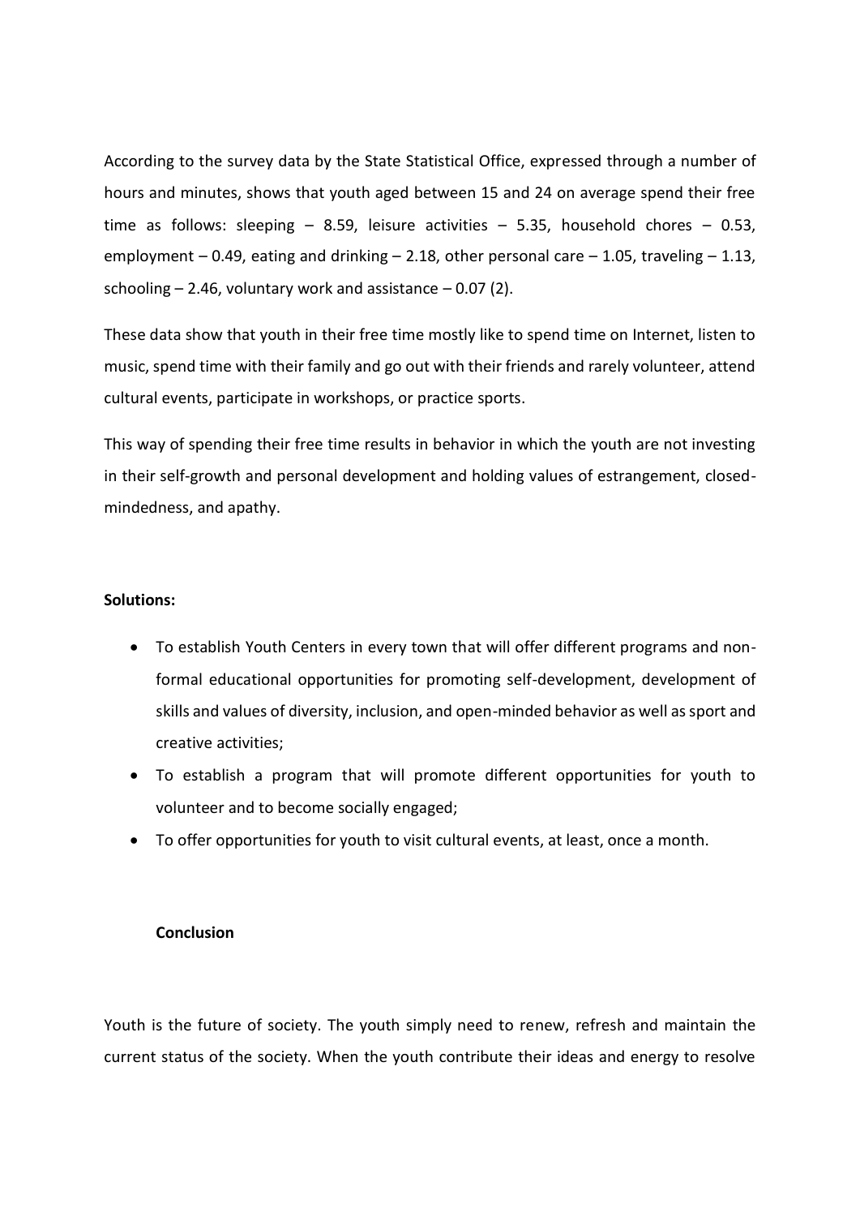According to the survey data by the State Statistical Office, expressed through a number of hours and minutes, shows that youth aged between 15 and 24 on average spend their free time as follows: sleeping – 8.59, leisure activities – 5.35, household chores – 0.53, employment – 0.49, eating and drinking – 2.18, other personal care – 1.05, traveling – 1.13, schooling – 2.46, voluntary work and assistance – 0.07 (2).

These data show that youth in their free time mostly like to spend time on Internet, listen to music, spend time with their family and go out with their friends and rarely volunteer, attend cultural events, participate in workshops, or practice sports.

This way of spending their free time results in behavior in which the youth are not investing in their self-growth and personal development and holding values of estrangement, closed-mindedness, and apathy.

**Solutions:**

- To establish Youth Centers in every town that will offer different programs and non-formal educational opportunities for promoting self-development, development of skills and values of diversity, inclusion, and open-minded behavior as well as sport and creative activities;
- To establish a program that will promote different opportunities for youth to volunteer and to become socially engaged;
- To offer opportunities for youth to visit cultural events, at least, once a month.

**Conclusion**

Youth is the future of society. The youth simply need to renew, refresh and maintain the current status of the society. When the youth contribute their ideas and energy to resolve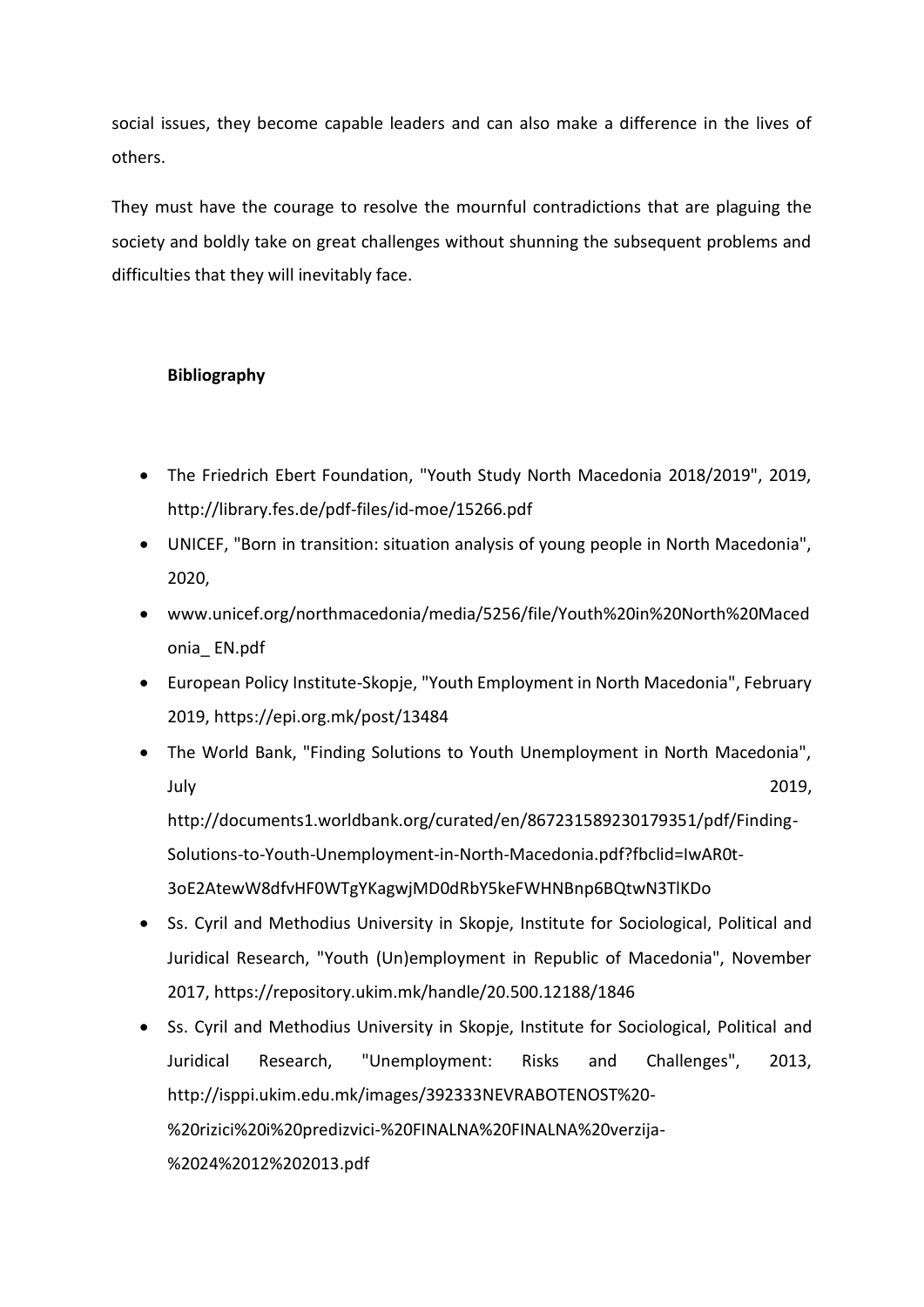social issues, they become capable leaders and can also make a difference in the lives of others.

They must have the courage to resolve the mournful contradictions that are plaguing the society and boldly take on great challenges without shunning the subsequent problems and difficulties that they will inevitably face.

**Bibliography**

- The Friedrich Ebert Foundation, "Youth Study North Macedonia 2018/2019", 2019, http://library.fes.de/pdf-files/id-moe/15266.pdf
- UNICEF, "Born in transition: situation analysis of young people in North Macedonia", 2020,
- www.unicef.org/northmacedonia/media/5256/file/Youth%20in%20North%20Macedonia_ EN.pdf
- European Policy Institute-Skopje, "Youth Employment in North Macedonia", February 2019, https://epi.org.mk/post/13484
- The World Bank, "Finding Solutions to Youth Unemployment in North Macedonia", July 2019, http://documents1.worldbank.org/curated/en/867231589230179351/pdf/Finding-Solutions-to-Youth-Unemployment-in-North-Macedonia.pdf?fbclid=IwAR0t-3oE2AtewW8dfvHF0WTgYKagwjMD0dRbY5keFWHNBnp6BQtwN3TlKDo
- Ss. Cyril and Methodius University in Skopje, Institute for Sociological, Political and Juridical Research, "Youth (Un)employment in Republic of Macedonia", November 2017, https://repository.ukim.mk/handle/20.500.12188/1846
- Ss. Cyril and Methodius University in Skopje, Institute for Sociological, Political and Juridical Research, "Unemployment: Risks and Challenges", 2013, http://isppi.ukim.edu.mk/images/392333NEVRABOTENOST%20-%20rizici%20i%20predizvici-%20FINALNA%20FINALNA%20verzija-%2024%2012%202013.pdf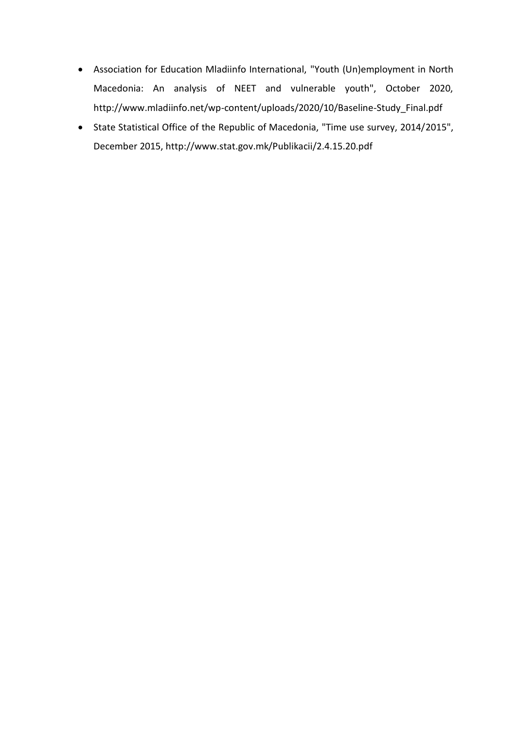- Association for Education Mladiinfo International, "Youth (Un)employment in North Macedonia: An analysis of NEET and vulnerable youth", October 2020, http://www.mladiinfo.net/wp-content/uploads/2020/10/Baseline-Study_Final.pdf
- State Statistical Office of the Republic of Macedonia, "Time use survey, 2014/2015", December 2015, http://www.stat.gov.mk/Publikacii/2.4.15.20.pdf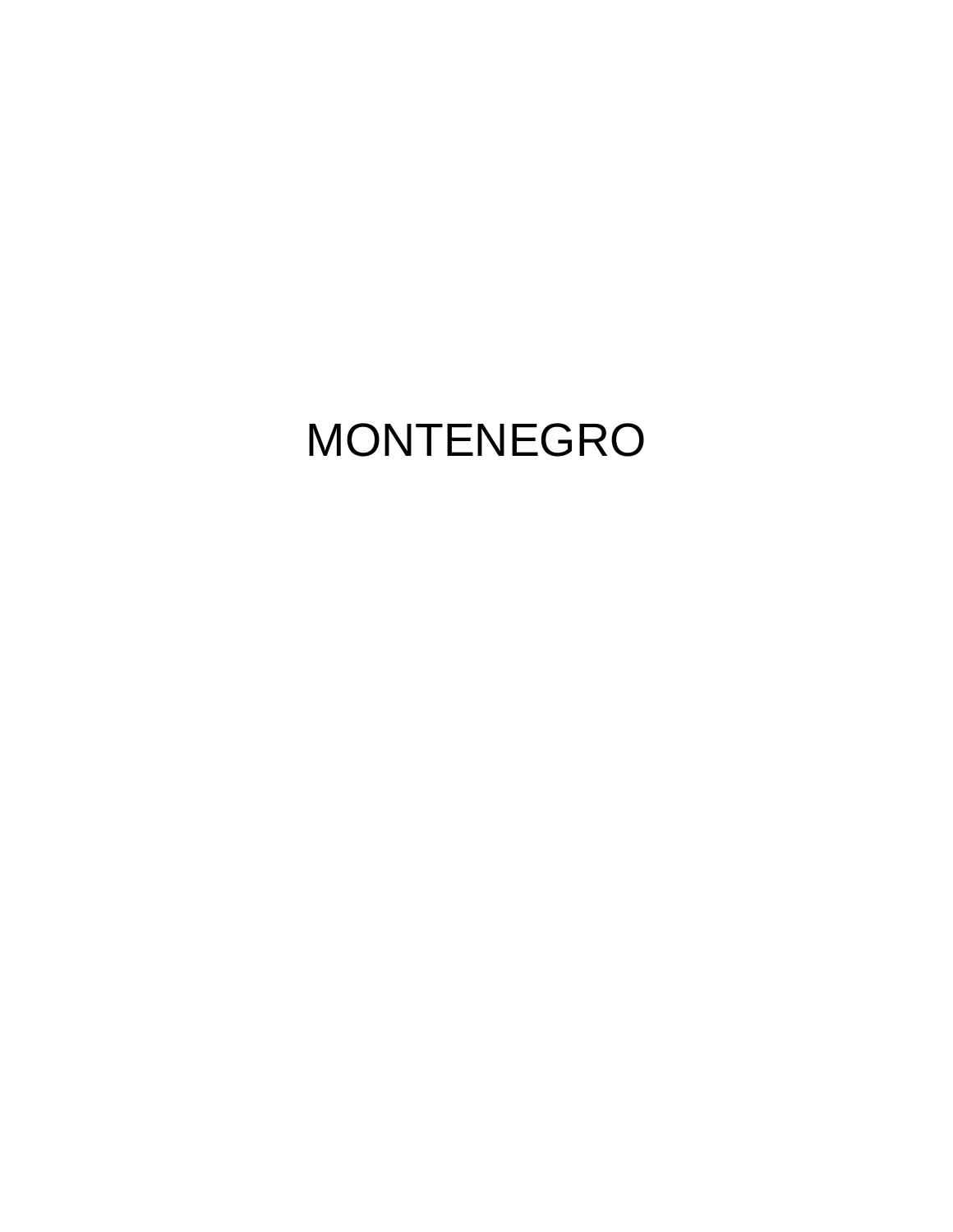# MONTENEGRO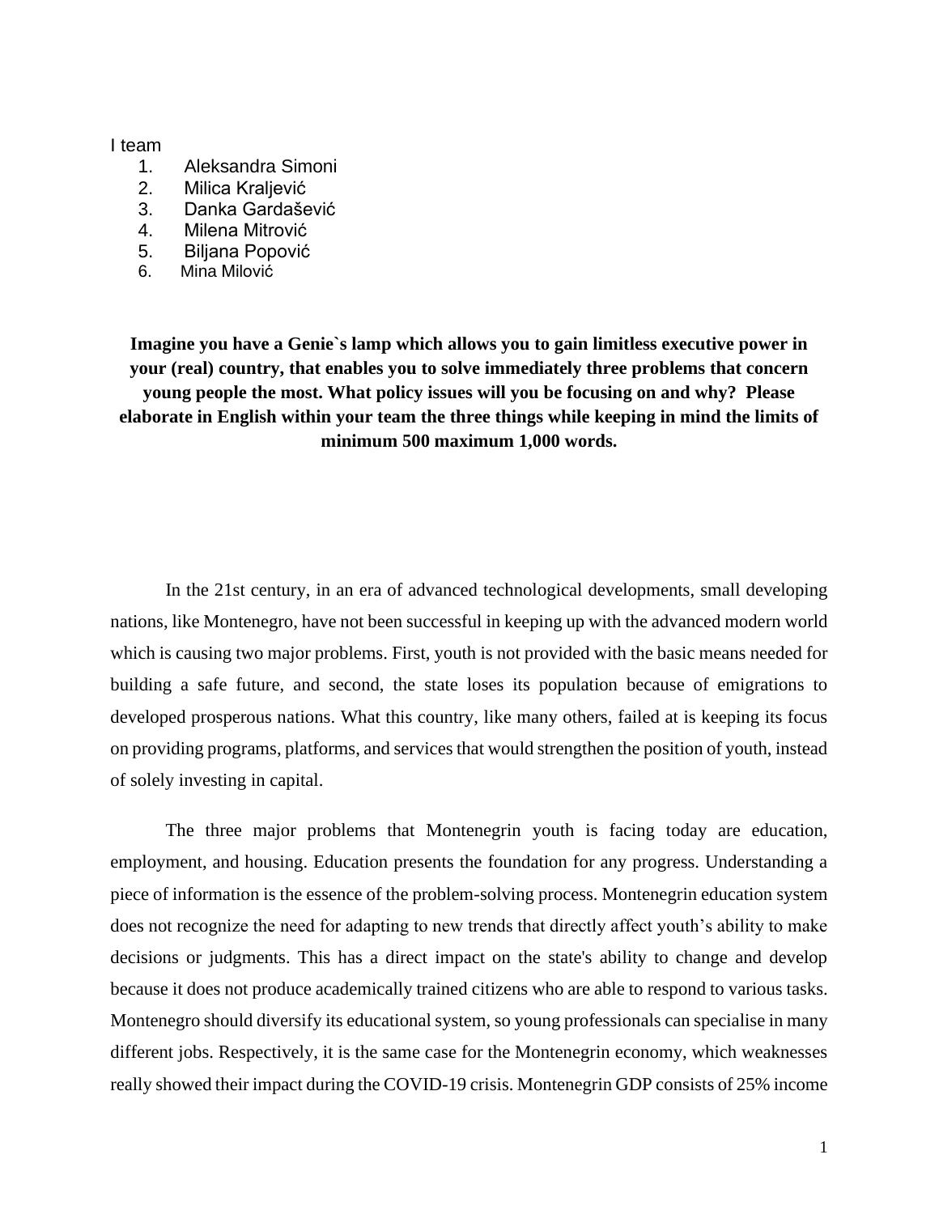I team

1. Aleksandra Simoni
2. Milica Kraljević
3. Danka Gardašević
4. Milena Mitrović
5. Biljana Popović
6. Mina Milović

**Imagine you have a Genie`s lamp which allows you to gain limitless executive power in your (real) country, that enables you to solve immediately three problems that concern young people the most. What policy issues will you be focusing on and why? Please elaborate in English within your team the three things while keeping in mind the limits of minimum 500 maximum 1,000 words.**

In the 21st century, in an era of advanced technological developments, small developing nations, like Montenegro, have not been successful in keeping up with the advanced modern world which is causing two major problems. First, youth is not provided with the basic means needed for building a safe future, and second, the state loses its population because of emigrations to developed prosperous nations. What this country, like many others, failed at is keeping its focus on providing programs, platforms, and services that would strengthen the position of youth, instead of solely investing in capital.

The three major problems that Montenegrin youth is facing today are education, employment, and housing. Education presents the foundation for any progress. Understanding a piece of information is the essence of the problem-solving process. Montenegrin education system does not recognize the need for adapting to new trends that directly affect youth's ability to make decisions or judgments. This has a direct impact on the state's ability to change and develop because it does not produce academically trained citizens who are able to respond to various tasks. Montenegro should diversify its educational system, so young professionals can specialise in many different jobs. Respectively, it is the same case for the Montenegrin economy, which weaknesses really showed their impact during the COVID-19 crisis. Montenegrin GDP consists of 25% income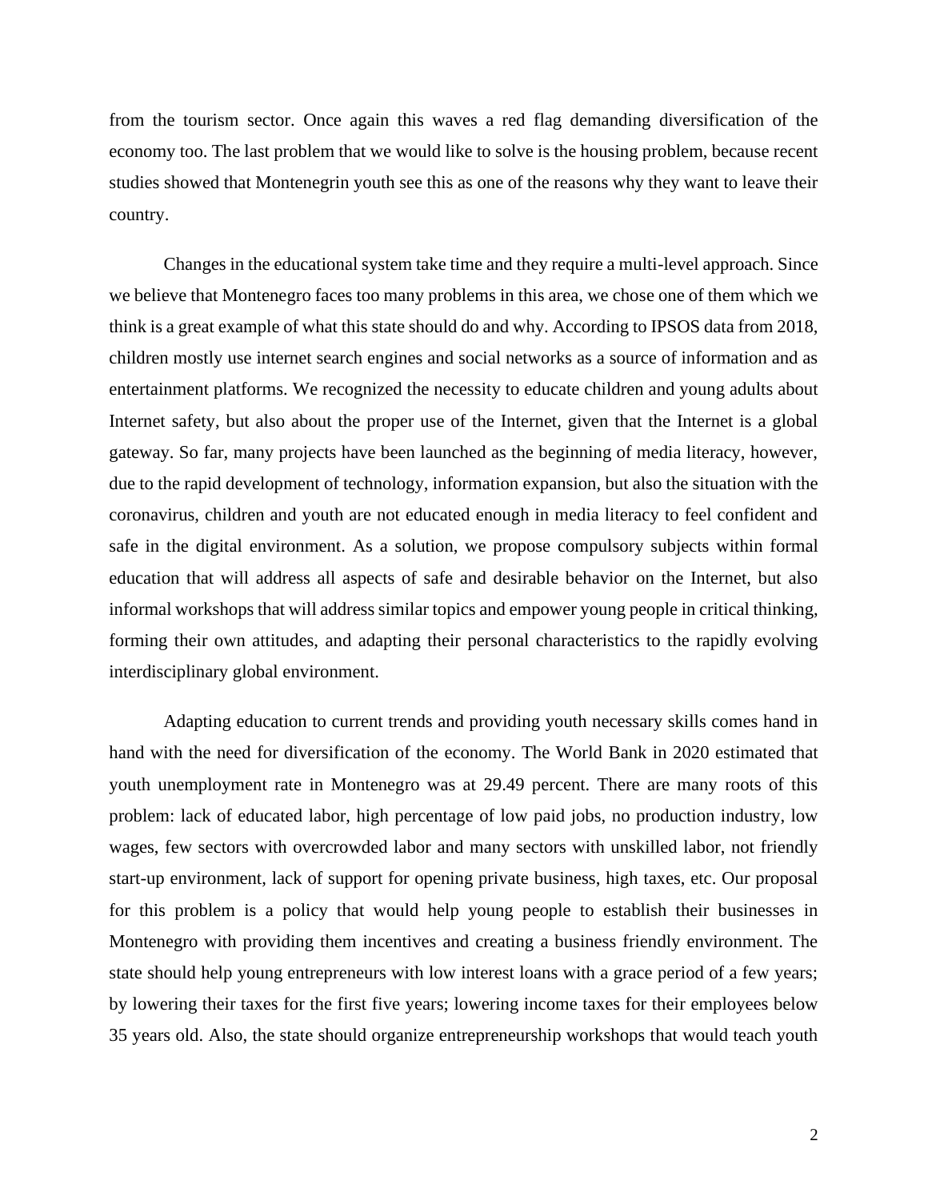from the tourism sector. Once again this waves a red flag demanding diversification of the economy too. The last problem that we would like to solve is the housing problem, because recent studies showed that Montenegrin youth see this as one of the reasons why they want to leave their country.

Changes in the educational system take time and they require a multi-level approach. Since we believe that Montenegro faces too many problems in this area, we chose one of them which we think is a great example of what this state should do and why. According to IPSOS data from 2018, children mostly use internet search engines and social networks as a source of information and as entertainment platforms. We recognized the necessity to educate children and young adults about Internet safety, but also about the proper use of the Internet, given that the Internet is a global gateway. So far, many projects have been launched as the beginning of media literacy, however, due to the rapid development of technology, information expansion, but also the situation with the coronavirus, children and youth are not educated enough in media literacy to feel confident and safe in the digital environment. As a solution, we propose compulsory subjects within formal education that will address all aspects of safe and desirable behavior on the Internet, but also informal workshops that will address similar topics and empower young people in critical thinking, forming their own attitudes, and adapting their personal characteristics to the rapidly evolving interdisciplinary global environment.

Adapting education to current trends and providing youth necessary skills comes hand in hand with the need for diversification of the economy. The World Bank in 2020 estimated that youth unemployment rate in Montenegro was at 29.49 percent. There are many roots of this problem: lack of educated labor, high percentage of low paid jobs, no production industry, low wages, few sectors with overcrowded labor and many sectors with unskilled labor, not friendly start-up environment, lack of support for opening private business, high taxes, etc. Our proposal for this problem is a policy that would help young people to establish their businesses in Montenegro with providing them incentives and creating a business friendly environment. The state should help young entrepreneurs with low interest loans with a grace period of a few years; by lowering their taxes for the first five years; lowering income taxes for their employees below 35 years old. Also, the state should organize entrepreneurship workshops that would teach youth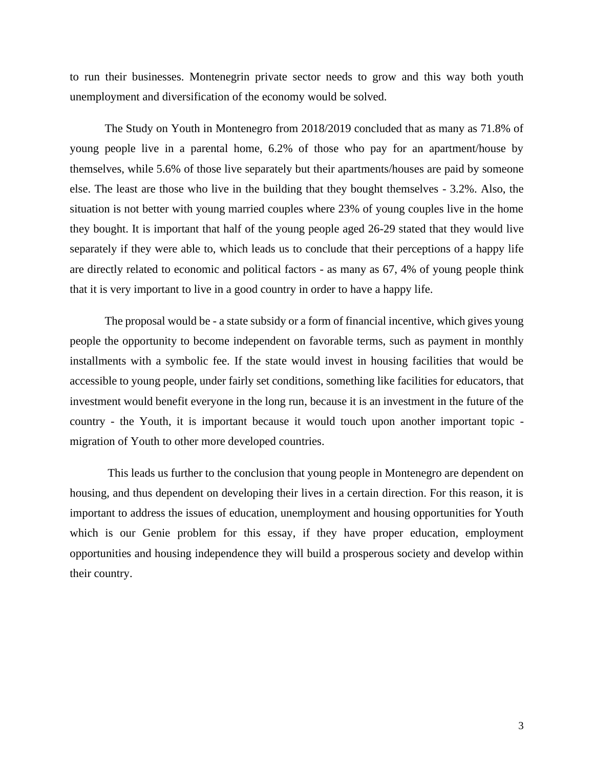to run their businesses. Montenegrin private sector needs to grow and this way both youth unemployment and diversification of the economy would be solved.

The Study on Youth in Montenegro from 2018/2019 concluded that as many as 71.8% of young people live in a parental home, 6.2% of those who pay for an apartment/house by themselves, while 5.6% of those live separately but their apartments/houses are paid by someone else. The least are those who live in the building that they bought themselves - 3.2%. Also, the situation is not better with young married couples where 23% of young couples live in the home they bought. It is important that half of the young people aged 26-29 stated that they would live separately if they were able to, which leads us to conclude that their perceptions of a happy life are directly related to economic and political factors - as many as 67, 4% of young people think that it is very important to live in a good country in order to have a happy life.

The proposal would be - a state subsidy or a form of financial incentive, which gives young people the opportunity to become independent on favorable terms, such as payment in monthly installments with a symbolic fee. If the state would invest in housing facilities that would be accessible to young people, under fairly set conditions, something like facilities for educators, that investment would benefit everyone in the long run, because it is an investment in the future of the country - the Youth, it is important because it would touch upon another important topic - migration of Youth to other more developed countries.

This leads us further to the conclusion that young people in Montenegro are dependent on housing, and thus dependent on developing their lives in a certain direction. For this reason, it is important to address the issues of education, unemployment and housing opportunities for Youth which is our Genie problem for this essay, if they have proper education, employment opportunities and housing independence they will build a prosperous society and develop within their country.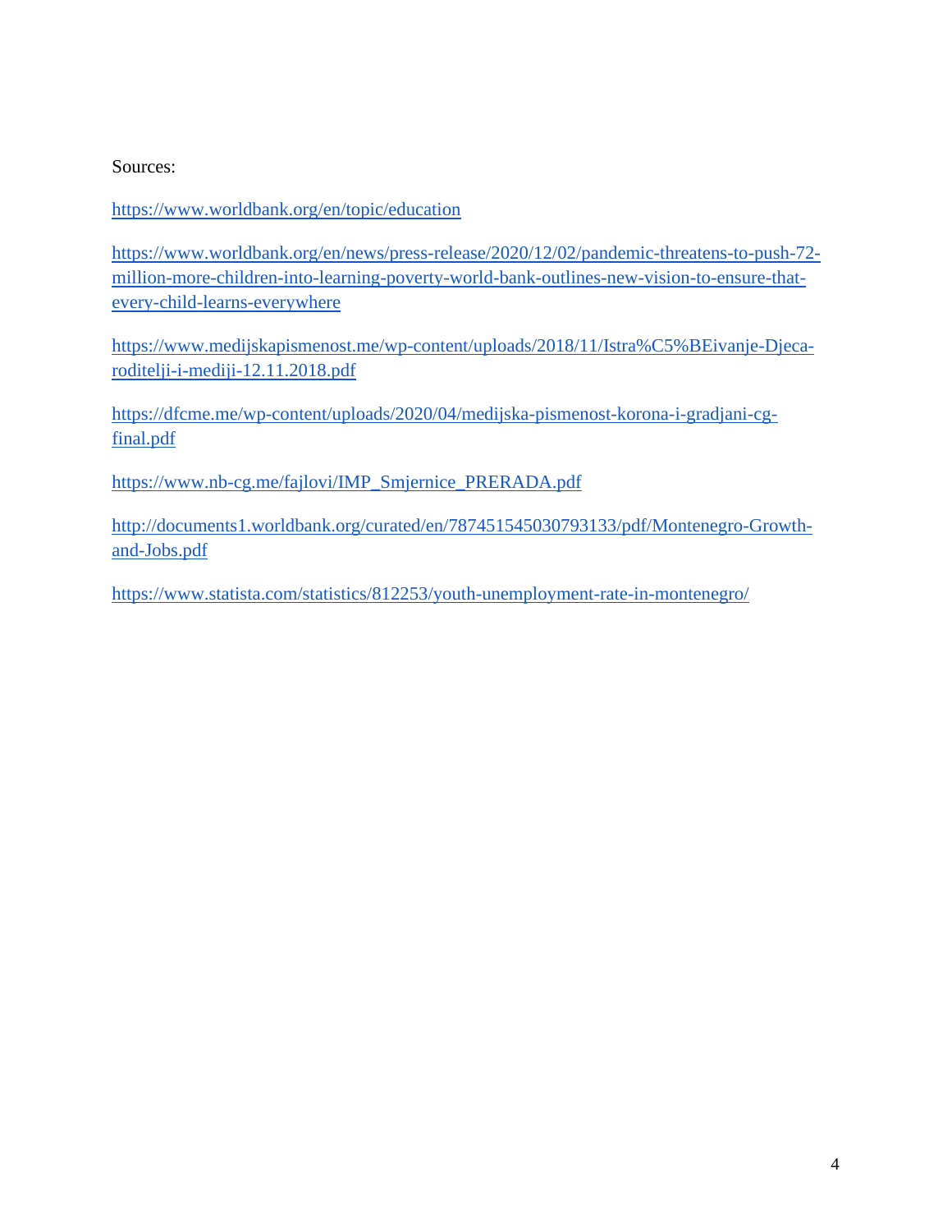Sources:

https://www.worldbank.org/en/topic/education

https://www.worldbank.org/en/news/press-release/2020/12/02/pandemic-threatens-to-push-72-million-more-children-into-learning-poverty-world-bank-outlines-new-vision-to-ensure-that-every-child-learns-everywhere

https://www.medijskapismenost.me/wp-content/uploads/2018/11/Istra%C5%BEivanje-Djeca-roditelji-i-mediji-12.11.2018.pdf

https://dfcme.me/wp-content/uploads/2020/04/medijska-pismenost-korona-i-gradjani-cg-final.pdf

https://www.nb-cg.me/fajlovi/IMP_Smjernice_PRERADA.pdf

http://documents1.worldbank.org/curated/en/787451545030793133/pdf/Montenegro-Growth-and-Jobs.pdf

https://www.statista.com/statistics/812253/youth-unemployment-rate-in-montenegro/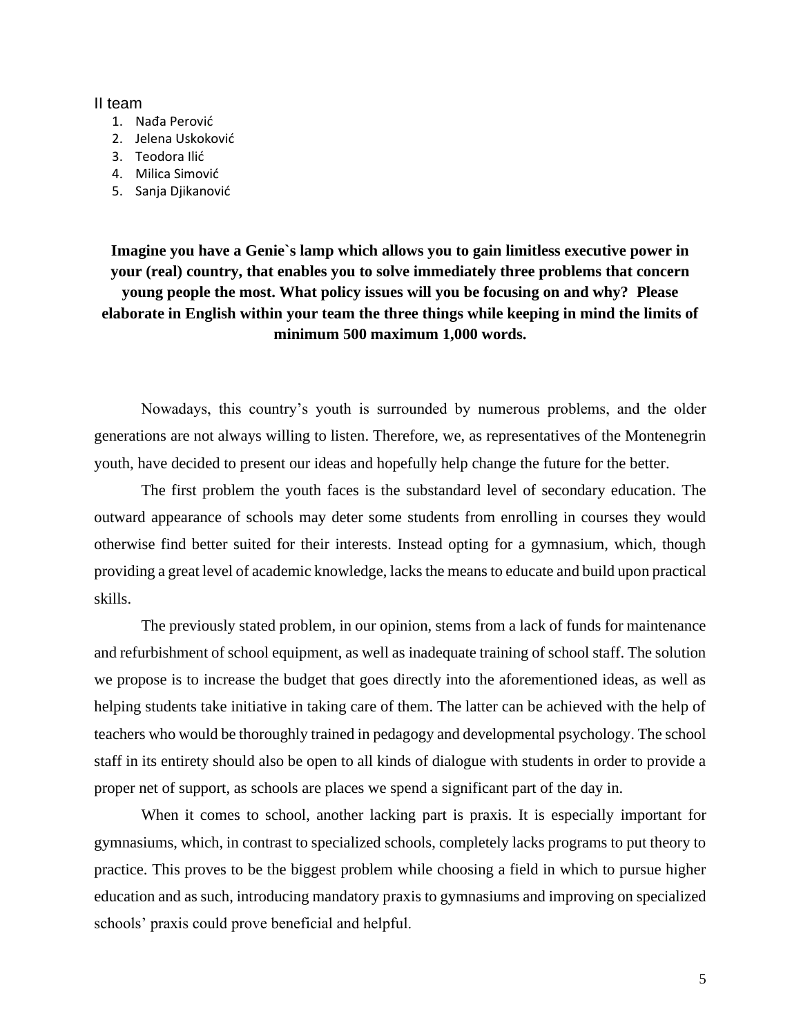II team

1. Nađa Perović
2. Jelena Usković
3. Teodora Ilić
4. Milica Simović
5. Sanja Djikanović

**Imagine you have a Genie`s lamp which allows you to gain limitless executive power in your (real) country, that enables you to solve immediately three problems that concern young people the most. What policy issues will you be focusing on and why? Please elaborate in English within your team the three things while keeping in mind the limits of minimum 500 maximum 1,000 words.**

Nowadays, this country's youth is surrounded by numerous problems, and the older generations are not always willing to listen. Therefore, we, as representatives of the Montenegrin youth, have decided to present our ideas and hopefully help change the future for the better.

The first problem the youth faces is the substandard level of secondary education. The outward appearance of schools may deter some students from enrolling in courses they would otherwise find better suited for their interests. Instead opting for a gymnasium, which, though providing a great level of academic knowledge, lacks the means to educate and build upon practical skills.

The previously stated problem, in our opinion, stems from a lack of funds for maintenance and refurbishment of school equipment, as well as inadequate training of school staff. The solution we propose is to increase the budget that goes directly into the aforementioned ideas, as well as helping students take initiative in taking care of them. The latter can be achieved with the help of teachers who would be thoroughly trained in pedagogy and developmental psychology. The school staff in its entirety should also be open to all kinds of dialogue with students in order to provide a proper net of support, as schools are places we spend a significant part of the day in.

When it comes to school, another lacking part is praxis. It is especially important for gymnasiums, which, in contrast to specialized schools, completely lacks programs to put theory to practice. This proves to be the biggest problem while choosing a field in which to pursue higher education and as such, introducing mandatory praxis to gymnasiums and improving on specialized schools' praxis could prove beneficial and helpful.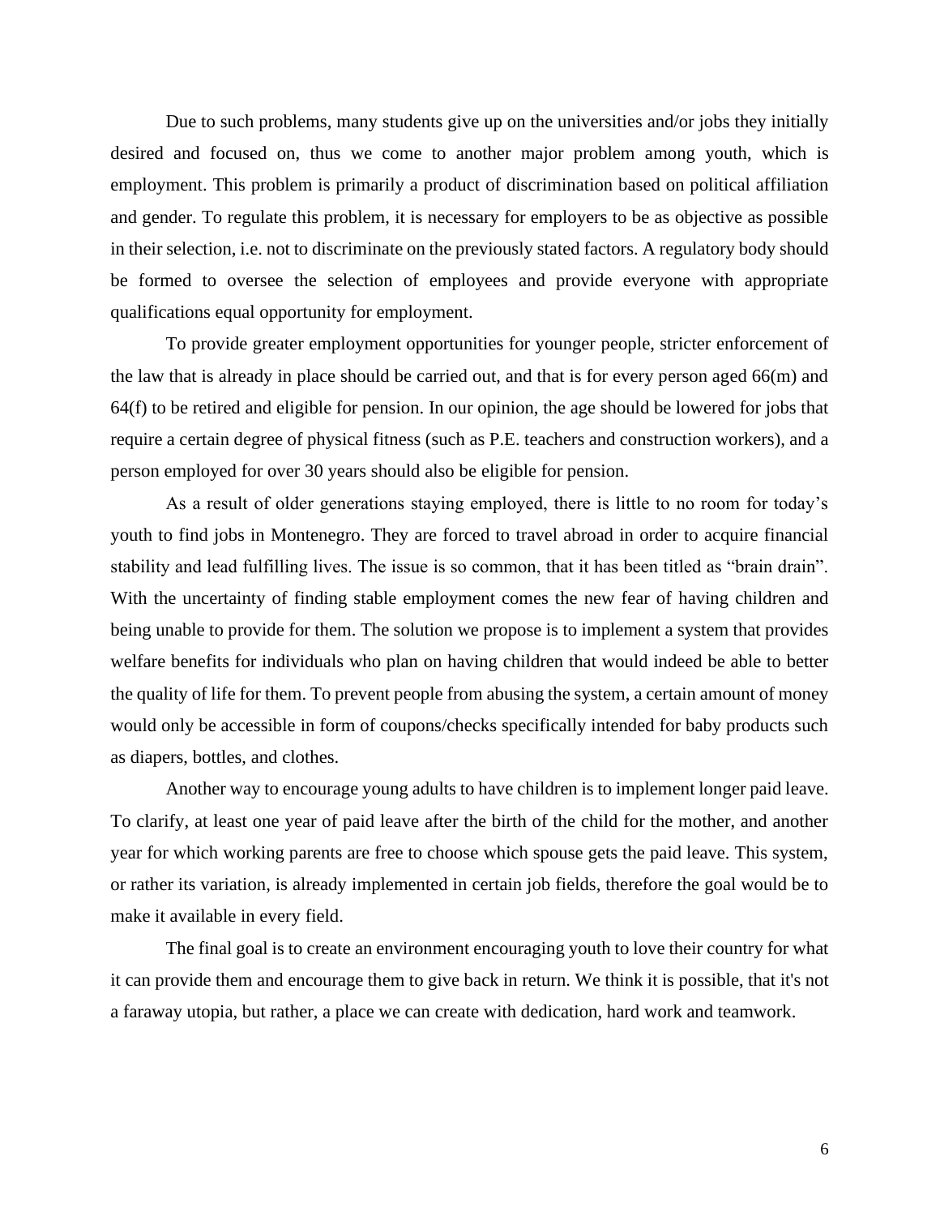Due to such problems, many students give up on the universities and/or jobs they initially desired and focused on, thus we come to another major problem among youth, which is employment. This problem is primarily a product of discrimination based on political affiliation and gender. To regulate this problem, it is necessary for employers to be as objective as possible in their selection, i.e. not to discriminate on the previously stated factors. A regulatory body should be formed to oversee the selection of employees and provide everyone with appropriate qualifications equal opportunity for employment.

To provide greater employment opportunities for younger people, stricter enforcement of the law that is already in place should be carried out, and that is for every person aged 66(m) and 64(f) to be retired and eligible for pension. In our opinion, the age should be lowered for jobs that require a certain degree of physical fitness (such as P.E. teachers and construction workers), and a person employed for over 30 years should also be eligible for pension.

As a result of older generations staying employed, there is little to no room for today's youth to find jobs in Montenegro. They are forced to travel abroad in order to acquire financial stability and lead fulfilling lives. The issue is so common, that it has been titled as "brain drain". With the uncertainty of finding stable employment comes the new fear of having children and being unable to provide for them. The solution we propose is to implement a system that provides welfare benefits for individuals who plan on having children that would indeed be able to better the quality of life for them. To prevent people from abusing the system, a certain amount of money would only be accessible in form of coupons/checks specifically intended for baby products such as diapers, bottles, and clothes.

Another way to encourage young adults to have children is to implement longer paid leave. To clarify, at least one year of paid leave after the birth of the child for the mother, and another year for which working parents are free to choose which spouse gets the paid leave. This system, or rather its variation, is already implemented in certain job fields, therefore the goal would be to make it available in every field.

The final goal is to create an environment encouraging youth to love their country for what it can provide them and encourage them to give back in return. We think it is possible, that it's not a faraway utopia, but rather, a place we can create with dedication, hard work and teamwork.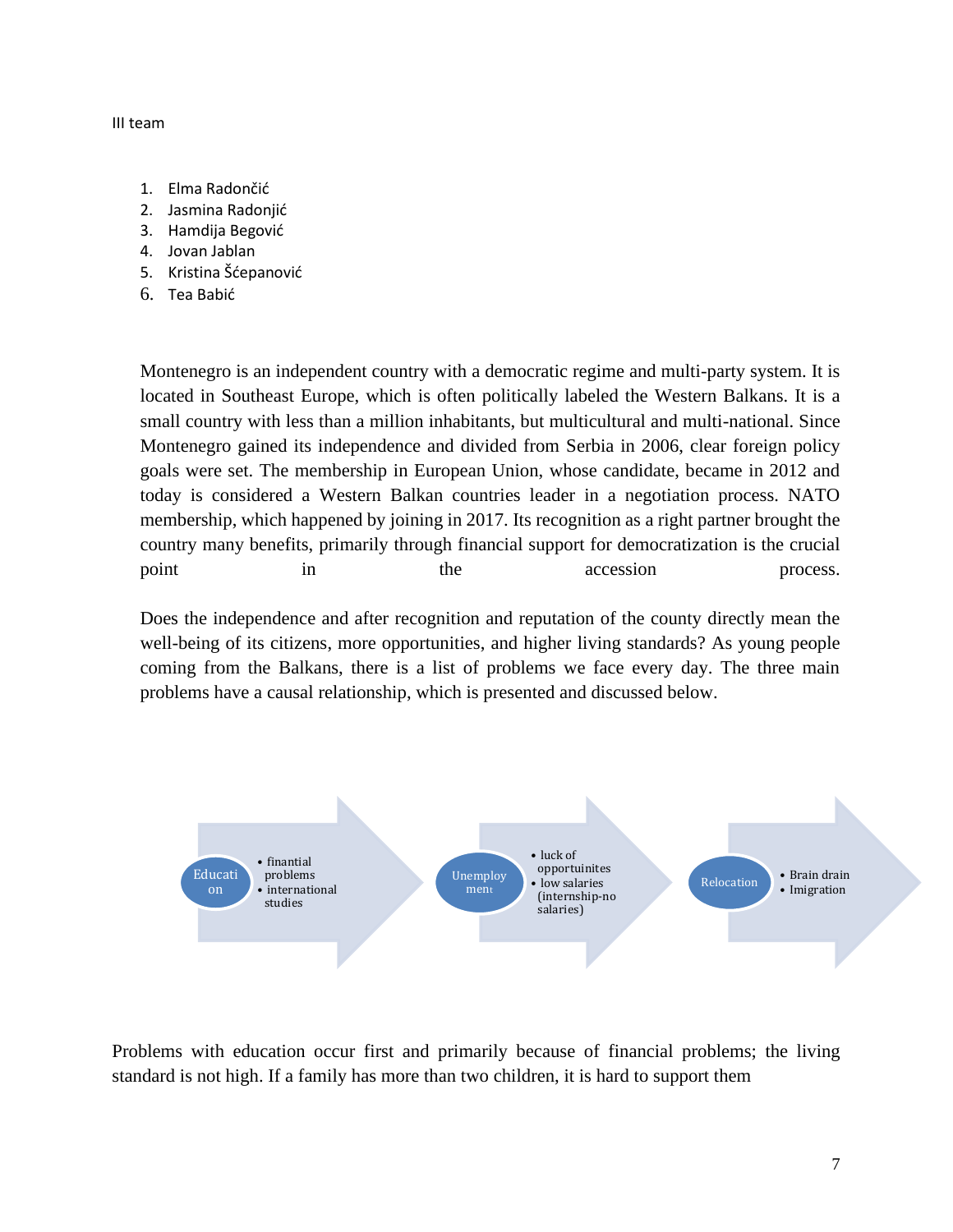III team

1. Elma Radončić
2. Jasmina Radonjić
3. Hamdija Begović
4. Jovan Jablan
5. Kristina Šćepanović
6. Tea Babić

Montenegro is an independent country with a democratic regime and multi-party system. It is located in Southeast Europe, which is often politically labeled the Western Balkans. It is a small country with less than a million inhabitants, but multicultural and multi-national. Since Montenegro gained its independence and divided from Serbia in 2006, clear foreign policy goals were set. The membership in European Union, whose candidate, became in 2012 and today is considered a Western Balkan countries leader in a negotiation process. NATO membership, which happened by joining in 2017. Its recognition as a right partner brought the country many benefits, primarily through financial support for democratization is the crucial point in the accession process.

Does the independence and after recognition and reputation of the county directly mean the well-being of its citizens, more opportunities, and higher living standards? As young people coming from the Balkans, there is a list of problems we face every day. The three main problems have a causal relationship, which is presented and discussed below.

Education
- fintantial problems
- international studies

Unemployment
- luck of opportuinites
- low salaries (internship-no salaries)

Relocation
- Brain drain
- Imigration

Problems with education occur first and primarily because of financial problems; the living standard is not high. If a family has more than two children, it is hard to support them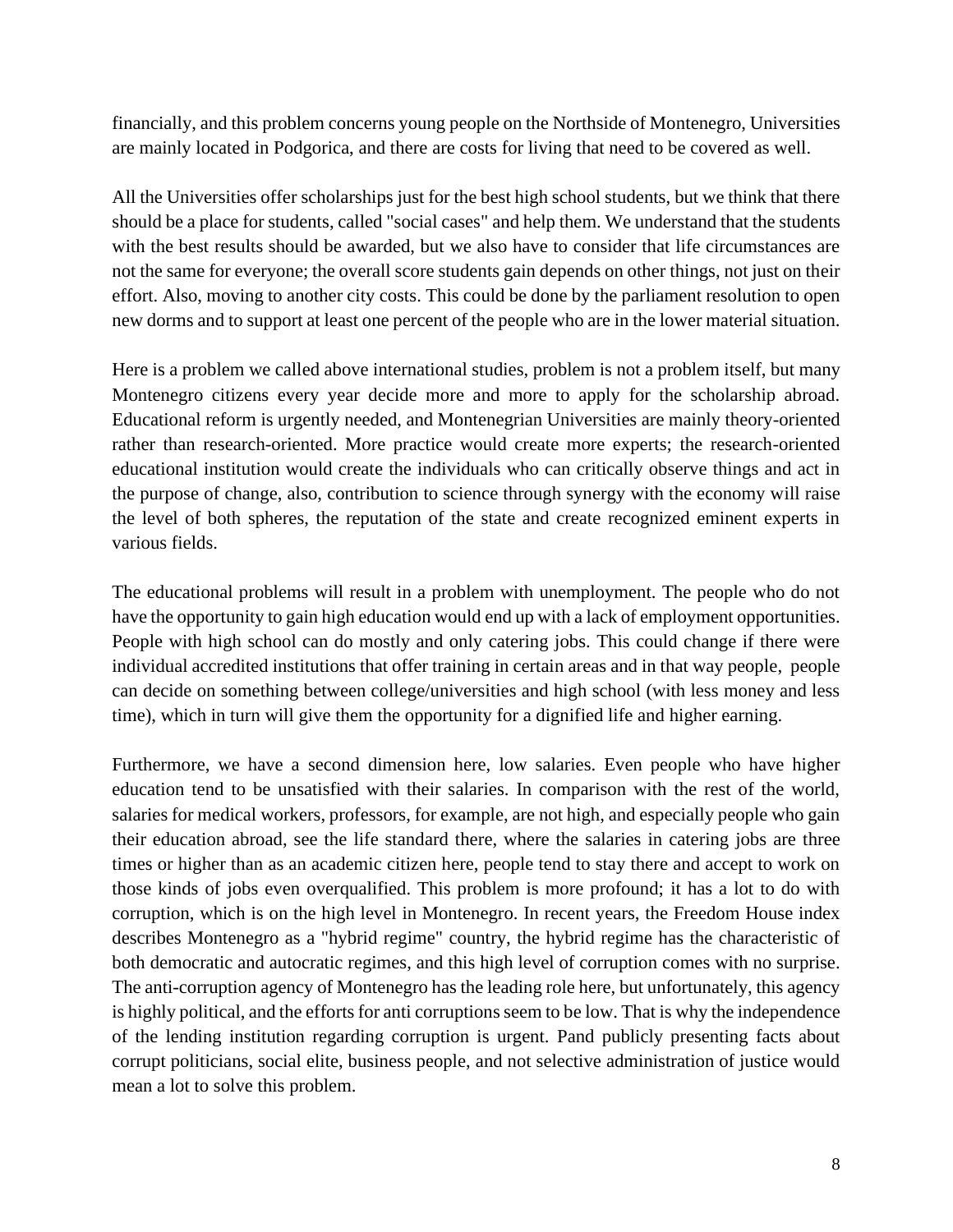financially, and this problem concerns young people on the Northside of Montenegro, Universities are mainly located in Podgorica, and there are costs for living that need to be covered as well.

All the Universities offer scholarships just for the best high school students, but we think that there should be a place for students, called "social cases" and help them. We understand that the students with the best results should be awarded, but we also have to consider that life circumstances are not the same for everyone; the overall score students gain depends on other things, not just on their effort. Also, moving to another city costs. This could be done by the parliament resolution to open new dorms and to support at least one percent of the people who are in the lower material situation.

Here is a problem we called above international studies, problem is not a problem itself, but many Montenegro citizens every year decide more and more to apply for the scholarship abroad. Educational reform is urgently needed, and Montenegrian Universities are mainly theory-oriented rather than research-oriented. More practice would create more experts; the research-oriented educational institution would create the individuals who can critically observe things and act in the purpose of change, also, contribution to science through synergy with the economy will raise the level of both spheres, the reputation of the state and create recognized eminent experts in various fields.

The educational problems will result in a problem with unemployment. The people who do not have the opportunity to gain high education would end up with a lack of employment opportunities. People with high school can do mostly and only catering jobs. This could change if there were individual accredited institutions that offer training in certain areas and in that way people, people can decide on something between college/universities and high school (with less money and less time), which in turn will give them the opportunity for a dignified life and higher earning.

Furthermore, we have a second dimension here, low salaries. Even people who have higher education tend to be unsatisfied with their salaries. In comparison with the rest of the world, salaries for medical workers, professors, for example, are not high, and especially people who gain their education abroad, see the life standard there, where the salaries in catering jobs are three times or higher than as an academic citizen here, people tend to stay there and accept to work on those kinds of jobs even overqualified. This problem is more profound; it has a lot to do with corruption, which is on the high level in Montenegro. In recent years, the Freedom House index describes Montenegro as a "hybrid regime" country, the hybrid regime has the characteristic of both democratic and autocratic regimes, and this high level of corruption comes with no surprise. The anti-corruption agency of Montenegro has the leading role here, but unfortunately, this agency is highly political, and the efforts for anti corruptions seem to be low. That is why the independence of the lending institution regarding corruption is urgent. Pand publicly presenting facts about corrupt politicians, social elite, business people, and not selective administration of justice would mean a lot to solve this problem.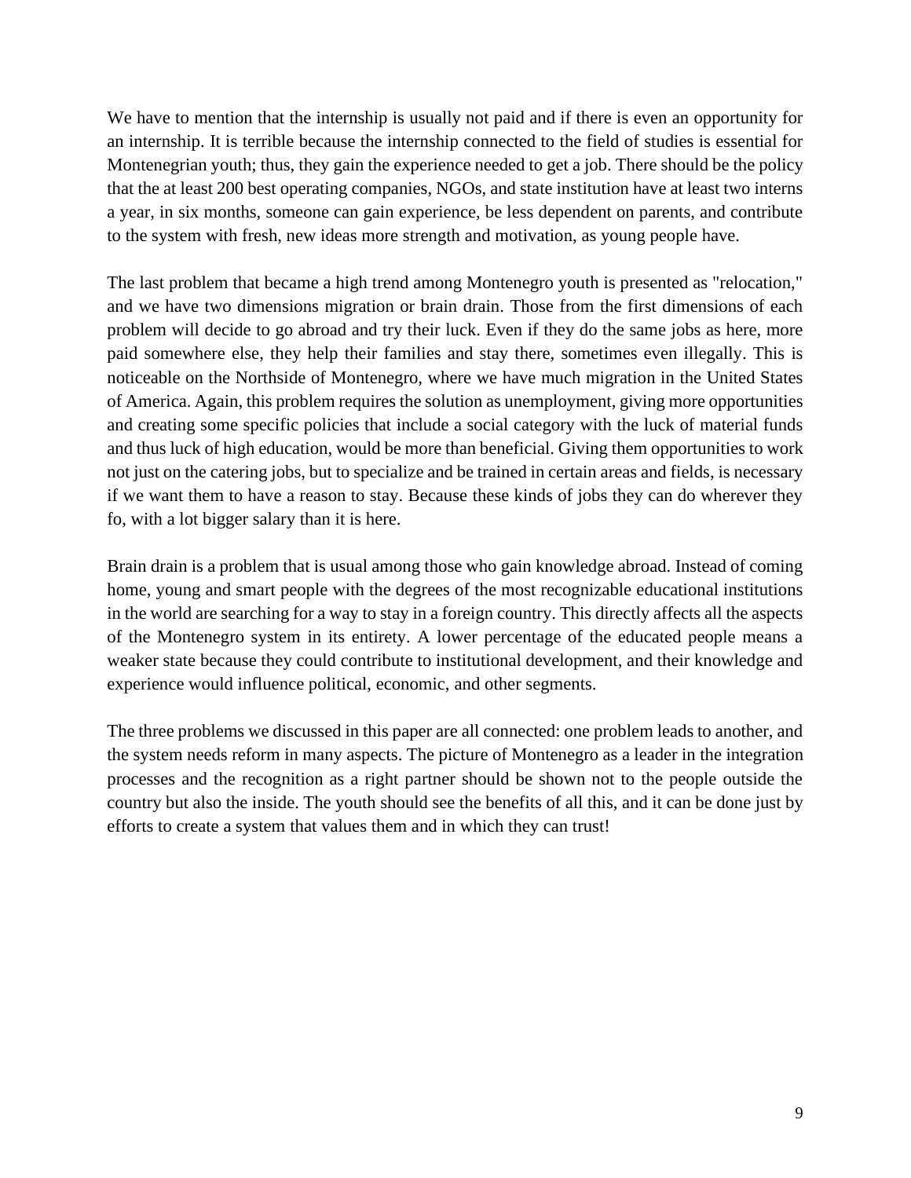We have to mention that the internship is usually not paid and if there is even an opportunity for an internship. It is terrible because the internship connected to the field of studies is essential for Montenegrian youth; thus, they gain the experience needed to get a job. There should be the policy that the at least 200 best operating companies, NGOs, and state institution have at least two interns a year, in six months, someone can gain experience, be less dependent on parents, and contribute to the system with fresh, new ideas more strength and motivation, as young people have.

The last problem that became a high trend among Montenegro youth is presented as "relocation," and we have two dimensions migration or brain drain. Those from the first dimensions of each problem will decide to go abroad and try their luck. Even if they do the same jobs as here, more paid somewhere else, they help their families and stay there, sometimes even illegally. This is noticeable on the Northside of Montenegro, where we have much migration in the United States of America. Again, this problem requires the solution as unemployment, giving more opportunities and creating some specific policies that include a social category with the luck of material funds and thus luck of high education, would be more than beneficial. Giving them opportunities to work not just on the catering jobs, but to specialize and be trained in certain areas and fields, is necessary if we want them to have a reason to stay. Because these kinds of jobs they can do wherever they fo, with a lot bigger salary than it is here.

Brain drain is a problem that is usual among those who gain knowledge abroad. Instead of coming home, young and smart people with the degrees of the most recognizable educational institutions in the world are searching for a way to stay in a foreign country. This directly affects all the aspects of the Montenegro system in its entirety. A lower percentage of the educated people means a weaker state because they could contribute to institutional development, and their knowledge and experience would influence political, economic, and other segments.

The three problems we discussed in this paper are all connected: one problem leads to another, and the system needs reform in many aspects. The picture of Montenegro as a leader in the integration processes and the recognition as a right partner should be shown not to the people outside the country but also the inside. The youth should see the benefits of all this, and it can be done just by efforts to create a system that values them and in which they can trust!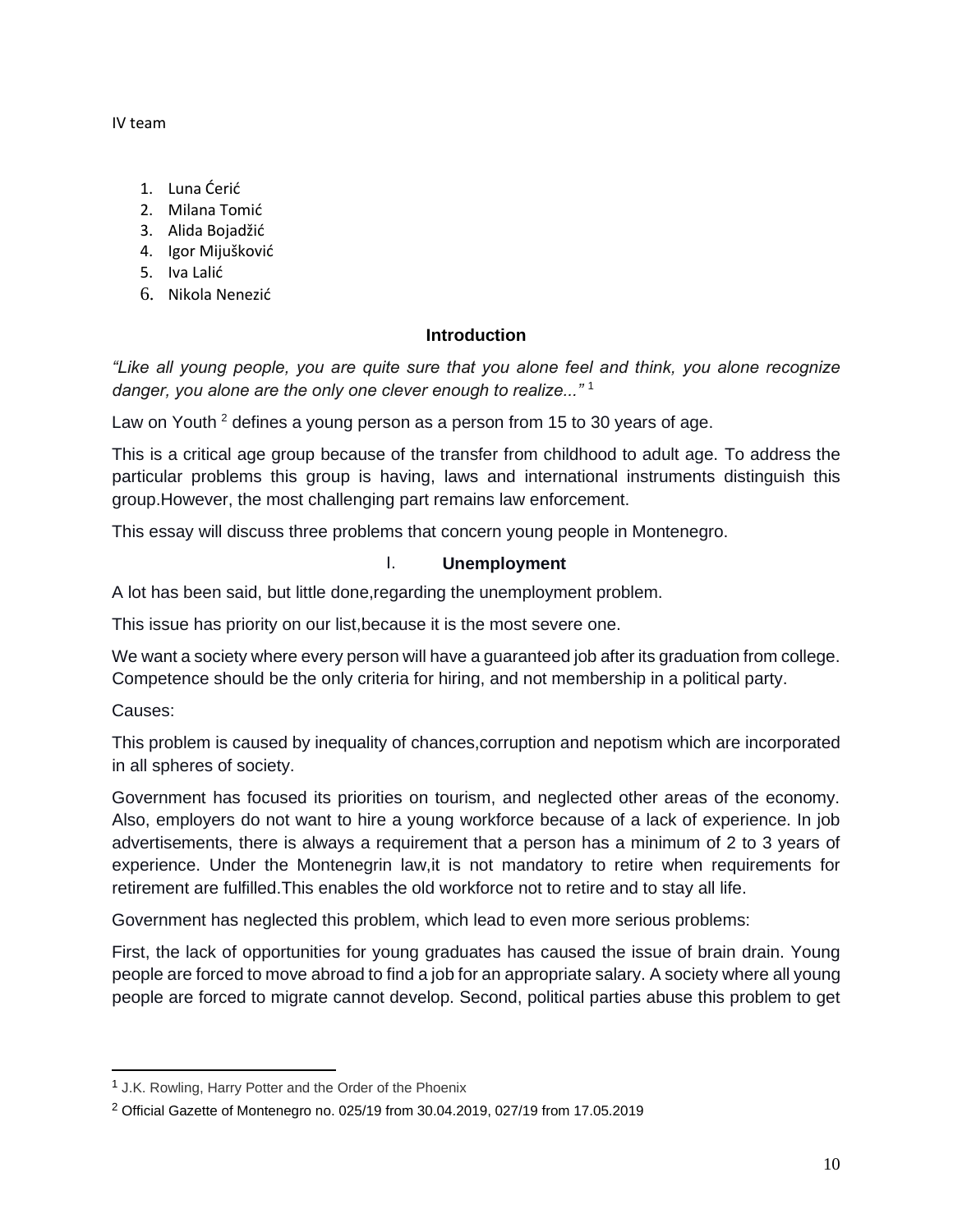IV team

1. Luna Ćerić
2. Milana Tomić
3. Alida Bojadžić
4. Igor Mijušković
5. Iva Lalić
6. Nikola Nenezić

## Introduction

*"Like all young people, you are quite sure that you alone feel and think, you alone recognize danger, you alone are the only one clever enough to realize..."* [1]

Law on Youth [2] defines a young person as a person from 15 to 30 years of age.

This is a critical age group because of the transfer from childhood to adult age. To address the particular problems this group is having, laws and international instruments distinguish this group.However, the most challenging part remains law enforcement.

This essay will discuss three problems that concern young people in Montenegro.

### I. Unemployment

A lot has been said, but little done,regarding the unemployment problem.

This issue has priority on our list,because it is the most severe one.

We want a society where every person will have a guaranteed job after its graduation from college. Competence should be the only criteria for hiring, and not membership in a political party.

Causes:

This problem is caused by inequality of chances,corruption and nepotism which are incorporated in all spheres of society.

Government has focused its priorities on tourism, and neglected other areas of the economy. Also, employers do not want to hire a young workforce because of a lack of experience. In job advertisements, there is always a requirement that a person has a minimum of 2 to 3 years of experience. Under the Montenegrin law,it is not mandatory to retire when requirements for retirement are fulfilled.This enables the old workforce not to retire and to stay all life.

Government has neglected this problem, which lead to even more serious problems:

First, the lack of opportunities for young graduates has caused the issue of brain drain. Young people are forced to move abroad to find a job for an appropriate salary. A society where all young people are forced to migrate cannot develop. Second, political parties abuse this problem to get

---

[1] J.K. Rowling, Harry Potter and the Order of the Phoenix

[2] Official Gazette of Montenegro no. 025/19 from 30.04.2019, 027/19 from 17.05.2019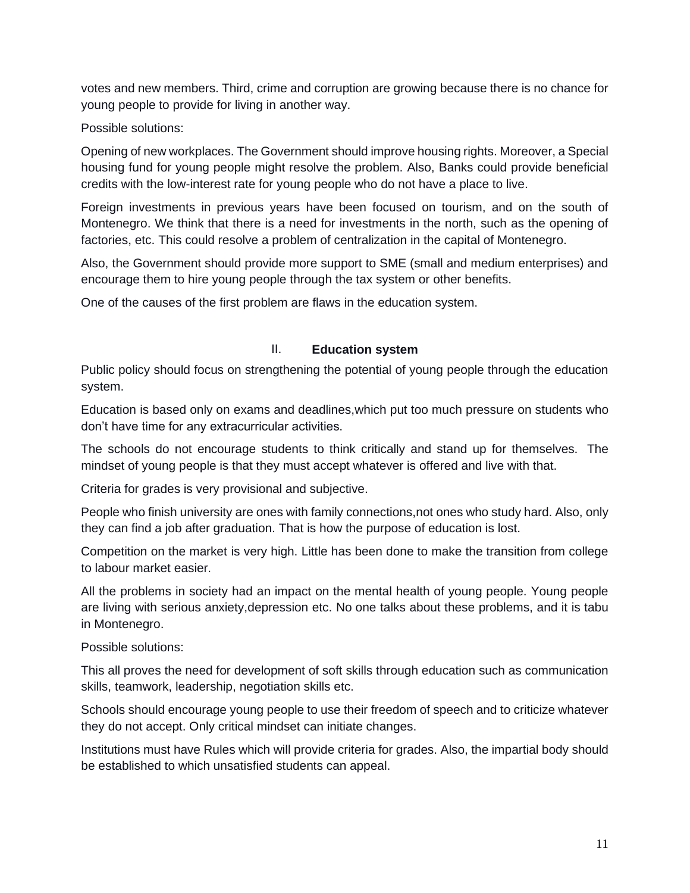votes and new members. Third, crime and corruption are growing because there is no chance for young people to provide for living in another way.

Possible solutions:

Opening of new workplaces. The Government should improve housing rights. Moreover, a Special housing fund for young people might resolve the problem. Also, Banks could provide beneficial credits with the low-interest rate for young people who do not have a place to live.

Foreign investments in previous years have been focused on tourism, and on the south of Montenegro. We think that there is a need for investments in the north, such as the opening of factories, etc. This could resolve a problem of centralization in the capital of Montenegro.

Also, the Government should provide more support to SME (small and medium enterprises) and encourage them to hire young people through the tax system or other benefits.

One of the causes of the first problem are flaws in the education system.

## II. **Education system**

Public policy should focus on strengthening the potential of young people through the education system.

Education is based only on exams and deadlines,which put too much pressure on students who don't have time for any extracurricular activities.

The schools do not encourage students to think critically and stand up for themselves. The mindset of young people is that they must accept whatever is offered and live with that.

Criteria for grades is very provisional and subjective.

People who finish university are ones with family connections,not ones who study hard. Also, only they can find a job after graduation. That is how the purpose of education is lost.

Competition on the market is very high. Little has been done to make the transition from college to labour market easier.

All the problems in society had an impact on the mental health of young people. Young people are living with serious anxiety,depression etc. No one talks about these problems, and it is tabu in Montenegro.

Possible solutions:

This all proves the need for development of soft skills through education such as communication skills, teamwork, leadership, negotiation skills etc.

Schools should encourage young people to use their freedom of speech and to criticize whatever they do not accept. Only critical mindset can initiate changes.

Institutions must have Rules which will provide criteria for grades. Also, the impartial body should be established to which unsatisfied students can appeal.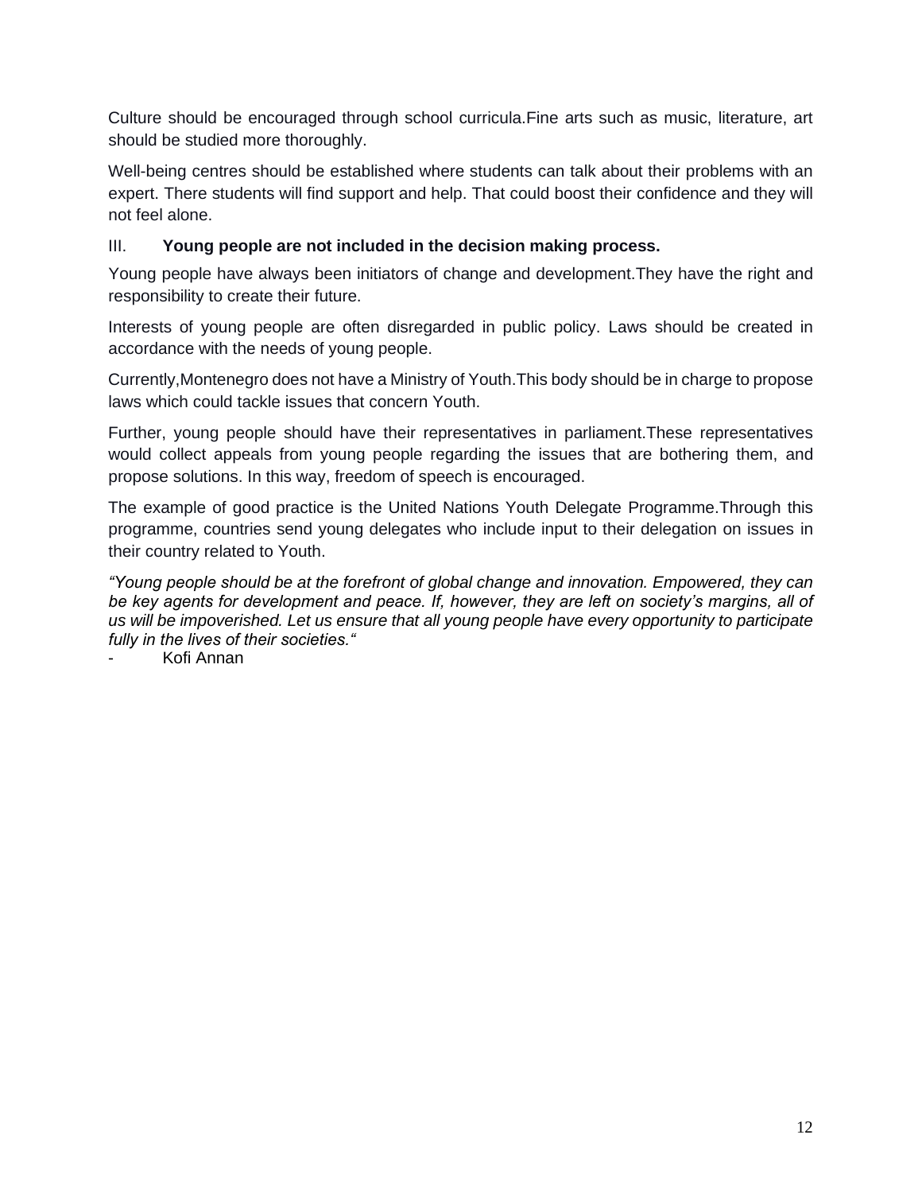Culture should be encouraged through school curricula.Fine arts such as music, literature, art should be studied more thoroughly.

Well-being centres should be established where students can talk about their problems with an expert. There students will find support and help. That could boost their confidence and they will not feel alone.

### III. Young people are not included in the decision making process.

Young people have always been initiators of change and development.They have the right and responsibility to create their future.

Interests of young people are often disregarded in public policy. Laws should be created in accordance with the needs of young people.

Currently,Montenegro does not have a Ministry of Youth.This body should be in charge to propose laws which could tackle issues that concern Youth.

Further, young people should have their representatives in parliament.These representatives would collect appeals from young people regarding the issues that are bothering them, and propose solutions. In this way, freedom of speech is encouraged.

The example of good practice is the United Nations Youth Delegate Programme.Through this programme, countries send young delegates who include input to their delegation on issues in their country related to Youth.

*“Young people should be at the forefront of global change and innovation. Empowered, they can be key agents for development and peace. If, however, they are left on society’s margins, all of us will be impoverished. Let us ensure that all young people have every opportunity to participate fully in the lives of their societies.“*

- Kofi Annan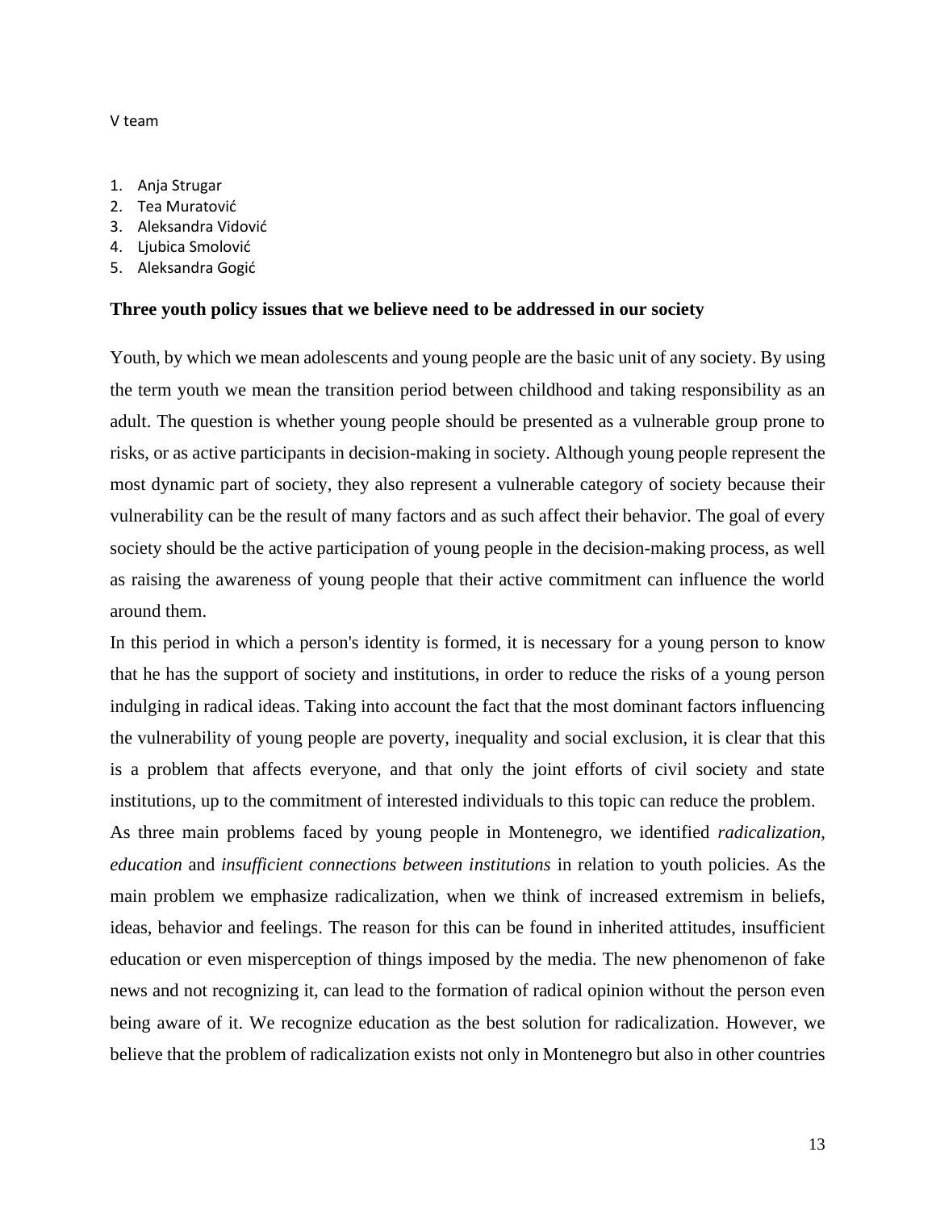V team

1. Anja Strugar
2. Tea Muratović
3. Aleksandra Vidović
4. Ljubica Smolović
5. Aleksandra Gogić

**Three youth policy issues that we believe need to be addressed in our society**

Youth, by which we mean adolescents and young people are the basic unit of any society. By using the term youth we mean the transition period between childhood and taking responsibility as an adult. The question is whether young people should be presented as a vulnerable group prone to risks, or as active participants in decision-making in society. Although young people represent the most dynamic part of society, they also represent a vulnerable category of society because their vulnerability can be the result of many factors and as such affect their behavior. The goal of every society should be the active participation of young people in the decision-making process, as well as raising the awareness of young people that their active commitment can influence the world around them.

In this period in which a person's identity is formed, it is necessary for a young person to know that he has the support of society and institutions, in order to reduce the risks of a young person indulging in radical ideas. Taking into account the fact that the most dominant factors influencing the vulnerability of young people are poverty, inequality and social exclusion, it is clear that this is a problem that affects everyone, and that only the joint efforts of civil society and state institutions, up to the commitment of interested individuals to this topic can reduce the problem.

As three main problems faced by young people in Montenegro, we identified *radicalization*, *education* and *insufficient connections between institutions* in relation to youth policies. As the main problem we emphasize radicalization, when we think of increased extremism in beliefs, ideas, behavior and feelings. The reason for this can be found in inherited attitudes, insufficient education or even misperception of things imposed by the media. The new phenomenon of fake news and not recognizing it, can lead to the formation of radical opinion without the person even being aware of it. We recognize education as the best solution for radicalization. However, we believe that the problem of radicalization exists not only in Montenegro but also in other countries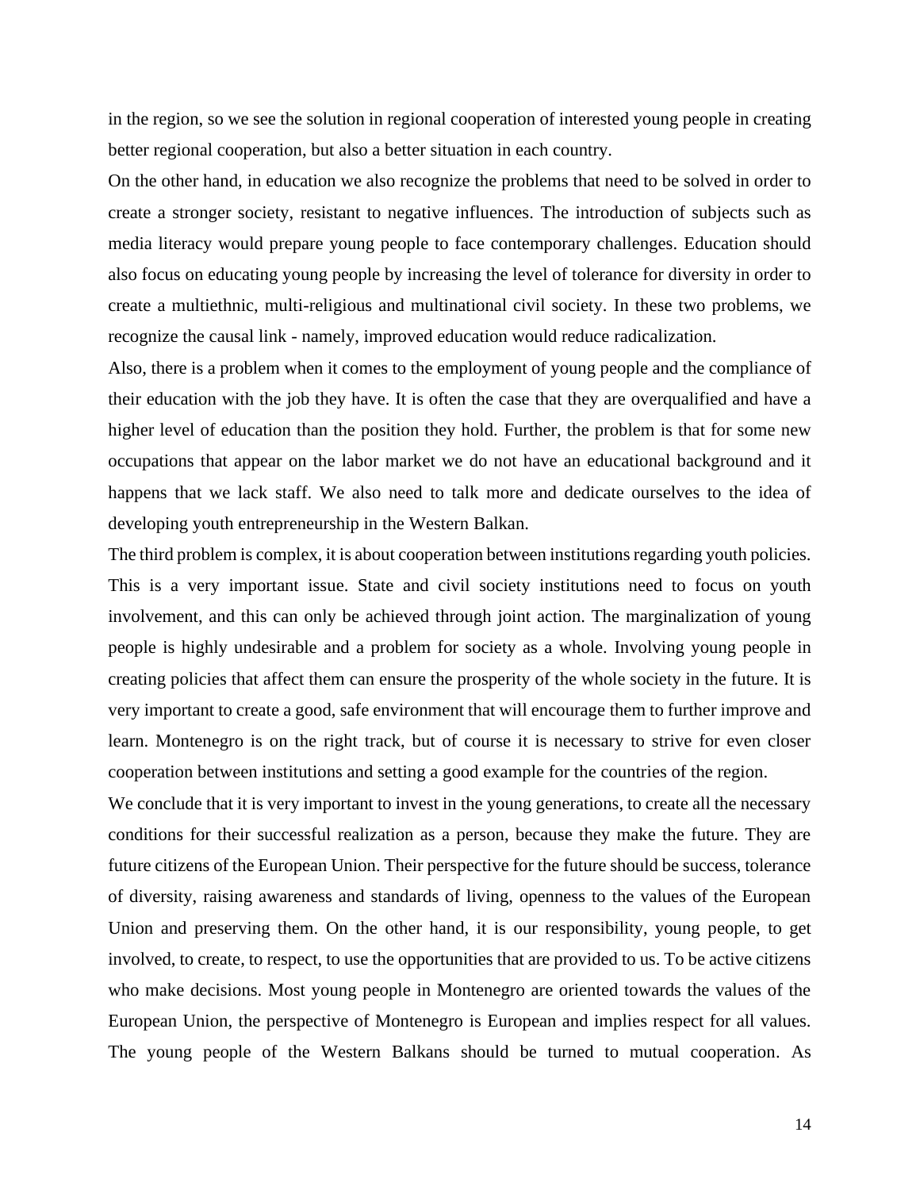in the region, so we see the solution in regional cooperation of interested young people in creating better regional cooperation, but also a better situation in each country.

On the other hand, in education we also recognize the problems that need to be solved in order to create a stronger society, resistant to negative influences. The introduction of subjects such as media literacy would prepare young people to face contemporary challenges. Education should also focus on educating young people by increasing the level of tolerance for diversity in order to create a multiethnic, multi-religious and multinational civil society. In these two problems, we recognize the causal link - namely, improved education would reduce radicalization.

Also, there is a problem when it comes to the employment of young people and the compliance of their education with the job they have. It is often the case that they are overqualified and have a higher level of education than the position they hold. Further, the problem is that for some new occupations that appear on the labor market we do not have an educational background and it happens that we lack staff. We also need to talk more and dedicate ourselves to the idea of developing youth entrepreneurship in the Western Balkan.

The third problem is complex, it is about cooperation between institutions regarding youth policies. This is a very important issue. State and civil society institutions need to focus on youth involvement, and this can only be achieved through joint action. The marginalization of young people is highly undesirable and a problem for society as a whole. Involving young people in creating policies that affect them can ensure the prosperity of the whole society in the future. It is very important to create a good, safe environment that will encourage them to further improve and learn. Montenegro is on the right track, but of course it is necessary to strive for even closer cooperation between institutions and setting a good example for the countries of the region.

We conclude that it is very important to invest in the young generations, to create all the necessary conditions for their successful realization as a person, because they make the future. They are future citizens of the European Union. Their perspective for the future should be success, tolerance of diversity, raising awareness and standards of living, openness to the values of the European Union and preserving them. On the other hand, it is our responsibility, young people, to get involved, to create, to respect, to use the opportunities that are provided to us. To be active citizens who make decisions. Most young people in Montenegro are oriented towards the values of the European Union, the perspective of Montenegro is European and implies respect for all values. The young people of the Western Balkans should be turned to mutual cooperation. As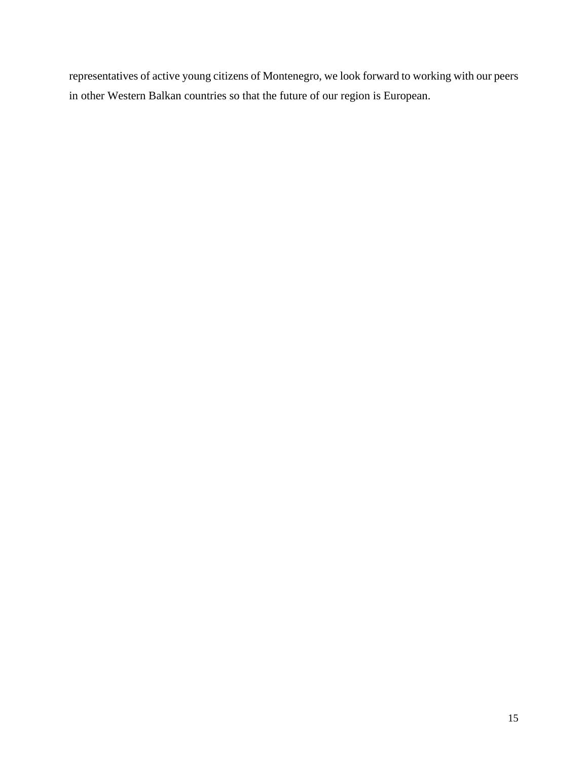representatives of active young citizens of Montenegro, we look forward to working with our peers in other Western Balkan countries so that the future of our region is European.